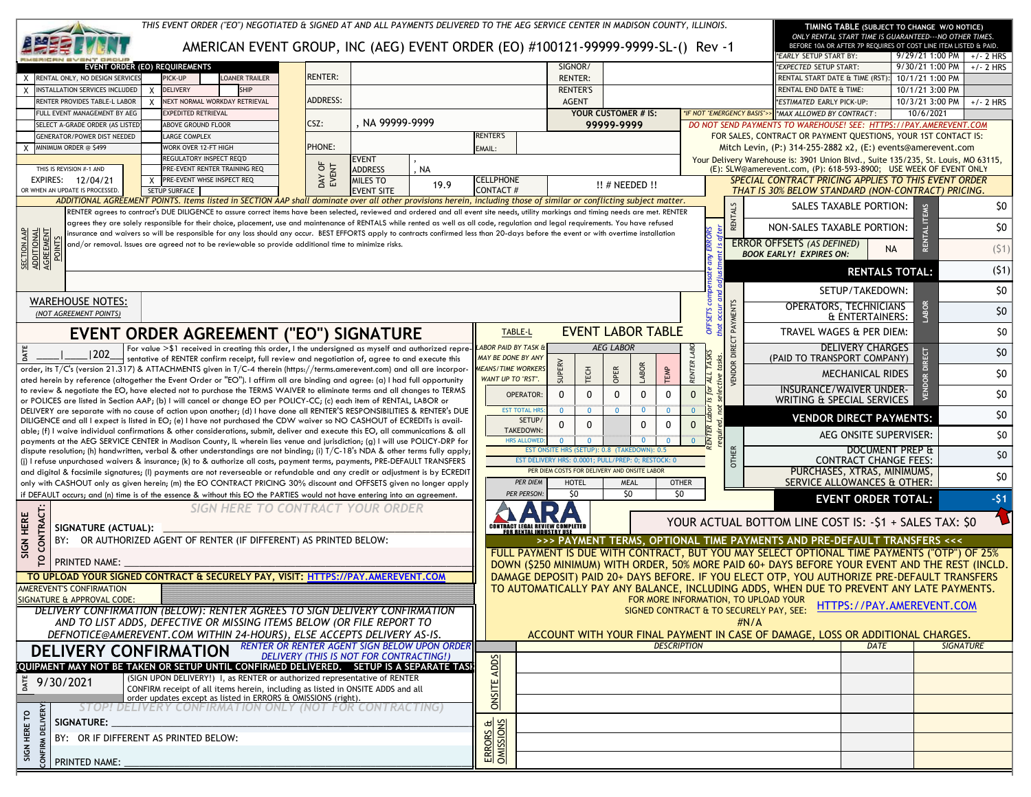THIS EVENT ORDER ("EO") NEGOTIATED & SIGNED AT AND ALL PAYMENTS DELIVERED TO THE AEG SERVICE CENTER IN MADISON COUNTY, ILLINOIS.

# AMERICAN EVENT GROUP, INC (AEG) EVENT ORDER (EO) #100121-99999-9999-SL-() Rev -1

**TIMING TABLE (SUBJECT TO CHANGE W/O NOTICE)**
ONLY RENTAL START TIME IS GUARANTEED---NO OTHER TIMES. BEFORE 10A OR AFTER 7P REQUIRES OT COST LINE ITEM LISTED & PAID.

| | | |
|---|---|---|
| *EARLY SETUP START BY: | 9/29/21 1:00 PM | +/- 2 HRS |
| *EXPECTED SETUP START: | 9/30/21 1:00 PM | +/- 2 HRS |
| RENTAL START DATE & TIME (RST): | 10/1/21 1:00 PM | |
| RENTAL END DATE & TIME: | 10/1/21 3:00 PM | |
| *ESTIMATED EARLY PICK-UP: | 10/3/21 3:00 PM | +/- 2 HRS |
| *IF NOT "EMERGENCY BASIS">> *MAX ALLOWED BY CONTRACT: | 10/6/2021 | |

**EVENT ORDER (EO) REQUIREMENTS**

| | | | | | |
|---|---|---|---|---|---|
| X | RENTAL ONLY, NO DESIGN SERVICES | | PICK-UP | | LOANER TRAILER |
| X | INSTALLATION SERVICES INCLUDED | X | DELIVERY | | SHIP |
| | RENTER PROVIDES TABLE-L LABOR | X | NEXT NORMAL WORKDAY RETRIEVAL | | |
| | FULL EVENT MANAGEMENT BY AEG | | EXPEDITED RETRIEVAL | | |
| | SELECT A-GRADE ORDER (AS LISTED) | | ABOVE GROUND FLOOR | | |
| | GENERATOR/POWER DIST NEEDED | | LARGE COMPLEX | | |
| X | MINIMUM ORDER @ $499 | | WORK OVER 12-FT HIGH | | |
| | | | REGULATORY INSPECT REQ'D | | |
| | THIS IS REVISION #-1 AND | | PRE-EVENT RENTER TRAINING REQ | | |
| | EXPIRES: 12/04/21 | X | PRE-EVENT WHSE INSPECT REQ | | |
| | OR WHEN AN UPDATE IS PROCESSED. | | SETUP SURFACE | | |

| | | | |
|---|---|---|---|
| RENTER: | | SIGNOR/ RENTER: | |
| ADDRESS: | | RENTER'S AGENT | |
| CSZ: | , NA 99999-9999 | YOUR CUSTOMER # IS: | 99999-9999 |
| PHONE: | | RENTER'S EMAIL: | |
| DAY OF EVENT | EVENT ADDRESS: , , NA | | |
| | MILES TO EVENT SITE: 19.9 | CELLPHONE CONTACT # | !! # NEEDED !! |

DO NOT SEND PAYMENTS TO WAREHOUSE! SEE: HTTPS://PAY.AMEREVENT.COM

FOR SALES, CONTRACT OR PAYMENT QUESTIONS, YOUR 1ST CONTACT IS: Mitch Levin, (P:) 314-255-2882 x2, (E:) events@amerevent.com

Your Delivery Warehouse is: 3901 Union Blvd., Suite 135/235, St. Louis, MO 63115, (E): SLW@amerevent.com, (P): 618-593-8900; USE WEEK OF EVENT ONLY

*SPECIAL CONTRACT PRICING APPLIES TO THIS EVENT ORDER THAT IS 30% BELOW STANDARD (NON-CONTRACT) PRICING.*

*ADDITIONAL AGREEMENT POINTS. Items listed in SECTION AAP shall dominate over all other provisions herein, including those of similar or conflicting subject matter.*

**SECTION AAP ADDITIONAL AGREEMENT POINTS**

RENTER agrees to contract's DUE DILIGENCE to assure correct items have been selected, reviewed and ordered and all event site needs, utility markings and timing needs are met. RENTER agrees they are solely responsible for their choice, placement, use and maintenance of RENTALS while rented as well as all code, regulation and legal requirements. You have refused insurance and waivers so will be responsible for any loss should any occur. BEST EFFORTS apply to contracts confirmed less than 20-days before the event or with overtime installation and/or removal. Issues are agreed not to be reviewable so provide additional time to minimize risks.

**WAREHOUSE NOTES:** *(NOT AGREEMENT POINTS)*

| Category | Item | | Amount |
|---|---|---|---|
| RENTALS | SALES TAXABLE PORTION: | | $0 |
| | NON-SALES TAXABLE PORTION: | | $0 |
| | ERROR OFFSETS (AS DEFINED) BOOK EARLY! EXPIRES ON: | NA | ($1) |
| | **RENTALS TOTAL:** | | ($1) |
| LABOR | SETUP/TAKEDOWN: | | $0 |
| | OPERATORS, TECHNICIANS & ENTERTAINERS: | | $0 |
| VENDOR DIRECT PAYMENTS | TRAVEL WAGES & PER DIEM: | | $0 |
| | DELIVERY CHARGES (PAID TO TRANSPORT COMPANY) | | $0 |
| | MECHANICAL RIDES | | $0 |
| | INSURANCE/WAIVER UNDER-WRITING & SPECIAL SERVICES | | $0 |
| | **VENDOR DIRECT PAYMENTS:** | | $0 |
| OTHER | AEG ONSITE SUPERVISER: | | $0 |
| | DOCUMENT PREP & CONTRACT CHANGE FEES: | | $0 |
| | PURCHASES, XTRAS, MINIMUMS, SERVICE ALLOWANCES & OTHER: | | $0 |
| | **EVENT ORDER TOTAL:** | | **-$1** |

*OFFSETS compensate any ERRORS that occur and adjustment is after RENTER Labor is for ALL TASKS required, not selective tasks.*

## EVENT ORDER AGREEMENT ("EO") SIGNATURE

DATE ____|____|202_

For value >$1 received in creating this order, I the undersigned as myself and authorized representative of RENTER confirm receipt, full review and negotiation of, agree to and execute this order, its T/C's (version 21.317) & ATTACHMENTS given in T/C-4 therein (https://terms.amerevent.com) and all are incorporated herein by reference (altogether the Event Order or "EO"). I affirm all are binding and agree: (a) I had full opportunity to review & negotiate the EO, have elected not to purchase the TERMS WAIVER to eliminate terms and all changes to TERMS or POLICES are listed in Section AAP; (b) I will cancel or change EO per POLICY-CC; (c) each item of RENTAL, LABOR or DELIVERY are separate with no cause of action upon another; (d) I have done all RENTER'S RESPONSIBILITIES & RENTER's DUE DILIGENCE and all I expect is listed in EO; (e) I have not purchased the CDW waiver so NO CASHOUT of ECREDITs is available; (f) I waive individual confirmations & other considerations, submit, deliver and execute this EO, all communications & all payments at the AEG SERVICE CENTER in Madison County, IL wherein lies venue and jurisdiction; (g) I will use POLICY-DRP for dispute resolution; (h) handwritten, verbal & other understandings are not binding; (i) T/C-18's NDA & other terms fully apply; (j) I refuse unpurchased waivers & insurance; (k) to & authorize all costs, payment terms, payments, PRE-DEFAULT TRANSFERS and digital & facsimile signatures; (l) payments are not reverseable or refundable and any credit or adjustment is by ECREDIT only with CASHOUT only as given herein; (m) the EO CONTRACT PRICING 30% discount and OFFSETS given no longer apply if DEFAULT occurs; and (n) time is of the essence & without this EO the PARTIES would not have entering into an agreement.

**TABLE-L — EVENT LABOR TABLE**

*LABOR PAID BY TASK & MAY BE DONE BY ANY MEANS/TIME WORKERS WANT UP TO "RST".*

| | SUPERV | TECH | OPER | LABOR | TEMP | RENTER LABOR |
|---|---|---|---|---|---|---|
| OPERATOR: | 0 | 0 | 0 | 0 | 0 | 0 |
| EST TOTAL HRS: | 0 | 0 | 0 | 0 | 0 | 0 |
| SETUP/ TAKEDOWN: | 0 | 0 | | 0 | 0 | 0 |
| HRS ALLOWED: | 0 | 0 | | 0 | 0 | 0 |

EST ONSITE HRS (SETUP): 0.8 (TAKEDOWN): 0.5

EST DELIVERY HRS: 0.0001; PULL/PREP: 0; RESTOCK: 0

PER DIEM COSTS FOR DELIVERY AND ONSITE LABOR

| PER DIEM | HOTEL | MEAL | OTHER |
|---|---|---|---|
| PER PERSON: | $0 | $0 | $0 |

**SIGN HERE TO CONTRACT:**

*SIGN HERE TO CONTRACT YOUR ORDER*

**SIGNATURE (ACTUAL):** ________________________________

BY: OR AUTHORIZED AGENT OF RENTER (IF DIFFERENT) AS PRINTED BELOW:

PRINTED NAME: ________________________________

**TO UPLOAD YOUR SIGNED CONTRACT & SECURELY PAY, VISIT: HTTPS://PAY.AMEREVENT.COM**

AMEREVENT'S CONFIRMATION SIGNATURE & APPROVAL CODE:

ARA — CONTRACT LEGAL REVIEW COMPLETED FOR RENTAL INDUSTRY USE

YOUR ACTUAL BOTTOM LINE COST IS: -$1 + SALES TAX: $0

**>>> PAYMENT TERMS, OPTIONAL TIME PAYMENTS AND PRE-DEFAULT TRANSFERS <<<**

FULL PAYMENT IS DUE WITH CONTRACT, BUT YOU MAY SELECT OPTIONAL TIME PAYMENTS ("OTP") OF 25% DOWN ($250 MINIMUM) WITH ORDER, 50% MORE PAID 60+ DAYS BEFORE YOUR EVENT AND THE REST (INCLD. DAMAGE DEPOSIT) PAID 20+ DAYS BEFORE. IF YOU ELECT OTP, YOU AUTHORIZE PRE-DEFAULT TRANSFERS TO AUTOMATICALLY PAY ANY BALANCE, INCLUDING ADDS, WHEN DUE TO PREVENT ANY LATE PAYMENTS.

FOR MORE INFORMATION, TO UPLOAD YOUR SIGNED CONTRACT & TO SECURELY PAY, SEE: HTTPS://PAY.AMEREVENT.COM

#N/A

ACCOUNT WITH YOUR FINAL PAYMENT IN CASE OF DAMAGE, LOSS OR ADDITIONAL CHARGES.

*DELIVERY CONFIRMATION (BELOW): RENTER AGREES TO SIGN DELIVERY CONFIRMATION AND TO LIST ADDS, DEFECTIVE OR MISSING ITEMS BELOW (OR FILE REPORT TO DEFNOTICE@AMEREVENT.COM WITHIN 24-HOURS), ELSE ACCEPTS DELIVERY AS-IS.*

## DELIVERY CONFIRMATION

*RENTER OR RENTER AGENT SIGN BELOW UPON ORDER DELIVERY (THIS IS NOT FOR CONTRACTING!)*

**EQUIPMENT MAY NOT BE TAKEN OR SETUP UNTIL CONFIRMED DELIVERED. SETUP IS A SEPARATE TASK**

DATE 9/30/2021

(SIGN UPON DELIVERY!) I, as RENTER or authorized representative of RENTER CONFIRM receipt of all items herein, including as listed in ONSITE ADDS and all order updates except as listed in ERRORS & OMISSIONS (right).

*STOP! DELIVERY CONFIRMATION ONLY (NOT FOR CONTRACTING)*

**SIGN HERE TO CONFIRM DELIVERY**

**SIGNATURE:** ________________________________

BY: OR IF DIFFERENT AS PRINTED BELOW:

PRINTED NAME: ________________________________

| | DESCRIPTION | DATE | SIGNATURE |
|---|---|---|---|
| ONSITE ADDS | | | |
| | | | |
| | | | |
| | | | |
| ERRORS & OMISSIONS | | | |
| | | | |
| | | | |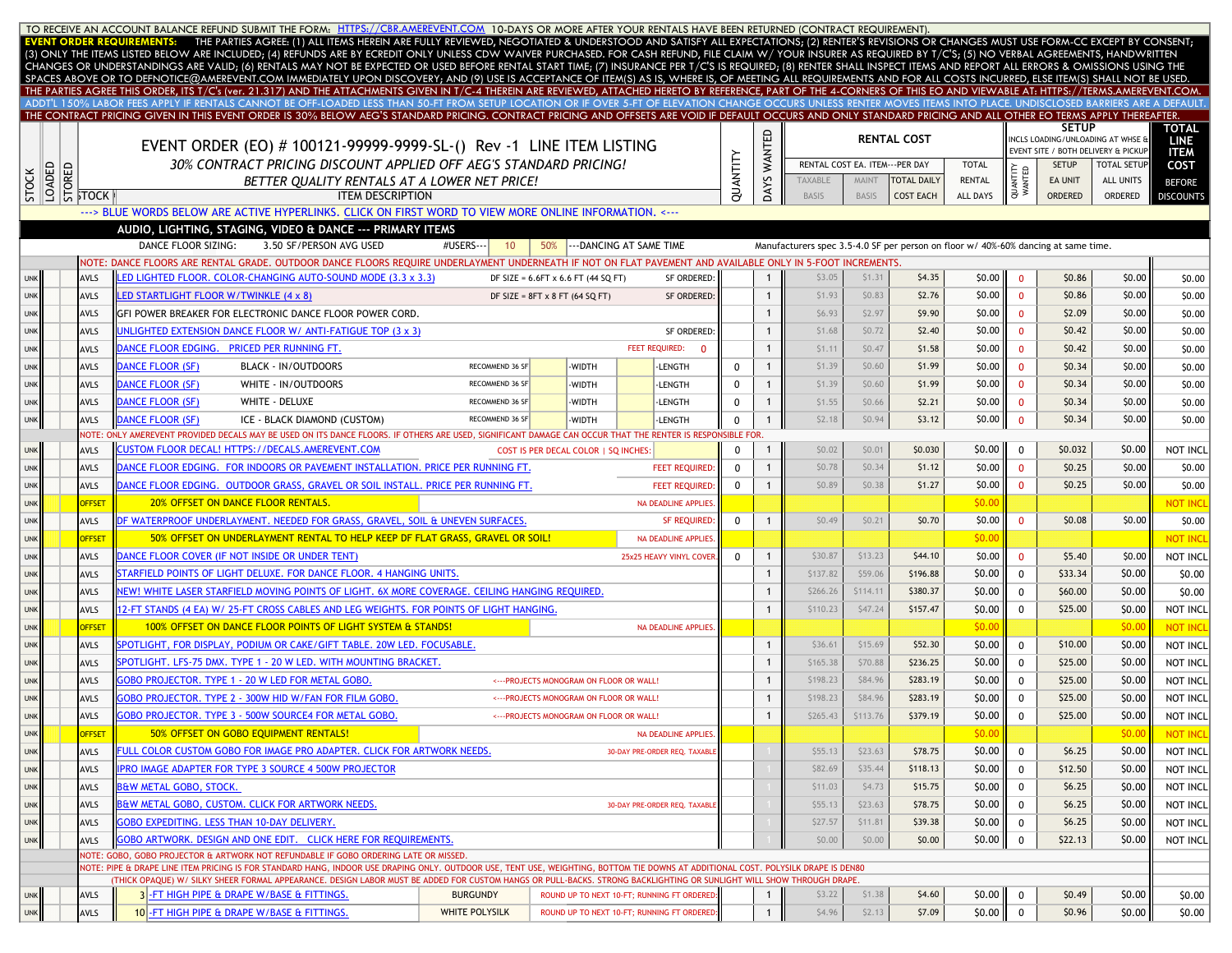TO RECEIVE AN ACCOUNT BALANCE REFUND SUBMIT THE FORM: HTTPS://CBR.AMEREVENT.COM 10-DAYS OR MORE AFTER YOUR RENTALS HAVE BEEN RETURNED (CONTRACT REQUIREMENT).

**EVENT ORDER REQUIREMENTS:** THE PARTIES AGREE: (1) ALL ITEMS HEREIN ARE FULLY REVIEWED, NEGOTIATED & UNDERSTOOD AND SATISFY ALL EXPECTATIONS; (2) RENTER'S REVISIONS OR CHANGES MUST USE FORM-CC EXCEPT BY CONSENT; (3) ONLY THE ITEMS LISTED BELOW ARE INCLUDED; (4) REFUNDS ARE BY ECREDIT ONLY UNLESS CDW WAIVER PURCHASED. FOR CASH REFUND, FILE CLAIM W/ YOUR INSURER AS REQUIRED BY T/C'S; (5) NO VERBAL AGREEMENTS, HANDWRITTEN CHANGES OR UNDERSTANDINGS ARE VALID; (6) RENTALS MAY NOT BE EXPECTED OR USED BEFORE RENTAL START TIME; (7) INSURANCE PER T/C'S IS REQUIRED; (8) RENTER SHALL INSPECT ITEMS AND REPORT ALL ERRORS & OMISSIONS USING THE SPACES ABOVE OR TO DEFNOTICE@AMEREVENT.COM IMMEDIATELY UPON DISCOVERY; AND (9) USE IS ACCEPTANCE OF ITEM(S) AS IS, WHERE IS, OF MEETING ALL REQUIREMENTS AND FOR ALL COSTS INCURRED, ELSE ITEM(S) SHALL NOT BE USED.

THE PARTIES AGREE THIS ORDER, ITS T/C's (ver. 21.317) AND THE ATTACHMENTS GIVEN IN T/C-4 THEREIN ARE REVIEWED, ATTACHED HERETO BY REFERENCE, PART OF THE 4-CORNERS OF THIS EO AND VIEWABLE AT: HTTPS://TERMS.AMEREVENT.COM.

ADDT'L 150% LABOR FEES APPLY IF RENTALS CANNOT BE OFF-LOADED LESS THAN 50-FT FROM SETUP LOCATION OR IF OVER 5-FT OF ELEVATION CHANGE OCCURS UNLESS RENTER MOVES ITEMS INTO PLACE. UNDISCLOSED BARRIERS ARE A DEFAULT.

THE CONTRACT PRICING GIVEN IN THIS EVENT ORDER IS 30% BELOW AEG'S STANDARD PRICING. CONTRACT PRICING AND OFFSETS ARE VOID IF DEFAULT OCCURS AND ONLY STANDARD PRICING AND ALL OTHER EO TERMS APPLY THEREAFTER.

# EVENT ORDER (EO) # 100121-99999-9999-SL-() Rev -1 LINE ITEM LISTING

*30% CONTRACT PRICING DISCOUNT APPLIED OFF AEG'S STANDARD PRICING!*

*BETTER QUALITY RENTALS AT A LOWER NET PRICE!*

---> BLUE WORDS BELOW ARE ACTIVE HYPERLINKS. CLICK ON FIRST WORD TO VIEW MORE ONLINE INFORMATION. <---

| STOCK | LOADED | STORED | STOCK | ITEM DESCRIPTION | | | QUANTITY | DAYS WANTED | RENTAL COST EA. ITEM---PER DAY: TAXABLE BASIS | MAINT BASIS | TOTAL DAILY COST EACH | TOTAL RENTAL ALL DAYS | SETUP (INCLS LOADING/UNLOADING AT WHSE & EVENT SITE / BOTH DELIVERY & PICKUP): QUANTITY WANTED | SETUP EA UNIT ORDERED | TOTAL SETUP ALL UNITS ORDERED | TOTAL LINE ITEM COST BEFORE DISCOUNTS |
|---|---|---|---|---|---|---|---|---|---|---|---|---|---|---|---|---|
| | | | | **AUDIO, LIGHTING, STAGING, VIDEO & DANCE --- PRIMARY ITEMS** | | | | | | | | | | | | |
| | | | | DANCE FLOOR SIZING: 3.50 SF/PERSON AVG USED | #USERS--- 10 | 50% ---DANCING AT SAME TIME | | | Manufacturers spec 3.5-4.0 SF per person on floor w/ 40%-60% dancing at same time. | | | | | | | |
| | | | | NOTE: DANCE FLOORS ARE RENTAL GRADE. OUTDOOR DANCE FLOORS REQUIRE UNDERLAYMENT UNDERNEATH IF NOT ON FLAT PAVEMENT AND AVAILABLE ONLY IN 5-FOOT INCREMENTS. | | | | | | | | | | | | |
| UNK | | | AVLS | LED LIGHTED FLOOR. COLOR-CHANGING AUTO-SOUND MODE (3.3 x 3.3) | DF SIZE = 6.6FT x 6.6 FT (44 SQ FT) | SF ORDERED: | | 1 | $3.05 | $1.31 | $4.35 | $0.00 | 0 | $0.86 | $0.00 | $0.00 |
| UNK | | | AVLS | LED STARTLIGHT FLOOR W/TWINKLE (4 x 8) | DF SIZE = 8FT x 8 FT (64 SQ FT) | SF ORDERED: | | 1 | $1.93 | $0.83 | $2.76 | $0.00 | 0 | $0.86 | $0.00 | $0.00 |
| UNK | | | AVLS | GFI POWER BREAKER FOR ELECTRONIC DANCE FLOOR POWER CORD. | | | | 1 | $6.93 | $2.97 | $9.90 | $0.00 | 0 | $2.09 | $0.00 | $0.00 |
| UNK | | | AVLS | UNLIGHTED EXTENSION DANCE FLOOR W/ ANTI-FATIGUE TOP (3 x 3) | | SF ORDERED: | | 1 | $1.68 | $0.72 | $2.40 | $0.00 | 0 | $0.42 | $0.00 | $0.00 |
| UNK | | | AVLS | DANCE FLOOR EDGING. PRICED PER RUNNING FT. | | FEET REQUIRED: 0 | | 1 | $1.11 | $0.47 | $1.58 | $0.00 | 0 | $0.42 | $0.00 | $0.00 |
| UNK | | | AVLS | DANCE FLOOR (SF) BLACK - IN/OUTDOORS | RECOMMEND 36 SF -WIDTH | -LENGTH | 0 | 1 | $1.39 | $0.60 | $1.99 | $0.00 | 0 | $0.34 | $0.00 | $0.00 |
| UNK | | | AVLS | DANCE FLOOR (SF) WHITE - IN/OUTDOORS | RECOMMEND 36 SF -WIDTH | -LENGTH | 0 | 1 | $1.39 | $0.60 | $1.99 | $0.00 | 0 | $0.34 | $0.00 | $0.00 |
| UNK | | | AVLS | DANCE FLOOR (SF) WHITE - DELUXE | RECOMMEND 36 SF -WIDTH | -LENGTH | 0 | 1 | $1.55 | $0.66 | $2.21 | $0.00 | 0 | $0.34 | $0.00 | $0.00 |
| UNK | | | AVLS | DANCE FLOOR (SF) ICE - BLACK DIAMOND (CUSTOM) | RECOMMEND 36 SF -WIDTH | -LENGTH | 0 | 1 | $2.18 | $0.94 | $3.12 | $0.00 | 0 | $0.34 | $0.00 | $0.00 |
| | | | | NOTE: ONLY AMEREVENT PROVIDED DECALS MAY BE USED ON ITS DANCE FLOORS. IF OTHERS ARE USED, SIGNIFICANT DAMAGE CAN OCCUR THAT THE RENTER IS RESPONSIBLE FOR. | | | | | | | | | | | | |
| UNK | | | AVLS | CUSTOM FLOOR DECAL! HTTPS://DECALS.AMEREVENT.COM | COST IS PER DECAL COLOR \| SQ INCHES: | | 0 | 1 | $0.02 | $0.01 | $0.030 | $0.00 | 0 | $0.032 | $0.00 | NOT INCL |
| UNK | | | AVLS | DANCE FLOOR EDGING. FOR INDOORS OR PAVEMENT INSTALLATION. PRICE PER RUNNING FT. | | FEET REQUIRED: | 0 | 1 | $0.78 | $0.34 | $1.12 | $0.00 | 0 | $0.25 | $0.00 | $0.00 |
| UNK | | | AVLS | DANCE FLOOR EDGING. OUTDOOR GRASS, GRAVEL OR SOIL INSTALL. PRICE PER RUNNING FT. | | FEET REQUIRED: | 0 | 1 | $0.89 | $0.38 | $1.27 | $0.00 | 0 | $0.25 | $0.00 | $0.00 |
| UNK | | | OFFSET | 20% OFFSET ON DANCE FLOOR RENTALS. | | NA DEADLINE APPLIES. | | | | | | $0.00 | | | | NOT INCL |
| UNK | | | AVLS | DF WATERPROOF UNDERLAYMENT. NEEDED FOR GRASS, GRAVEL, SOIL & UNEVEN SURFACES. | | SF REQUIRED: | 0 | 1 | $0.49 | $0.21 | $0.70 | $0.00 | 0 | $0.08 | $0.00 | $0.00 |
| UNK | | | OFFSET | 50% OFFSET ON UNDERLAYMENT RENTAL TO HELP KEEP DF FLAT GRASS, GRAVEL OR SOIL! | | NA DEADLINE APPLIES. | | | | | | $0.00 | | | | NOT INCL |
| UNK | | | AVLS | DANCE FLOOR COVER (IF NOT INSIDE OR UNDER TENT) | | 25x25 HEAVY VINYL COVER | 0 | 1 | $30.87 | $13.23 | $44.10 | $0.00 | 0 | $5.40 | $0.00 | NOT INCL |
| UNK | | | AVLS | STARFIELD POINTS OF LIGHT DELUXE. FOR DANCE FLOOR. 4 HANGING UNITS. | | | | 1 | $137.82 | $59.06 | $196.88 | $0.00 | 0 | $33.34 | $0.00 | $0.00 |
| UNK | | | AVLS | NEW! WHITE LASER STARFIELD MOVING POINTS OF LIGHT. 6X MORE COVERAGE. CEILING HANGING REQUIRED. | | | | 1 | $266.26 | $114.11 | $380.37 | $0.00 | 0 | $60.00 | $0.00 | $0.00 |
| UNK | | | AVLS | 12-FT STANDS (4 EA) W/ 25-FT CROSS CABLES AND LEG WEIGHTS. FOR POINTS OF LIGHT HANGING. | | | | 1 | $110.23 | $47.24 | $157.47 | $0.00 | 0 | $25.00 | $0.00 | NOT INCL |
| UNK | | | OFFSET | 100% OFFSET ON DANCE FLOOR POINTS OF LIGHT SYSTEM & STANDS! | | NA DEADLINE APPLIES. | | | | | | $0.00 | | | $0.00 | NOT INCL |
| UNK | | | AVLS | SPOTLIGHT, FOR DISPLAY, PODIUM OR CAKE/GIFT TABLE. 20W LED. FOCUSABLE. | | | | 1 | $36.61 | $15.69 | $52.30 | $0.00 | 0 | $10.00 | $0.00 | NOT INCL |
| UNK | | | AVLS | SPOTLIGHT. LFS-75 DMX. TYPE 1 - 20 W LED. WITH MOUNTING BRACKET. | | | | 1 | $165.38 | $70.88 | $236.25 | $0.00 | 0 | $25.00 | $0.00 | NOT INCL |
| UNK | | | AVLS | GOBO PROJECTOR. TYPE 1 - 20 W LED FOR METAL GOBO. | <---PROJECTS MONOGRAM ON FLOOR OR WALL! | | | 1 | $198.23 | $84.96 | $283.19 | $0.00 | 0 | $25.00 | $0.00 | NOT INCL |
| UNK | | | AVLS | GOBO PROJECTOR. TYPE 2 - 300W HID W/FAN FOR FILM GOBO. | <---PROJECTS MONOGRAM ON FLOOR OR WALL! | | | 1 | $198.23 | $84.96 | $283.19 | $0.00 | 0 | $25.00 | $0.00 | NOT INCL |
| UNK | | | AVLS | GOBO PROJECTOR. TYPE 3 - 500W SOURCE4 FOR METAL GOBO. | <---PROJECTS MONOGRAM ON FLOOR OR WALL! | | | 1 | $265.43 | $113.76 | $379.19 | $0.00 | 0 | $25.00 | $0.00 | NOT INCL |
| UNK | | | OFFSET | 50% OFFSET ON GOBO EQUIPMENT RENTALS! | | NA DEADLINE APPLIES. | | | | | | $0.00 | | | $0.00 | NOT INCL |
| UNK | | | AVLS | FULL COLOR CUSTOM GOBO FOR IMAGE PRO ADAPTER. CLICK FOR ARTWORK NEEDS. | | 30-DAY PRE-ORDER REQ. TAXABLE | | 1 | $55.13 | $23.63 | $78.75 | $0.00 | 0 | $6.25 | $0.00 | NOT INCL |
| UNK | | | AVLS | IPRO IMAGE ADAPTER FOR TYPE 3 SOURCE 4 500W PROJECTOR | | | | 1 | $82.69 | $35.44 | $118.13 | $0.00 | 0 | $12.50 | $0.00 | NOT INCL |
| UNK | | | AVLS | B&W METAL GOBO, STOCK. | | | | 1 | $11.03 | $4.73 | $15.75 | $0.00 | 0 | $6.25 | $0.00 | NOT INCL |
| UNK | | | AVLS | B&W METAL GOBO, CUSTOM. CLICK FOR ARTWORK NEEDS. | | 30-DAY PRE-ORDER REQ. TAXABLE | | 1 | $55.13 | $23.63 | $78.75 | $0.00 | 0 | $6.25 | $0.00 | NOT INCL |
| UNK | | | AVLS | GOBO EXPEDITING. LESS THAN 10-DAY DELIVERY. | | | | 1 | $27.57 | $11.81 | $39.38 | $0.00 | 0 | $6.25 | $0.00 | NOT INCL |
| UNK | | | AVLS | GOBO ARTWORK. DESIGN AND ONE EDIT. CLICK HERE FOR REQUIREMENTS. | | | | 1 | $0.00 | $0.00 | $0.00 | $0.00 | 0 | $22.13 | $0.00 | NOT INCL |
| | | | | NOTE: GOBO, GOBO PROJECTOR & ARTWORK NOT REFUNDABLE IF GOBO ORDERING LATE OR MISSED. | | | | | | | | | | | | |
| | | | | NOTE: PIPE & DRAPE LINE ITEM PRICING IS FOR STANDARD HANG, INDOOR USE DRAPING ONLY. OUTDOOR USE, TENT USE, WEIGHTING, BOTTOM TIE DOWNS AT ADDITIONAL COST. POLYSILK DRAPE IS DEN80 (THICK OPAQUE) W/ SILKY SHEER FORMAL APPEARANCE. DESIGN LABOR MUST BE ADDED FOR CUSTOM HANGS OR PULL-BACKS. STRONG BACKLIGHTING OR SUNLIGHT WILL SHOW THROUGH DRAPE. | | | | | | | | | | | | |
| UNK | | | AVLS | 3 -FT HIGH PIPE & DRAPE W/BASE & FITTINGS. | BURGUNDY | ROUND UP TO NEXT 10-FT; RUNNING FT ORDERED: | | 1 | $3.22 | $1.38 | $4.60 | $0.00 | 0 | $0.49 | $0.00 | $0.00 |
| UNK | | | AVLS | 10 -FT HIGH PIPE & DRAPE W/BASE & FITTINGS. | WHITE POLYSILK | ROUND UP TO NEXT 10-FT; RUNNING FT ORDERED: | | 1 | $4.96 | $2.13 | $7.09 | $0.00 | 0 | $0.96 | $0.00 | $0.00 |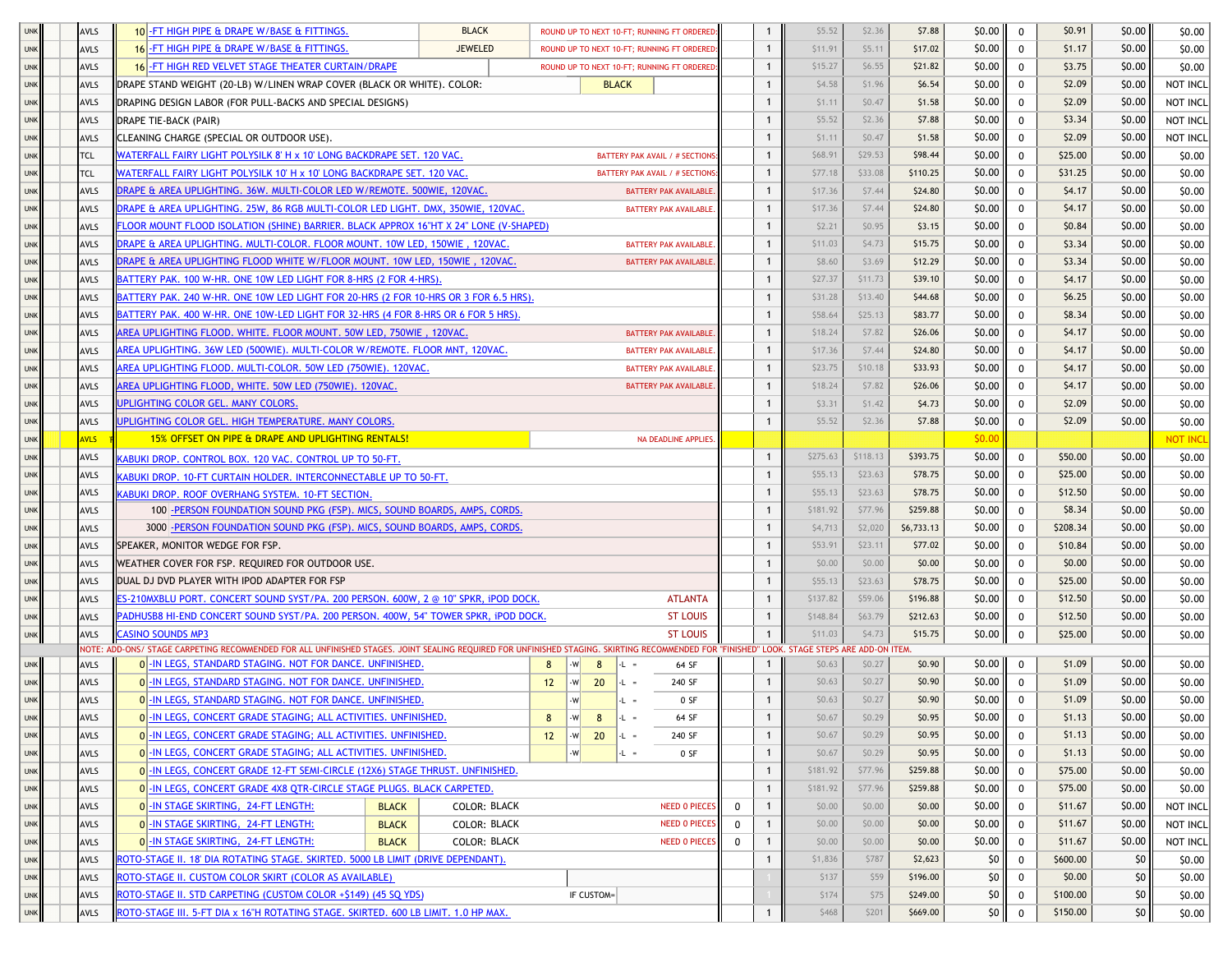| | | | | | | | | | | | | | | |
|---|---|---|---|---|---|---|---|---|---|---|---|---|---|---|
| UNK | AVLS | 10 -FT HIGH PIPE & DRAPE W/BASE & FITTINGS. | BLACK | ROUND UP TO NEXT 10-FT; RUNNING FT ORDERED | | 1 | $5.52 | $2.36 | $7.88 | $0.00 | 0 | $0.91 | $0.00 | $0.00 |
| UNK | AVLS | 16 -FT HIGH PIPE & DRAPE W/BASE & FITTINGS. | JEWELED | ROUND UP TO NEXT 10-FT; RUNNING FT ORDERED | | 1 | $11.91 | $5.11 | $17.02 | $0.00 | 0 | $1.17 | $0.00 | $0.00 |
| UNK | AVLS | 16 -FT HIGH RED VELVET STAGE THEATER CURTAIN/DRAPE | | ROUND UP TO NEXT 10-FT; RUNNING FT ORDERED | | 1 | $15.27 | $6.55 | $21.82 | $0.00 | 0 | $3.75 | $0.00 | $0.00 |
| UNK | AVLS | DRAPE STAND WEIGHT (20-LB) W/LINEN WRAP COVER (BLACK OR WHITE). COLOR: | BLACK | | | 1 | $4.58 | $1.96 | $6.54 | $0.00 | 0 | $2.09 | $0.00 | NOT INCL |
| UNK | AVLS | DRAPING DESIGN LABOR (FOR PULL-BACKS AND SPECIAL DESIGNS) | | | | 1 | $1.11 | $0.47 | $1.58 | $0.00 | 0 | $2.09 | $0.00 | NOT INCL |
| UNK | AVLS | DRAPE TIE-BACK (PAIR) | | | | 1 | $5.52 | $2.36 | $7.88 | $0.00 | 0 | $3.34 | $0.00 | NOT INCL |
| UNK | AVLS | CLEANING CHARGE (SPECIAL OR OUTDOOR USE). | | | | 1 | $1.11 | $0.47 | $1.58 | $0.00 | 0 | $2.09 | $0.00 | NOT INCL |
| UNK | TCL | WATERFALL FAIRY LIGHT POLYSILK 8' H x 10' LONG BACKDRAPE SET. 120 VAC. | | BATTERY PAK AVAIL / # SECTIONS | | 1 | $68.91 | $29.53 | $98.44 | $0.00 | 0 | $25.00 | $0.00 | $0.00 |
| UNK | TCL | WATERFALL FAIRY LIGHT POLYSILK 10' H x 10' LONG BACKDRAPE SET. 120 VAC. | | BATTERY PAK AVAIL / # SECTIONS | | 1 | $77.18 | $33.08 | $110.25 | $0.00 | 0 | $31.25 | $0.00 | $0.00 |
| UNK | AVLS | DRAPE & AREA UPLIGHTING. 36W. MULTI-COLOR LED W/REMOTE. 500WIE, 120VAC. | | BATTERY PAK AVAILABLE. | | 1 | $17.36 | $7.44 | $24.80 | $0.00 | 0 | $4.17 | $0.00 | $0.00 |
| UNK | AVLS | DRAPE & AREA UPLIGHTING. 25W, 86 RGB MULTI-COLOR LED LIGHT. DMX, 350WIE, 120VAC. | | BATTERY PAK AVAILABLE. | | 1 | $17.36 | $7.44 | $24.80 | $0.00 | 0 | $4.17 | $0.00 | $0.00 |
| UNK | AVLS | FLOOR MOUNT FLOOD ISOLATION (SHINE) BARRIER. BLACK APPROX 16"HT X 24" LONE (V-SHAPED) | | | | 1 | $2.21 | $0.95 | $3.15 | $0.00 | 0 | $0.84 | $0.00 | $0.00 |
| UNK | AVLS | DRAPE & AREA UPLIGHTING. MULTI-COLOR. FLOOR MOUNT. 10W LED, 150WIE , 120VAC. | | BATTERY PAK AVAILABLE. | | 1 | $11.03 | $4.73 | $15.75 | $0.00 | 0 | $3.34 | $0.00 | $0.00 |
| UNK | AVLS | DRAPE & AREA UPLIGHTING FLOOD WHITE W/FLOOR MOUNT. 10W LED, 150WIE , 120VAC. | | BATTERY PAK AVAILABLE. | | 1 | $8.60 | $3.69 | $12.29 | $0.00 | 0 | $3.34 | $0.00 | $0.00 |
| UNK | AVLS | BATTERY PAK. 100 W-HR. ONE 10W LED LIGHT FOR 8-HRS (2 FOR 4-HRS). | | | | 1 | $27.37 | $11.73 | $39.10 | $0.00 | 0 | $4.17 | $0.00 | $0.00 |
| UNK | AVLS | BATTERY PAK. 240 W-HR. ONE 10W LED LIGHT FOR 20-HRS (2 FOR 10-HRS OR 3 FOR 6.5 HRS). | | | | 1 | $31.28 | $13.40 | $44.68 | $0.00 | 0 | $6.25 | $0.00 | $0.00 |
| UNK | AVLS | BATTERY PAK. 400 W-HR. ONE 10W-LED LIGHT FOR 32-HRS (4 FOR 8-HRS OR 6 FOR 5 HRS). | | | | 1 | $58.64 | $25.13 | $83.77 | $0.00 | 0 | $8.34 | $0.00 | $0.00 |
| UNK | AVLS | AREA UPLIGHTING FLOOD. WHITE. FLOOR MOUNT. 50W LED, 750WIE , 120VAC. | | BATTERY PAK AVAILABLE. | | 1 | $18.24 | $7.82 | $26.06 | $0.00 | 0 | $4.17 | $0.00 | $0.00 |
| UNK | AVLS | AREA UPLIGHTING. 36W LED (500WIE). MULTI-COLOR W/REMOTE. FLOOR MNT, 120VAC. | | BATTERY PAK AVAILABLE. | | 1 | $17.36 | $7.44 | $24.80 | $0.00 | 0 | $4.17 | $0.00 | $0.00 |
| UNK | AVLS | AREA UPLIGHTING FLOOD. MULTI-COLOR. 50W LED (750WIE). 120VAC. | | BATTERY PAK AVAILABLE. | | 1 | $23.75 | $10.18 | $33.93 | $0.00 | 0 | $4.17 | $0.00 | $0.00 |
| UNK | AVLS | AREA UPLIGHTING FLOOD, WHITE. 50W LED (750WIE). 120VAC. | | BATTERY PAK AVAILABLE. | | 1 | $18.24 | $7.82 | $26.06 | $0.00 | 0 | $4.17 | $0.00 | $0.00 |
| UNK | AVLS | UPLIGHTING COLOR GEL. MANY COLORS. | | | | 1 | $3.31 | $1.42 | $4.73 | $0.00 | 0 | $2.09 | $0.00 | $0.00 |
| UNK | AVLS | UPLIGHTING COLOR GEL. HIGH TEMPERATURE. MANY COLORS. | | | | 1 | $5.52 | $2.36 | $7.88 | $0.00 | 0 | $2.09 | $0.00 | $0.00 |
| UNK | AVLS | 15% OFFSET ON PIPE & DRAPE AND UPLIGHTING RENTALS! | | NA DEADLINE APPLIES. | | | | | | $0.00 | | | | NOT INCL |
| UNK | AVLS | KABUKI DROP. CONTROL BOX. 120 VAC. CONTROL UP TO 50-FT. | | | | 1 | $275.63 | $118.13 | $393.75 | $0.00 | 0 | $50.00 | $0.00 | $0.00 |
| UNK | AVLS | KABUKI DROP. 10-FT CURTAIN HOLDER. INTERCONNECTABLE UP TO 50-FT. | | | | 1 | $55.13 | $23.63 | $78.75 | $0.00 | 0 | $25.00 | $0.00 | $0.00 |
| UNK | AVLS | KABUKI DROP. ROOF OVERHANG SYSTEM. 10-FT SECTION. | | | | 1 | $55.13 | $23.63 | $78.75 | $0.00 | 0 | $12.50 | $0.00 | $0.00 |
| UNK | AVLS | 100 -PERSON FOUNDATION SOUND PKG (FSP). MICS, SOUND BOARDS, AMPS, CORDS. | | | | 1 | $181.92 | $77.96 | $259.88 | $0.00 | 0 | $8.34 | $0.00 | $0.00 |
| UNK | AVLS | 3000 -PERSON FOUNDATION SOUND PKG (FSP). MICS, SOUND BOARDS, AMPS, CORDS. | | | | 1 | $4,713 | $2,020 | $6,733.13 | $0.00 | 0 | $208.34 | $0.00 | $0.00 |
| UNK | AVLS | SPEAKER, MONITOR WEDGE FOR FSP. | | | | 1 | $53.91 | $23.11 | $77.02 | $0.00 | 0 | $10.84 | $0.00 | $0.00 |
| UNK | AVLS | WEATHER COVER FOR FSP. REQUIRED FOR OUTDOOR USE. | | | | 1 | $0.00 | $0.00 | $0.00 | $0.00 | 0 | $0.00 | $0.00 | $0.00 |
| UNK | AVLS | DUAL DJ DVD PLAYER WITH IPOD ADAPTER FOR FSP | | | | 1 | $55.13 | $23.63 | $78.75 | $0.00 | 0 | $25.00 | $0.00 | $0.00 |
| UNK | AVLS | ES-210MXBLU PORT. CONCERT SOUND SYST/PA. 200 PERSON. 600W, 2 @ 10" SPKR, iPOD DOCK. | | ATLANTA | | 1 | $137.82 | $59.06 | $196.88 | $0.00 | 0 | $12.50 | $0.00 | $0.00 |
| UNK | AVLS | PADHUSB8 HI-END CONCERT SOUND SYST/PA. 200 PERSON. 400W, 54" TOWER SPKR, iPOD DOCK. | | ST LOUIS | | 1 | $148.84 | $63.79 | $212.63 | $0.00 | 0 | $12.50 | $0.00 | $0.00 |
| UNK | AVLS | CASINO SOUNDS MP3 | | ST LOUIS | | 1 | $11.03 | $4.73 | $15.75 | $0.00 | 0 | $25.00 | $0.00 | $0.00 |
| | | NOTE: ADD-ONS/ STAGE CARPETING RECOMMENDED FOR ALL UNFINISHED STAGES. JOINT SEALING REQUIRED FOR UNFINISHED STAGING. SKIRTING RECOMMENDED FOR "FINISHED" LOOK. STAGE STEPS ARE ADD-ON ITEM. | | | | | | | | | | | | |
| UNK | AVLS | 0 -IN LEGS, STANDARD STAGING. NOT FOR DANCE. UNFINISHED. | 8 -W 8 -L = | 64 SF | | 1 | $0.63 | $0.27 | $0.90 | $0.00 | 0 | $1.09 | $0.00 | $0.00 |
| UNK | AVLS | 0 -IN LEGS, STANDARD STAGING. NOT FOR DANCE. UNFINISHED. | 12 -W 20 -L = | 240 SF | | 1 | $0.63 | $0.27 | $0.90 | $0.00 | 0 | $1.09 | $0.00 | $0.00 |
| UNK | AVLS | 0 -IN LEGS, STANDARD STAGING. NOT FOR DANCE. UNFINISHED. | -W -L = | 0 SF | | 1 | $0.63 | $0.27 | $0.90 | $0.00 | 0 | $1.09 | $0.00 | $0.00 |
| UNK | AVLS | 0 -IN LEGS, CONCERT GRADE STAGING; ALL ACTIVITIES. UNFINISHED. | 8 -W 8 -L = | 64 SF | | 1 | $0.67 | $0.29 | $0.95 | $0.00 | 0 | $1.13 | $0.00 | $0.00 |
| UNK | AVLS | 0 -IN LEGS, CONCERT GRADE STAGING; ALL ACTIVITIES. UNFINISHED. | 12 -W 20 -L = | 240 SF | | 1 | $0.67 | $0.29 | $0.95 | $0.00 | 0 | $1.13 | $0.00 | $0.00 |
| UNK | AVLS | 0 -IN LEGS, CONCERT GRADE STAGING; ALL ACTIVITIES. UNFINISHED. | -W -L = | 0 SF | | 1 | $0.67 | $0.29 | $0.95 | $0.00 | 0 | $1.13 | $0.00 | $0.00 |
| UNK | AVLS | 0 -IN LEGS, CONCERT GRADE 12-FT SEMI-CIRCLE (12X6) STAGE THRUST. UNFINISHED. | | | | 1 | $181.92 | $77.96 | $259.88 | $0.00 | 0 | $75.00 | $0.00 | $0.00 |
| UNK | AVLS | 0 -IN LEGS, CONCERT GRADE 4X8 QTR-CIRCLE STAGE PLUGS. BLACK CARPETED. | | | | 1 | $181.92 | $77.96 | $259.88 | $0.00 | 0 | $75.00 | $0.00 | $0.00 |
| UNK | AVLS | 0 -IN STAGE SKIRTING, 24-FT LENGTH: | BLACK COLOR: BLACK | NEED 0 PIECES | 0 | 1 | $0.00 | $0.00 | $0.00 | $0.00 | 0 | $11.67 | $0.00 | NOT INCL |
| UNK | AVLS | 0 -IN STAGE SKIRTING, 24-FT LENGTH: | BLACK COLOR: BLACK | NEED 0 PIECES | 0 | 1 | $0.00 | $0.00 | $0.00 | $0.00 | 0 | $11.67 | $0.00 | NOT INCL |
| UNK | AVLS | 0 -IN STAGE SKIRTING, 24-FT LENGTH: | BLACK COLOR: BLACK | NEED 0 PIECES | 0 | 1 | $0.00 | $0.00 | $0.00 | $0.00 | 0 | $11.67 | $0.00 | NOT INCL |
| UNK | AVLS | ROTO-STAGE II. 18' DIA ROTATING STAGE. SKIRTED. 5000 LB LIMIT (DRIVE DEPENDANT). | | | | 1 | $1,836 | $787 | $2,623 | $0 | 0 | $600.00 | $0 | $0.00 |
| UNK | AVLS | ROTO-STAGE II. CUSTOM COLOR SKIRT (COLOR AS AVAILABLE) | | | | 1 | $137 | $59 | $196.00 | $0 | 0 | $0.00 | $0 | $0.00 |
| UNK | AVLS | ROTO-STAGE II. STD CARPETING (CUSTOM COLOR +$149) (45 SQ YDS) | IF CUSTOM= | | | 1 | $174 | $75 | $249.00 | $0 | 0 | $100.00 | $0 | $0.00 |
| UNK | AVLS | ROTO-STAGE III. 5-FT DIA x 16"H ROTATING STAGE. SKIRTED. 600 LB LIMIT. 1.0 HP MAX. | | | | 1 | $468 | $201 | $669.00 | $0 | 0 | $150.00 | $0 | $0.00 |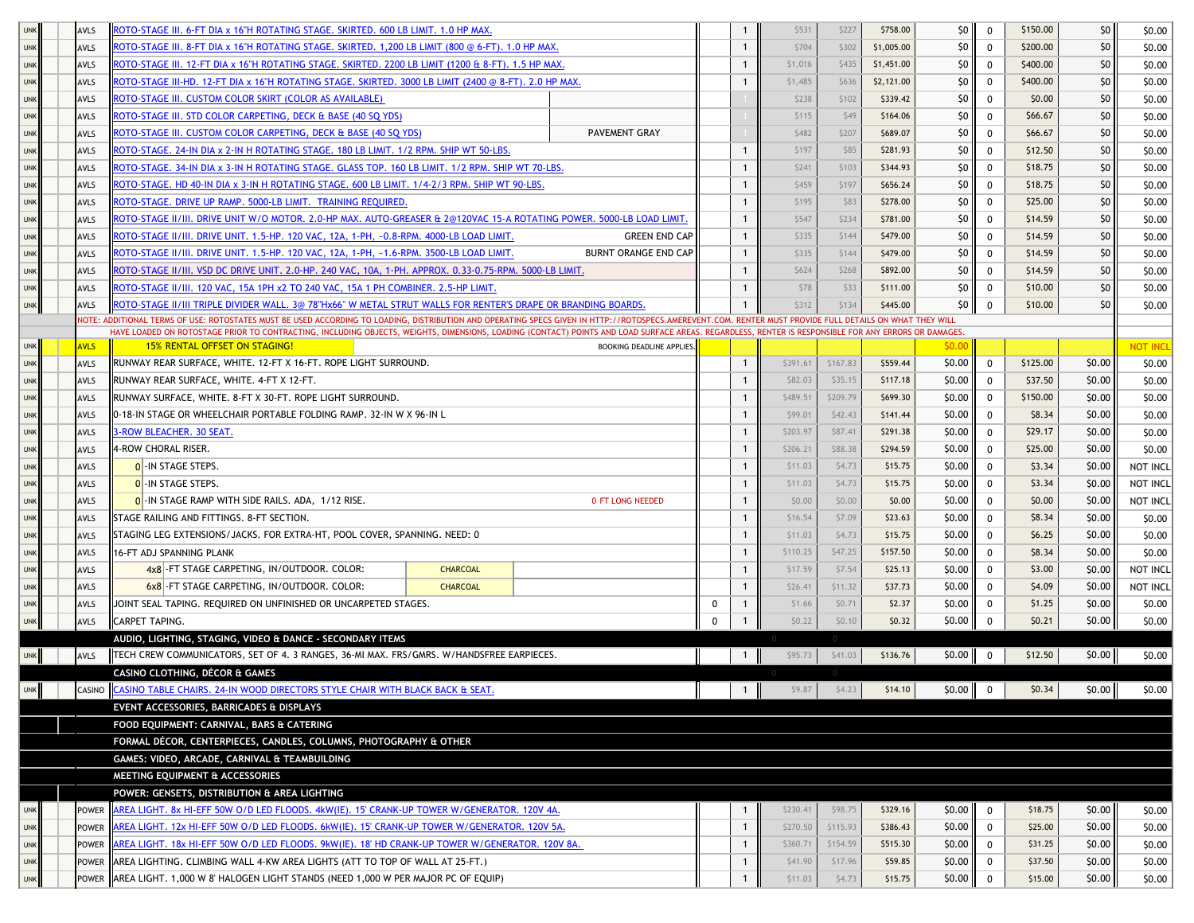| | | | | | | | | | | | | | | | |
|---|---|---|---|---|---|---|---|---|---|---|---|---|---|---|---|
| UNK | | AVLS | ROTO-STAGE III. 6-FT DIA x 16"H ROTATING STAGE. SKIRTED. 600 LB LIMIT. 1.0 HP MAX. | | | 1 | $531 | $227 | $758.00 | $0 | 0 | $150.00 | $0 | $0.00 |
| UNK | | AVLS | ROTO-STAGE III. 8-FT DIA x 16"H ROTATING STAGE. SKIRTED. 1,200 LB LIMIT (800 @ 6-FT). 1.0 HP MAX. | | | 1 | $704 | $302 | $1,005.00 | $0 | 0 | $200.00 | $0 | $0.00 |
| UNK | | AVLS | ROTO-STAGE III. 12-FT DIA x 16"H ROTATING STAGE. SKIRTED. 2200 LB LIMIT (1200 & 8-FT). 1.5 HP MAX. | | | 1 | $1,016 | $435 | $1,451.00 | $0 | 0 | $400.00 | $0 | $0.00 |
| UNK | | AVLS | ROTO-STAGE III-HD. 12-FT DIA x 16"H ROTATING STAGE. SKIRTED. 3000 LB LIMIT (2400 @ 8-FT). 2.0 HP MAX. | | | 1 | $1,485 | $636 | $2,121.00 | $0 | 0 | $400.00 | $0 | $0.00 |
| UNK | | AVLS | ROTO-STAGE III. CUSTOM COLOR SKIRT (COLOR AS AVAILABLE) | | | 1 | $238 | $102 | $339.42 | $0 | 0 | $0.00 | $0 | $0.00 |
| UNK | | AVLS | ROTO-STAGE III. STD COLOR CARPETING, DECK & BASE (40 SQ YDS) | | | 1 | $115 | $49 | $164.06 | $0 | 0 | $66.67 | $0 | $0.00 |
| UNK | | AVLS | ROTO-STAGE III. CUSTOM COLOR CARPETING, DECK & BASE (40 SQ YDS) | PAVEMENT GRAY | | 1 | $482 | $207 | $689.07 | $0 | 0 | $66.67 | $0 | $0.00 |
| UNK | | AVLS | ROTO-STAGE. 24-IN DIA x 2-IN H ROTATING STAGE. 180 LB LIMIT. 1/2 RPM. SHIP WT 50-LBS. | | | 1 | $197 | $85 | $281.93 | $0 | 0 | $12.50 | $0 | $0.00 |
| UNK | | AVLS | ROTO-STAGE. 34-IN DIA x 3-IN H ROTATING STAGE. GLASS TOP. 160 LB LIMIT. 1/2 RPM. SHIP WT 70-LBS. | | | 1 | $241 | $103 | $344.93 | $0 | 0 | $18.75 | $0 | $0.00 |
| UNK | | AVLS | ROTO-STAGE. HD 40-IN DIA x 3-IN H ROTATING STAGE. 600 LB LIMIT. 1/4-2/3 RPM. SHIP WT 90-LBS. | | | 1 | $459 | $197 | $656.24 | $0 | 0 | $18.75 | $0 | $0.00 |
| UNK | | AVLS | ROTO-STAGE. DRIVE UP RAMP. 5000-LB LIMIT. TRAINING REQUIRED. | | | 1 | $195 | $83 | $278.00 | $0 | 0 | $25.00 | $0 | $0.00 |
| UNK | | AVLS | ROTO-STAGE II/III. DRIVE UNIT W/O MOTOR. 2.0-HP MAX. AUTO-GREASER & 2@120VAC 15-A ROTATING POWER. 5000-LB LOAD LIMIT. | | | 1 | $547 | $234 | $781.00 | $0 | 0 | $14.59 | $0 | $0.00 |
| UNK | | AVLS | ROTO-STAGE II/III. DRIVE UNIT. 1.5-HP. 120 VAC, 12A, 1-PH, ~0.8-RPM. 4000-LB LOAD LIMIT. | GREEN END CAP | | 1 | $335 | $144 | $479.00 | $0 | 0 | $14.59 | $0 | $0.00 |
| UNK | | AVLS | ROTO-STAGE II/III. DRIVE UNIT. 1.5-HP. 120 VAC, 12A, 1-PH, ~1.6-RPM. 3500-LB LOAD LIMIT. | BURNT ORANGE END CAP | | 1 | $335 | $144 | $479.00 | $0 | 0 | $14.59 | $0 | $0.00 |
| UNK | | AVLS | ROTO-STAGE II/III. VSD DC DRIVE UNIT. 2.0-HP. 240 VAC, 10A, 1-PH. APPROX. 0.33-0.75-RPM. 5000-LB LIMIT. | | | 1 | $624 | $268 | $892.00 | $0 | 0 | $14.59 | $0 | $0.00 |
| UNK | | AVLS | ROTO-STAGE II/III. 120 VAC, 15A 1PH x2 TO 240 VAC, 15A 1 PH COMBINER. 2.5-HP LIMIT. | | | 1 | $78 | $33 | $111.00 | $0 | 0 | $10.00 | $0 | $0.00 |
| UNK | | AVLS | ROTO-STAGE II/III TRIPLE DIVIDER WALL. 3@ 78"Hx66" W METAL STRUT WALLS FOR RENTER'S DRAPE OR BRANDING BOARDS. | | | 1 | $312 | $134 | $445.00 | $0 | 0 | $10.00 | $0 | $0.00 |
| | | | NOTE: ADDITIONAL TERMS OF USE: ROTOSTATES MUST BE USED ACCORDING TO LOADING, DISTRIBUTION AND OPERATING SPECS GIVEN IN HTTP://ROTOSPECS.AMEREVENT.COM. RENTER MUST PROVIDE FULL DETAILS ON WHAT THEY WILL HAVE LOADED ON ROTOSTAGE PRIOR TO CONTRACTING, INCLUDING OBJECTS, WEIGHTS, DIMENSIONS, LOADING (CONTACT) POINTS AND LOAD SURFACE AREAS. REGARDLESS, RENTER IS RESPONSIBLE FOR ANY ERRORS OR DAMAGES. | | | | | | | | | | | |
| UNK | | AVLS | 15% RENTAL OFFSET ON STAGING! | BOOKING DEADLINE APPLIES. | | | | | | $0.00 | | | | NOT INCL |
| UNK | | AVLS | RUNWAY REAR SURFACE, WHITE. 12-FT X 16-FT. ROPE LIGHT SURROUND. | | | 1 | $391.61 | $167.83 | $559.44 | $0.00 | 0 | $125.00 | $0.00 | $0.00 |
| UNK | | AVLS | RUNWAY REAR SURFACE, WHITE. 4-FT X 12-FT. | | | 1 | $82.03 | $35.15 | $117.18 | $0.00 | 0 | $37.50 | $0.00 | $0.00 |
| UNK | | AVLS | RUNWAY SURFACE, WHITE. 8-FT X 30-FT. ROPE LIGHT SURROUND. | | | 1 | $489.51 | $209.79 | $699.30 | $0.00 | 0 | $150.00 | $0.00 | $0.00 |
| UNK | | AVLS | 0-18-IN STAGE OR WHEELCHAIR PORTABLE FOLDING RAMP. 32-IN W X 96-IN L | | | 1 | $99.01 | $42.43 | $141.44 | $0.00 | 0 | $8.34 | $0.00 | $0.00 |
| UNK | | AVLS | 3-ROW BLEACHER. 30 SEAT. | | | 1 | $203.97 | $87.41 | $291.38 | $0.00 | 0 | $29.17 | $0.00 | $0.00 |
| UNK | | AVLS | 4-ROW CHORAL RISER. | | | 1 | $206.21 | $88.38 | $294.59 | $0.00 | 0 | $25.00 | $0.00 | $0.00 |
| UNK | | AVLS | 0 -IN STAGE STEPS. | | | 1 | $11.03 | $4.73 | $15.75 | $0.00 | 0 | $3.34 | $0.00 | NOT INCL |
| UNK | | AVLS | 0 -IN STAGE STEPS. | | | 1 | $11.03 | $4.73 | $15.75 | $0.00 | 0 | $3.34 | $0.00 | NOT INCL |
| UNK | | AVLS | 0 -IN STAGE RAMP WITH SIDE RAILS. ADA, 1/12 RISE. | 0 FT LONG NEEDED | | 1 | $0.00 | $0.00 | $0.00 | $0.00 | 0 | $0.00 | $0.00 | NOT INCL |
| UNK | | AVLS | STAGE RAILING AND FITTINGS. 8-FT SECTION. | | | 1 | $16.54 | $7.09 | $23.63 | $0.00 | 0 | $8.34 | $0.00 | $0.00 |
| UNK | | AVLS | STAGING LEG EXTENSIONS/JACKS. FOR EXTRA-HT, POOL COVER, SPANNING. NEED: 0 | | | 1 | $11.03 | $4.73 | $15.75 | $0.00 | 0 | $6.25 | $0.00 | $0.00 |
| UNK | | AVLS | 16-FT ADJ SPANNING PLANK | | | 1 | $110.25 | $47.25 | $157.50 | $0.00 | 0 | $8.34 | $0.00 | $0.00 |
| UNK | | AVLS | 4x8 -FT STAGE CARPETING, IN/OUTDOOR. COLOR: CHARCOAL | | | 1 | $17.59 | $7.54 | $25.13 | $0.00 | 0 | $3.00 | $0.00 | NOT INCL |
| UNK | | AVLS | 6x8 -FT STAGE CARPETING, IN/OUTDOOR. COLOR: CHARCOAL | | | 1 | $26.41 | $11.32 | $37.73 | $0.00 | 0 | $4.09 | $0.00 | NOT INCL |
| UNK | | AVLS | JOINT SEAL TAPING. REQUIRED ON UNFINISHED OR UNCARPETED STAGES. | | 0 | 1 | $1.66 | $0.71 | $2.37 | $0.00 | 0 | $1.25 | $0.00 | $0.00 |
| UNK | | AVLS | CARPET TAPING. | | 0 | 1 | $0.22 | $0.10 | $0.32 | $0.00 | 0 | $0.21 | $0.00 | $0.00 |
| | | | **AUDIO, LIGHTING, STAGING, VIDEO & DANCE - SECONDARY ITEMS** | | | | 0 | 0 | | | | | | |
| UNK | | AVLS | TECH CREW COMMUNICATORS, SET OF 4. 3 RANGES, 36-MI MAX. FRS/GMRS. W/HANDSFREE EARPIECES. | | | 1 | $95.73 | $41.03 | $136.76 | $0.00 | 0 | $12.50 | $0.00 | $0.00 |
| | | | **CASINO CLOTHING, DÉCOR & GAMES** | | | | 0 | 0 | | | | | | |
| UNK | | CASINO | CASINO TABLE CHAIRS. 24-IN WOOD DIRECTORS STYLE CHAIR WITH BLACK BACK & SEAT. | | | 1 | $9.87 | $4.23 | $14.10 | $0.00 | 0 | $0.34 | $0.00 | $0.00 |
| | | | **EVENT ACCESSORIES, BARRICADES & DISPLAYS** | | | | | | | | | | | |
| | | | **FOOD EQUIPMENT: CARNIVAL, BARS & CATERING** | | | | | | | | | | | |
| | | | **FORMAL DÉCOR, CENTERPIECES, CANDLES, COLUMNS, PHOTOGRAPHY & OTHER** | | | | | | | | | | | |
| | | | **GAMES: VIDEO, ARCADE, CARNIVAL & TEAMBUILDING** | | | | | | | | | | | |
| | | | **MEETING EQUIPMENT & ACCESSORIES** | | | | | | | | | | | |
| | | | **POWER: GENSETS, DISTRIBUTION & AREA LIGHTING** | | | | | | | | | | | |
| UNK | | POWER | AREA LIGHT. 8x HI-EFF 50W O/D LED FLOODS. 4kW(IE). 15' CRANK-UP TOWER W/GENERATOR. 120V 4A. | | | 1 | $230.41 | $98.75 | $329.16 | $0.00 | 0 | $18.75 | $0.00 | $0.00 |
| UNK | | POWER | AREA LIGHT. 12x HI-EFF 50W O/D LED FLOODS. 6kW(IE). 15' CRANK-UP TOWER W/GENERATOR. 120V 5A. | | | 1 | $270.50 | $115.93 | $386.43 | $0.00 | 0 | $25.00 | $0.00 | $0.00 |
| UNK | | POWER | AREA LIGHT. 18x HI-EFF 50W O/D LED FLOODS. 9kW(IE). 18' HD CRANK-UP TOWER W/GENERATOR. 120V 8A. | | | 1 | $360.71 | $154.59 | $515.30 | $0.00 | 0 | $31.25 | $0.00 | $0.00 |
| UNK | | POWER | AREA LIGHTING. CLIMBING WALL 4-KW AREA LIGHTS (ATT TO TOP OF WALL AT 25-FT.) | | | 1 | $41.90 | $17.96 | $59.85 | $0.00 | 0 | $37.50 | $0.00 | $0.00 |
| UNK | | POWER | AREA LIGHT. 1,000 W 8' HALOGEN LIGHT STANDS (NEED 1,000 W PER MAJOR PC OF EQUIP) | | | 1 | $11.03 | $4.73 | $15.75 | $0.00 | 0 | $15.00 | $0.00 | $0.00 |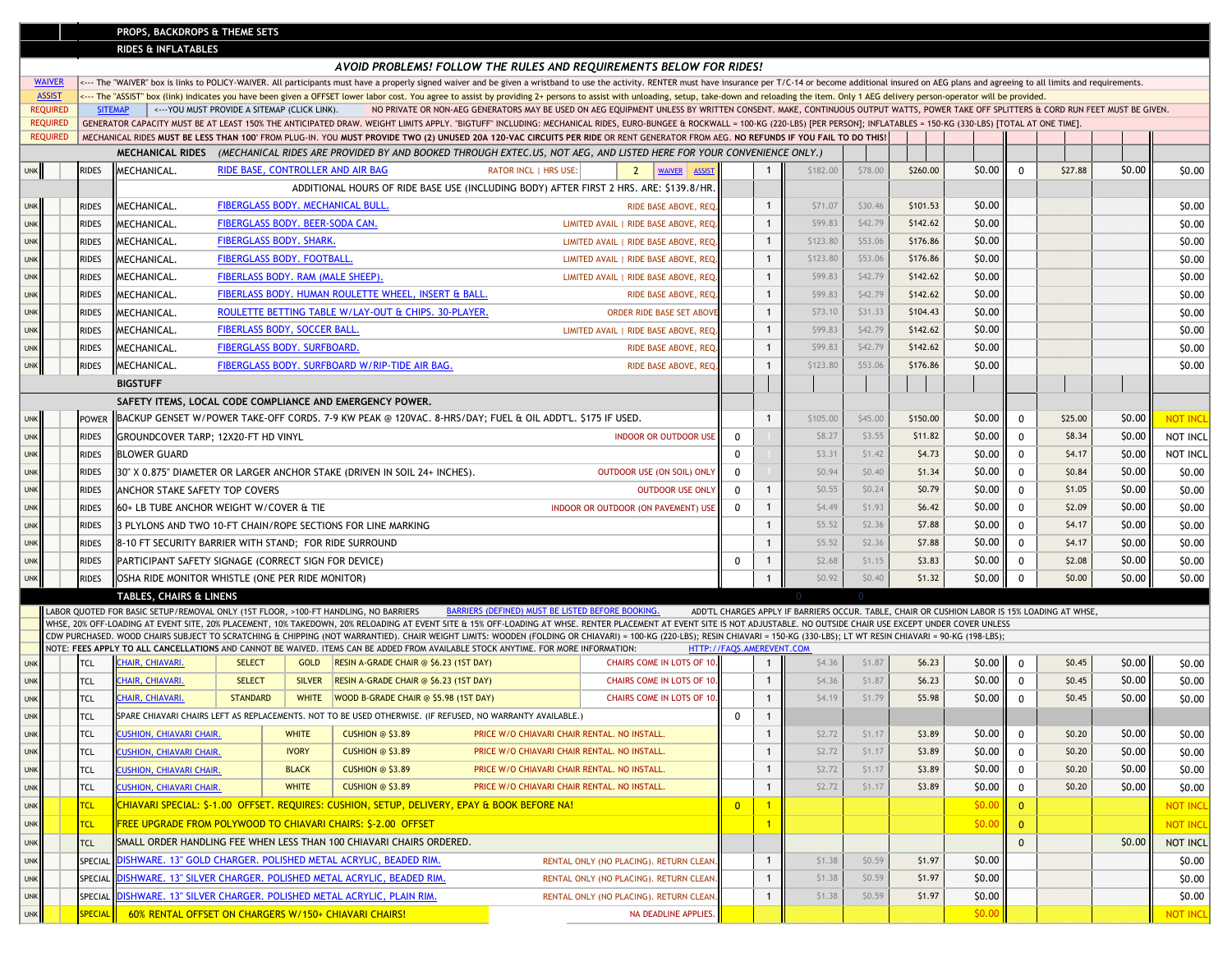**PROPS, BACKDROPS & THEME SETS**

**RIDES & INFLATABLES**

***AVOID PROBLEMS! FOLLOW THE RULES AND REQUIREMENTS BELOW FOR RIDES!***

| | |
|---|---|
| WAIVER | <--- The "WAIVER" box is links to POLICY-WAIVER. All participants must have a properly signed waiver and be given a wristband to use the activity. RENTER must have insurance per T/C-14 or become additional insured on AEG plans and agreeing to all limits and requirements. |
| ASSIST | <--- The "ASSIST" box (link) indicates you have been given a OFFSET lower labor cost. You agree to assist by providing 2+ persons to assist with unloading, setup, take-down and reloading the item. Only 1 AEG delivery person-operator will be provided. |
| REQUIRED | SITEMAP <---YOU MUST PROVIDE A SITEMAP (CLICK LINK). NO PRIVATE OR NON-AEG GENERATORS MAY BE USED ON AEG EQUIPMENT UNLESS BY WRITTEN CONSENT. MAKE, CONTINUOUS OUTPUT WATTS, POWER TAKE OFF SPLITTERS & CORD RUN FEET MUST BE GIVEN. |
| REQUIRED | GENERATOR CAPACITY MUST BE AT LEAST 150% THE ANTICIPATED DRAW. WEIGHT LIMITS APPLY. "BIGTUFF" INCLUDING: MECHANICAL RIDES, EURO-BUNGEE & ROCKWALL = 100-KG (220-LBS) [PER PERSON]; INFLATABLES = 150-KG (330-LBS) [TOTAL AT ONE TIME]. |
| REQUIRED | MECHANICAL RIDES **MUST BE LESS THAN 100' FROM PLUG-IN. YOU MUST PROVIDE TWO (2) UNUSED 20A 120-VAC CIRCUITS PER RIDE** OR RENT GENERATOR FROM AEG. **NO REFUNDS IF YOU FAIL TO DO THIS!** |

**MECHANICAL RIDES** *(MECHANICAL RIDES ARE PROVIDED BY AND BOOKED THROUGH EXTEC.US, NOT AEG, AND LISTED HERE FOR YOUR CONVENIENCE ONLY.)*

| | | | | | | | | | | | | | | |
|---|---|---|---|---|---|---|---|---|---|---|---|---|---|---|
| UNK | RIDES | MECHANICAL. | RIDE BASE, CONTROLLER AND AIR BAG | RATOR INCL \| HRS USE: 2 WAIVER ASSIST | | 1 | $182.00 | $78.00 | $260.00 | $0.00 | 0 | $27.88 | $0.00 | $0.00 |
| | | | ADDITIONAL HOURS OF RIDE BASE USE (INCLUDING BODY) AFTER FIRST 2 HRS. ARE: $139.8/HR. | | | | | | | | | | | |
| UNK | RIDES | MECHANICAL. | FIBERGLASS BODY. MECHANICAL BULL. | RIDE BASE ABOVE, REQ. | | 1 | $71.07 | $30.46 | $101.53 | $0.00 | | | | $0.00 |
| UNK | RIDES | MECHANICAL. | FIBERGLASS BODY. BEER-SODA CAN. | LIMITED AVAIL \| RIDE BASE ABOVE, REQ. | | 1 | $99.83 | $42.79 | $142.62 | $0.00 | | | | $0.00 |
| UNK | RIDES | MECHANICAL. | FIBERGLASS BODY. SHARK. | LIMITED AVAIL \| RIDE BASE ABOVE, REQ. | | 1 | $123.80 | $53.06 | $176.86 | $0.00 | | | | $0.00 |
| UNK | RIDES | MECHANICAL. | FIBERGLASS BODY. FOOTBALL. | LIMITED AVAIL \| RIDE BASE ABOVE, REQ. | | 1 | $123.80 | $53.06 | $176.86 | $0.00 | | | | $0.00 |
| UNK | RIDES | MECHANICAL. | FIBERLASS BODY. RAM (MALE SHEEP). | LIMITED AVAIL \| RIDE BASE ABOVE, REQ. | | 1 | $99.83 | $42.79 | $142.62 | $0.00 | | | | $0.00 |
| UNK | RIDES | MECHANICAL. | FIBERLASS BODY. HUMAN ROULETTE WHEEL, INSERT & BALL. | RIDE BASE ABOVE, REQ. | | 1 | $99.83 | $42.79 | $142.62 | $0.00 | | | | $0.00 |
| UNK | RIDES | MECHANICAL. | ROULETTE BETTING TABLE W/LAY-OUT & CHIPS. 30-PLAYER. | ORDER RIDE BASE SET ABOVE | | 1 | $73.10 | $31.33 | $104.43 | $0.00 | | | | $0.00 |
| UNK | RIDES | MECHANICAL. | FIBERLASS BODY, SOCCER BALL. | LIMITED AVAIL \| RIDE BASE ABOVE, REQ. | | 1 | $99.83 | $42.79 | $142.62 | $0.00 | | | | $0.00 |
| UNK | RIDES | MECHANICAL. | FIBERLASS BODY. SURFBOARD. | RIDE BASE ABOVE, REQ. | | 1 | $99.83 | $42.79 | $142.62 | $0.00 | | | | $0.00 |
| UNK | RIDES | MECHANICAL. | FIBERGLASS BODY. SURFBOARD W/RIP-TIDE AIR BAG. | RIDE BASE ABOVE, REQ. | | 1 | $123.80 | $53.06 | $176.86 | $0.00 | | | | $0.00 |

**BIGSTUFF**

**SAFETY ITEMS, LOCAL CODE COMPLIANCE AND EMERGENCY POWER.**

| | | | | | | | | | | | | | |
|---|---|---|---|---|---|---|---|---|---|---|---|---|---|
| UNK | POWER | BACKUP GENSET W/POWER TAKE-OFF CORDS. 7-9 KW PEAK @ 120VAC. 8-HRS/DAY; FUEL & OIL ADDT'L. $175 IF USED. | | | 1 | $105.00 | $45.00 | $150.00 | $0.00 | 0 | $25.00 | $0.00 | NOT INCL |
| UNK | RIDES | GROUNDCOVER TARP; 12X20-FT HD VINYL | INDOOR OR OUTDOOR USE | 0 | 1 | $8.27 | $3.55 | $11.82 | $0.00 | 0 | $8.34 | $0.00 | NOT INCL |
| UNK | RIDES | BLOWER GUARD | | 0 | 1 | $3.31 | $1.42 | $4.73 | $0.00 | 0 | $4.17 | $0.00 | NOT INCL |
| UNK | RIDES | 30" X 0.875" DIAMETER OR LARGER ANCHOR STAKE (DRIVEN IN SOIL 24+ INCHES). | OUTDOOR USE (ON SOIL) ONLY | 0 | 1 | $0.94 | $0.40 | $1.34 | $0.00 | 0 | $0.84 | $0.00 | $0.00 |
| UNK | RIDES | ANCHOR STAKE SAFETY TOP COVERS | OUTDOOR USE ONLY | 0 | 1 | $0.55 | $0.24 | $0.79 | $0.00 | 0 | $1.05 | $0.00 | $0.00 |
| UNK | RIDES | 60+ LB TUBE ANCHOR WEIGHT W/COVER & TIE | INDOOR OR OUTDOOR (ON PAVEMENT) USE | 0 | 1 | $4.49 | $1.93 | $6.42 | $0.00 | 0 | $2.09 | $0.00 | $0.00 |
| UNK | RIDES | 3 PYLONS AND TWO 10-FT CHAIN/ROPE SECTIONS FOR LINE MARKING | | | 1 | $5.52 | $2.36 | $7.88 | $0.00 | 0 | $4.17 | $0.00 | $0.00 |
| UNK | RIDES | 8-10 FT SECURITY BARRIER WITH STAND; FOR RIDE SURROUND | | | 1 | $5.52 | $2.36 | $7.88 | $0.00 | 0 | $4.17 | $0.00 | $0.00 |
| UNK | RIDES | PARTICIPANT SAFETY SIGNAGE (CORRECT SIGN FOR DEVICE) | | 0 | 1 | $2.68 | $1.15 | $3.83 | $0.00 | 0 | $2.08 | $0.00 | $0.00 |
| UNK | RIDES | OSHA RIDE MONITOR WHISTLE (ONE PER RIDE MONITOR) | | | 1 | $0.92 | $0.40 | $1.32 | $0.00 | 0 | $0.00 | $0.00 | $0.00 |

**TABLES, CHAIRS & LINENS**

LABOR QUOTED FOR BASIC SETUP/REMOVAL ONLY (1ST FLOOR, >100-FT HANDLING, NO BARRIERS BARRIERS (DEFINED) MUST BE LISTED BEFORE BOOKING. ADD'TL CHARGES APPLY IF BARRIERS OCCUR. TABLE, CHAIR OR CUSHION LABOR IS 15% LOADING AT WHSE, WHSE, 20% OFF-LOADING AT EVENT SITE, 20% PLACEMENT, 10% TAKEDOWN, 20% RELOADING AT EVENT SITE & 15% OFF-LOADING AT WHSE. RENTER PLACEMENT AT EVENT SITE IS NOT ADJUSTABLE. NO OUTSIDE CHAIR USE EXCEPT UNDER COVER UNLESS CDW PURCHASED. WOOD CHAIRS SUBJECT TO SCRATCHING & CHIPPING (NOT WARRANTIED). CHAIR WEIGHT LIMITS: WOODEN (FOLDING OR CHIAVARI) = 100-KG (220-LBS); RESIN CHIAVARI = 150-KG (330-LBS); LT WT RESIN CHIAVARI = 90-KG (198-LBS); NOTE: **FEES APPLY TO ALL CANCELLATIONS** AND CANNOT BE WAIVED. ITEMS CAN BE ADDED FROM AVAILABLE STOCK ANYTIME. FOR MORE INFORMATION: HTTP://FAQS.AMEREVENT.COM

| | | | | | | | | | | | | | | | |
|---|---|---|---|---|---|---|---|---|---|---|---|---|---|---|---|
| UNK | TCL | CHAIR, CHIAVARI. | SELECT | GOLD | RESIN A-GRADE CHAIR @ $6.23 (1ST DAY) | CHAIRS COME IN LOTS OF 10. | | 1 | $4.36 | $1.87 | $6.23 | $0.00 | 0 | $0.45 | $0.00 | $0.00 |
| UNK | TCL | CHAIR, CHIAVARI. | SELECT | SILVER | RESIN A-GRADE CHAIR @ $6.23 (1ST DAY) | CHAIRS COME IN LOTS OF 10. | | 1 | $4.36 | $1.87 | $6.23 | $0.00 | 0 | $0.45 | $0.00 | $0.00 |
| UNK | TCL | CHAIR, CHIAVARI. | STANDARD | WHITE | WOOD B-GRADE CHAIR @ $5.98 (1ST DAY) | CHAIRS COME IN LOTS OF 10. | | 1 | $4.19 | $1.79 | $5.98 | $0.00 | 0 | $0.45 | $0.00 | $0.00 |
| UNK | TCL | SPARE CHIAVARI CHAIRS LEFT AS REPLACEMENTS. NOT TO BE USED OTHERWISE. (IF REFUSED, NO WARRANTY AVAILABLE.) | | | | | 0 | 1 | | | | | | | | |
| UNK | TCL | CUSHION, CHIAVARI CHAIR. | | WHITE | CUSHION @ $3.89 | PRICE W/O CHIAVARI CHAIR RENTAL. NO INSTALL. | | 1 | $2.72 | $1.17 | $3.89 | $0.00 | 0 | $0.20 | $0.00 | $0.00 |
| UNK | TCL | CUSHION, CHIAVARI CHAIR. | | IVORY | CUSHION @ $3.89 | PRICE W/O CHIAVARI CHAIR RENTAL. NO INSTALL. | | 1 | $2.72 | $1.17 | $3.89 | $0.00 | 0 | $0.20 | $0.00 | $0.00 |
| UNK | TCL | CUSHION, CHIAVARI CHAIR. | | BLACK | CUSHION @ $3.89 | PRICE W/O CHIAVARI CHAIR RENTAL. NO INSTALL. | | 1 | $2.72 | $1.17 | $3.89 | $0.00 | 0 | $0.20 | $0.00 | $0.00 |
| UNK | TCL | CUSHION, CHIAVARI CHAIR. | | WHITE | CUSHION @ $3.89 | PRICE W/O CHIAVARI CHAIR RENTAL. NO INSTALL. | | 1 | $2.72 | $1.17 | $3.89 | $0.00 | 0 | $0.20 | $0.00 | $0.00 |
| UNK | TCL | CHIAVARI SPECIAL: $-1.00 OFFSET. REQUIRES: CUSHION, SETUP, DELIVERY, EPAY & BOOK BEFORE NA! | | | | | 0 | 1 | | | | $0.00 | 0 | | | NOT INCL |
| UNK | TCL | FREE UPGRADE FROM POLYWOOD TO CHIAVARI CHAIRS: $-2.00 OFFSET | | | | | | 1 | | | | $0.00 | 0 | | | NOT INCL |
| UNK | TCL | SMALL ORDER HANDLING FEE WHEN LESS THAN 100 CHIAVARI CHAIRS ORDERED. | | | | | | | | | | | 0 | | $0.00 | NOT INCL |
| UNK | SPECIAL | DISHWARE. 13" GOLD CHARGER. POLISHED METAL ACRYLIC, BEADED RIM. | | | | RENTAL ONLY (NO PLACING). RETURN CLEAN. | | 1 | $1.38 | $0.59 | $1.97 | $0.00 | | | | $0.00 |
| UNK | SPECIAL | DISHWARE. 13" SILVER CHARGER. POLISHED METAL ACRYLIC, BEADED RIM. | | | | RENTAL ONLY (NO PLACING). RETURN CLEAN. | | 1 | $1.38 | $0.59 | $1.97 | $0.00 | | | | $0.00 |
| UNK | SPECIAL | DISHWARE. 13" SILVER CHARGER. POLISHED METAL ACRYLIC, PLAIN RIM. | | | | RENTAL ONLY (NO PLACING). RETURN CLEAN. | | 1 | $1.38 | $0.59 | $1.97 | $0.00 | | | | $0.00 |
| UNK | SPECIAL | 60% RENTAL OFFSET ON CHARGERS W/150+ CHIAVARI CHAIRS! | | | | NA DEADLINE APPLIES. | | | | | | $0.00 | | | | NOT INCL |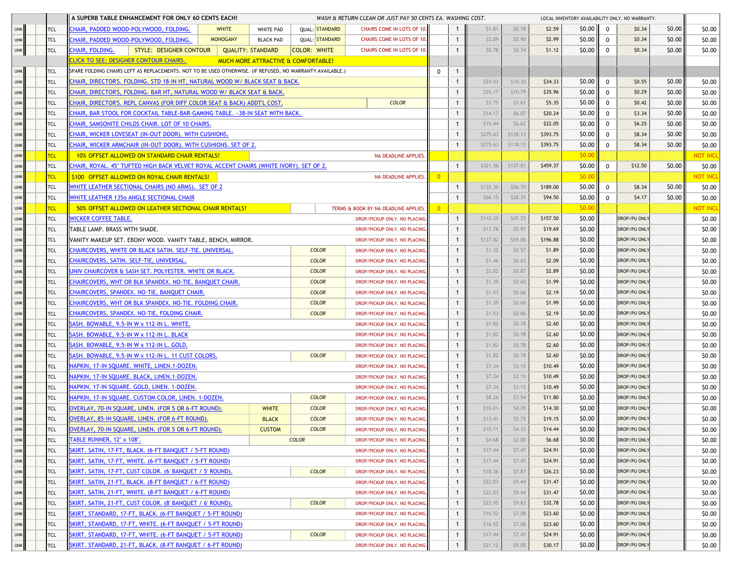| | | | | | | | | | | | | | | | | | |
|---|---|---|---|---|---|---|---|---|---|---|---|---|---|---|---|---|---|
| | | | A SUPERB TABLE ENHANCEMENT FOR ONLY 60 CENTS EACH! | WASH & RETURN CLEAN OR JUST PAY 50 CENTS EA. WASHING COST. | | | | | LOCAL INVENTORY AVAILABILITY ONLY. NO WARRANTY. | | | | | | | | |
| UNK | | TCL | CHAIR, PADDED WOOD-POLYWOOD, FOLDING. WHITE / WHITE PAD / QUAL: STANDARD | CHAIRS COME IN LOTS OF 10. | | 1 | $1.81 | $0.78 | $2.59 | $0.00 | 0 | $0.34 | $0.00 | $0.00 | | | |
| UNK | | TCL | CHAIR, PADDED WOOD-POLYWOOD, FOLDING. MOHOGANY / BLACK PAD / QUAL: STANDARD | CHAIRS COME IN LOTS OF 10. | | 1 | $2.09 | $0.90 | $2.99 | $0.00 | 0 | $0.34 | $0.00 | $0.00 | | | |
| UNK | | TCL | CHAIR, FOLDING. STYLE: DESIGNER CONTOUR / QUALITY: STANDARD / COLOR: WHITE | CHAIRS COME IN LOTS OF 10. | | 1 | $0.78 | $0.34 | $1.12 | $0.00 | 0 | $0.34 | $0.00 | $0.00 | | | |
| | | | CLICK TO SEE: DESIGNER CONTOUR CHAIRS. | MUCH MORE ATTRACTIVE & COMFORTABLE! | | | | | | | | | | | | | |
| UNK | | TCL | SPARE FOLDING CHAIRS LEFT AS REPLACEMENTS. NOT TO BE USED OTHERWISE. (IF REFUSED, NO WARRANTY AVAILABLE.) | | 0 | 1 | | | | | | | | | | | |
| UNK | | TCL | CHAIR, DIRECTOR'S. FOLDING. STD 18-IN HT, NATURAL WOOD W/ BLACK SEAT & BACK. | | | 1 | $24.03 | $10.30 | $34.33 | $0.00 | 0 | $0.55 | $0.00 | $0.00 | | | |
| UNK | | TCL | CHAIR, DIRECTOR'S, FOLDING. BAR HT, NATURAL WOOD W/ BLACK SEAT & BACK. | | | 1 | $25.17 | $10.79 | $35.96 | $0.00 | 0 | $0.29 | $0.00 | $0.00 | | | |
| UNK | | TCL | CHAIR, DIRECTOR'S. REPL CANVAS (FOR DIFF COLOR SEAT & BACK) ADDT'L COST. | COLOR | | 1 | $3.75 | $1.61 | $5.35 | $0.00 | 0 | $0.42 | $0.00 | $0.00 | | | |
| UNK | | TCL | CHAIR, BAR STOOL FOR COCKTAIL TABLE-BAR-GAMING TABLE. ~38-IN SEAT WITH BACK. | | | 1 | $14.17 | $6.07 | $20.24 | $0.00 | 0 | $3.34 | $0.00 | $0.00 | | | |
| UNK | | TCL | CHAIR, SAMSONITE CHILDS CHAIR. LOT OF 10 CHAIRS. | | | 1 | $15.44 | $6.62 | $22.05 | $0.00 | 0 | $6.25 | $0.00 | $0.00 | | | |
| UNK | | TCL | CHAIR, WICKER LOVESEAT (IN-OUT DOOR). WITH CUSHIONS. | | | 1 | $275.63 | $118.13 | $393.75 | $0.00 | 0 | $8.34 | $0.00 | $0.00 | | | |
| UNK | | TCL | CHAIR, WICKER ARMCHAIR (IN-OUT DOOR). WITH CUSHIONS. SET OF 2. | | | 1 | $275.63 | $118.13 | $393.75 | $0.00 | 0 | $8.34 | $0.00 | $0.00 | | | |
| UNK | | TCL | 10% OFFSET ALLOWED ON STANDARD CHAIR RENTALS! | NA DEADLINE APPLIES. | | | | | | $0.00 | | | | NOT INCL | | | |
| UNK | | TCL | CHAIR, ROYAL. 45" TUFTED HIGH BACK VELVET ROYAL ACCENT CHAIRS (WHITE IVORY). SET OF 2. | | | 1 | $321.56 | $137.81 | $459.37 | $0.00 | 0 | $12.50 | $0.00 | $0.00 | | | |
| UNK | | TCL | $100 OFFSET ALLOWED ON ROYAL CHAIR RENTALS! | NA DEADLINE APPLIES. | 0 | | | | | $0.00 | | | | NOT INCL | | | |
| UNK | | TCL | WHITE LEATHER SECTIONAL CHAIRS (NO ARMS). SET OF 2 | | | 1 | $132.30 | $56.70 | $189.00 | $0.00 | 0 | $8.34 | $0.00 | $0.00 | | | |
| UNK | | TCL | WHITE LEATHER 135o ANGLE SECTIONAL CHAIR | | | 1 | $66.15 | $28.35 | $94.50 | $0.00 | 0 | $4.17 | $0.00 | $0.00 | | | |
| UNK | | TCL | 50% OFFSET ALLOWED ON LEATHER SECTIONAL CHAIR RENTALS! | TERMS & BOOK BY NA DEADLINE APPLIES. | 0 | | | | | $0.00 | | | | NOT INCL | | | |
| UNK | | TCL | WICKER COFFEE TABLE. | DROP/PICKUP ONLY. NO PLACING. | | 1 | $110.25 | $47.25 | $157.50 | $0.00 | | DROP/PU ONLY | | $0.00 | | | |
| UNK | | TCL | TABLE LAMP. BRASS WITH SHADE. | DROP/PICKUP ONLY. NO PLACING. | | 1 | $13.78 | $5.91 | $19.69 | $0.00 | | DROP/PU ONLY | | $0.00 | | | |
| UNK | | TCL | VANITY MAKEUP SET. EBONY WOOD. VANITY TABLE, BENCH, MIRROR. | DROP/PICKUP ONLY. NO PLACING. | | 1 | $137.82 | $59.06 | $196.88 | $0.00 | | DROP/PU ONLY | | $0.00 | | | |
| UNK | | TCL | CHAIRCOVERS, WHITE OR BLACK SATIN. SELF-TIE. UNIVERSAL. COLOR | DROP/PICKUP ONLY. NO PLACING. | | 1 | $1.32 | $0.57 | $1.89 | $0.00 | | DROP/PU ONLY | | $0.00 | | | |
| UNK | | TCL | CHAIRCOVERS, SATIN. SELF-TIE, UNIVERSAL. COLOR | DROP/PICKUP ONLY. NO PLACING. | | 1 | $1.46 | $0.63 | $2.09 | $0.00 | | DROP/PU ONLY | | $0.00 | | | |
| UNK | | TCL | UNIV CHAIRCOVER & SASH SET. POLYESTER. WHITE OR BLACK. COLOR | DROP/PICKUP ONLY. NO PLACING. | | 1 | $2.02 | $0.87 | $2.89 | $0.00 | | DROP/PU ONLY | | $0.00 | | | |
| UNK | | TCL | CHAIRCOVERS, WHT OR BLK SPANDEX. NO-TIE. BANQUET CHAIR. COLOR | DROP/PICKUP ONLY. NO PLACING. | | 1 | $1.39 | $0.60 | $1.99 | $0.00 | | DROP/PU ONLY | | $0.00 | | | |
| UNK | | TCL | CHAIRCOVERS, SPANDEX. NO-TIE, BANQUET CHAIR. COLOR | DROP/PICKUP ONLY. NO PLACING. | | 1 | $1.53 | $0.66 | $2.19 | $0.00 | | DROP/PU ONLY | | $0.00 | | | |
| UNK | | TCL | CHAIRCOVERS, WHT OR BLK SPANDEX. NO-TIE. FOLDING CHAIR. COLOR | DROP/PICKUP ONLY. NO PLACING. | | 1 | $1.39 | $0.60 | $1.99 | $0.00 | | DROP/PU ONLY | | $0.00 | | | |
| UNK | | TCL | CHAIRCOVERS, SPANDEX. NO-TIE, FOLDING CHAIR. COLOR | DROP/PICKUP ONLY. NO PLACING. | | 1 | $1.53 | $0.66 | $2.19 | $0.00 | | DROP/PU ONLY | | $0.00 | | | |
| UNK | | TCL | SASH. BOWABLE, 9.5-IN W x 112-IN L. WHITE. | DROP/PICKUP ONLY. NO PLACING. | | 1 | $1.82 | $0.78 | $2.60 | $0.00 | | DROP/PU ONLY | | $0.00 | | | |
| UNK | | TCL | SASH. BOWABLE, 9.5-IN W x 112-IN L. BLACK | DROP/PICKUP ONLY. NO PLACING. | | 1 | $1.82 | $0.78 | $2.60 | $0.00 | | DROP/PU ONLY | | $0.00 | | | |
| UNK | | TCL | SASH. BOWABLE, 9.5-IN W x 112-IN L. GOLD. | DROP/PICKUP ONLY. NO PLACING. | | 1 | $1.82 | $0.78 | $2.60 | $0.00 | | DROP/PU ONLY | | $0.00 | | | |
| UNK | | TCL | SASH. BOWABLE, 9.5-IN W x 112-IN L. 11 CUST COLORS. COLOR | DROP/PICKUP ONLY. NO PLACING. | | 1 | $1.82 | $0.78 | $2.60 | $0.00 | | DROP/PU ONLY | | $0.00 | | | |
| UNK | | TCL | NAPKIN, 17-IN SQUARE. WHITE, LINEN.1-DOZEN. | DROP/PICKUP ONLY. NO PLACING. | | 1 | $7.34 | $3.15 | $10.49 | $0.00 | | DROP/PU ONLY | | $0.00 | | | |
| UNK | | TCL | NAPKIN, 17-IN SQUARE. BLACK, LINEN.1-DOZEN. | DROP/PICKUP ONLY. NO PLACING. | | 1 | $7.34 | $3.15 | $10.49 | $0.00 | | DROP/PU ONLY | | $0.00 | | | |
| UNK | | TCL | NAPKIN, 17-IN SQUARE. GOLD, LINEN. 1-DOZEN. | DROP/PICKUP ONLY. NO PLACING. | | 1 | $7.34 | $3.15 | $10.49 | $0.00 | | DROP/PU ONLY | | $0.00 | | | |
| UNK | | TCL | NAPKIN, 17-IN SQUARE. CUSTOM COLOR, LINEN. 1-DOZEN. COLOR | DROP/PICKUP ONLY. NO PLACING. | | 1 | $8.26 | $3.54 | $11.80 | $0.00 | | DROP/PU ONLY | | $0.00 | | | |
| UNK | | TCL | OVERLAY, 70-IN SQUARE, LINEN. (FOR 5 OR 6-FT ROUND). WHITE / COLOR | DROP/PICKUP ONLY. NO PLACING. | | 1 | $10.01 | $4.29 | $14.30 | $0.00 | | DROP/PU ONLY | | $0.00 | | | |
| UNK | | TCL | OVERLAY, 85-IN SQUARE, LINEN. (FOR 6-FT ROUND). BLACK / COLOR | DROP/PICKUP ONLY. NO PLACING. | | 1 | $13.41 | $5.75 | $19.15 | $0.00 | | DROP/PU ONLY | | $0.00 | | | |
| UNK | | TCL | OVERLAY, 70-IN SQUARE, LINEN. (FOR 5 OR 6-FT ROUND). CUSTOM / COLOR | DROP/PICKUP ONLY. NO PLACING. | | 1 | $10.11 | $4.33 | $14.44 | $0.00 | | DROP/PU ONLY | | $0.00 | | | |
| UNK | | TCL | TABLE RUNNER, 12" x 108". COLOR | DROP/PICKUP ONLY. NO PLACING. | | 1 | $4.68 | $2.00 | $6.68 | $0.00 | | DROP/PU ONLY | | $0.00 | | | |
| UNK | | TCL | SKIRT. SATIN, 17-FT, BLACK. (6-FT BANQUET / 5-FT ROUND) | DROP/PICKUP ONLY. NO PLACING. | | 1 | $17.44 | $7.47 | $24.91 | $0.00 | | DROP/PU ONLY | | $0.00 | | | |
| UNK | | TCL | SKIRT. SATIN, 17-FT, WHITE. (6-FT BANQUET / 5-FT ROUND) | DROP/PICKUP ONLY. NO PLACING. | | 1 | $17.44 | $7.47 | $24.91 | $0.00 | | DROP/PU ONLY | | $0.00 | | | |
| UNK | | TCL | SKIRT. SATIN, 17-FT, CUST COLOR. (6' BANQUET / 5' ROUND). COLOR | DROP/PICKUP ONLY. NO PLACING. | | 1 | $18.36 | $7.87 | $26.23 | $0.00 | | DROP/PU ONLY | | $0.00 | | | |
| UNK | | TCL | SKIRT. SATIN, 21-FT, BLACK. (8-FT BANQUET / 6-FT ROUND) | DROP/PICKUP ONLY. NO PLACING. | | 1 | $22.03 | $9.44 | $31.47 | $0.00 | | DROP/PU ONLY | | $0.00 | | | |
| UNK | | TCL | SKIRT. SATIN, 21-FT, WHITE. (8-FT BANQUET / 6-FT ROUND) | DROP/PICKUP ONLY. NO PLACING. | | 1 | $22.03 | $9.44 | $31.47 | $0.00 | | DROP/PU ONLY | | $0.00 | | | |
| UNK | | TCL | SKIRT. SATIN, 21-FT, CUST COLOR. (8' BANQUET / 6' ROUND). COLOR | DROP/PICKUP ONLY. NO PLACING. | | 1 | $22.95 | $9.83 | $32.78 | $0.00 | | DROP/PU ONLY | | $0.00 | | | |
| UNK | | TCL | SKIRT, STANDARD, 17-FT, BLACK. (6-FT BANQUET / 5-FT ROUND) | DROP/PICKUP ONLY. NO PLACING. | | 1 | $16.52 | $7.08 | $23.60 | $0.00 | | DROP/PU ONLY | | $0.00 | | | |
| UNK | | TCL | SKIRT, STANDARD, 17-FT, WHITE. (6-FT BANQUET / 5-FT ROUND) | DROP/PICKUP ONLY. NO PLACING. | | 1 | $16.52 | $7.08 | $23.60 | $0.00 | | DROP/PU ONLY | | $0.00 | | | |
| UNK | | TCL | SKIRT. STANDARD, 17-FT, WHITE. (6-FT BANQUET / 5-FT ROUND) COLOR | DROP/PICKUP ONLY. NO PLACING. | | 1 | $17.44 | $7.47 | $24.91 | $0.00 | | DROP/PU ONLY | | $0.00 | | | |
| UNK | | TCL | SKIRT. STANDARD, 21-FT, BLACK. (8-FT BANQUET / 6-FT ROUND) | DROP/PICKUP ONLY. NO PLACING. | | 1 | $21.12 | $9.05 | $30.17 | $0.00 | | DROP/PU ONLY | | $0.00 | | | |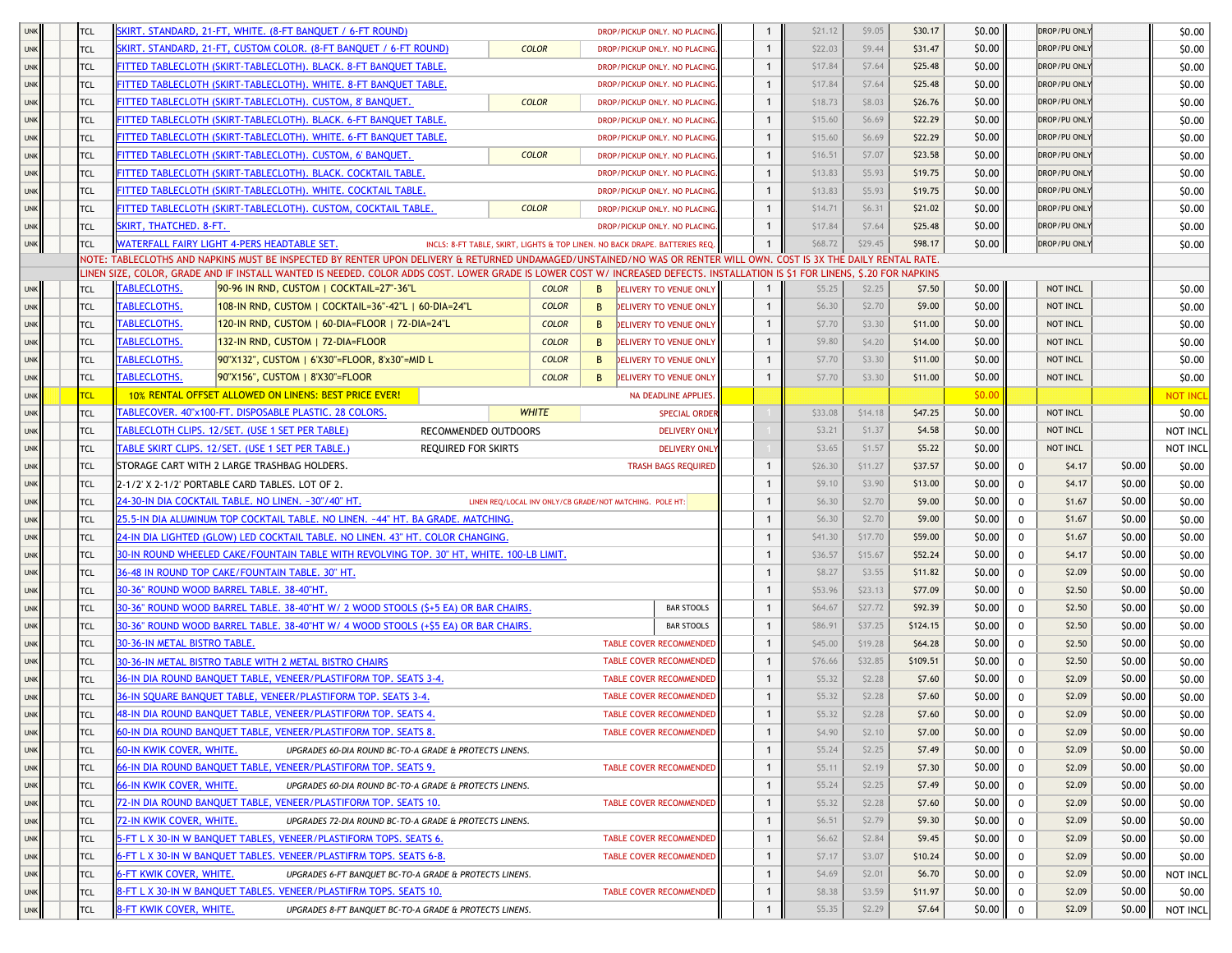| | | | | | | | | | | | | | | | | | |
|---|---|---|---|---|---|---|---|---|---|---|---|---|---|---|---|---|---|
| UNK | | | TCL | SKIRT. STANDARD, 21-FT, WHITE. (8-FT BANQUET / 6-FT ROUND) | | | | DROP/PICKUP ONLY. NO PLACING. | 1 | $21.12 | $9.05 | $30.17 | $0.00 | | DROP/PU ONLY | | $0.00 |
| UNK | | | TCL | SKIRT. STANDARD, 21-FT, CUSTOM COLOR. (8-FT BANQUET / 6-FT ROUND) | | COLOR | | DROP/PICKUP ONLY. NO PLACING. | 1 | $22.03 | $9.44 | $31.47 | $0.00 | | DROP/PU ONLY | | $0.00 |
| UNK | | | TCL | FITTED TABLECLOTH (SKIRT-TABLECLOTH). BLACK. 8-FT BANQUET TABLE. | | | | DROP/PICKUP ONLY. NO PLACING. | 1 | $17.84 | $7.64 | $25.48 | $0.00 | | DROP/PU ONLY | | $0.00 |
| UNK | | | TCL | FITTED TABLECLOTH (SKIRT-TABLECLOTH). WHITE. 8-FT BANQUET TABLE. | | | | DROP/PICKUP ONLY. NO PLACING. | 1 | $17.84 | $7.64 | $25.48 | $0.00 | | DROP/PU ONLY | | $0.00 |
| UNK | | | TCL | FITTED TABLECLOTH (SKIRT-TABLECLOTH). CUSTOM, 8' BANQUET. | | COLOR | | DROP/PICKUP ONLY. NO PLACING. | 1 | $18.73 | $8.03 | $26.76 | $0.00 | | DROP/PU ONLY | | $0.00 |
| UNK | | | TCL | FITTED TABLECLOTH (SKIRT-TABLECLOTH). BLACK. 6-FT BANQUET TABLE. | | | | DROP/PICKUP ONLY. NO PLACING. | 1 | $15.60 | $6.69 | $22.29 | $0.00 | | DROP/PU ONLY | | $0.00 |
| UNK | | | TCL | FITTED TABLECLOTH (SKIRT-TABLECLOTH). WHITE. 6-FT BANQUET TABLE. | | | | DROP/PICKUP ONLY. NO PLACING. | 1 | $15.60 | $6.69 | $22.29 | $0.00 | | DROP/PU ONLY | | $0.00 |
| UNK | | | TCL | FITTED TABLECLOTH (SKIRT-TABLECLOTH). CUSTOM, 6' BANQUET. | | COLOR | | DROP/PICKUP ONLY. NO PLACING. | 1 | $16.51 | $7.07 | $23.58 | $0.00 | | DROP/PU ONLY | | $0.00 |
| UNK | | | TCL | FITTED TABLECLOTH (SKIRT-TABLECLOTH). BLACK. COCKTAIL TABLE. | | | | DROP/PICKUP ONLY. NO PLACING. | 1 | $13.83 | $5.93 | $19.75 | $0.00 | | DROP/PU ONLY | | $0.00 |
| UNK | | | TCL | FITTED TABLECLOTH (SKIRT-TABLECLOTH). WHITE. COCKTAIL TABLE. | | | | DROP/PICKUP ONLY. NO PLACING. | 1 | $13.83 | $5.93 | $19.75 | $0.00 | | DROP/PU ONLY | | $0.00 |
| UNK | | | TCL | FITTED TABLECLOTH (SKIRT-TABLECLOTH). CUSTOM, COCKTAIL TABLE. | | COLOR | | DROP/PICKUP ONLY. NO PLACING. | 1 | $14.71 | $6.31 | $21.02 | $0.00 | | DROP/PU ONLY | | $0.00 |
| UNK | | | TCL | SKIRT, THATCHED. 8-FT. | | | | DROP/PICKUP ONLY. NO PLACING. | 1 | $17.84 | $7.64 | $25.48 | $0.00 | | DROP/PU ONLY | | $0.00 |
| UNK | | | TCL | WATERFALL FAIRY LIGHT 4-PERS HEADTABLE SET. | INCLS: 8-FT TABLE, SKIRT, LIGHTS & TOP LINEN. NO BACK DRAPE. BATTERIES REQ. | | | | 1 | $68.72 | $29.45 | $98.17 | $0.00 | | DROP/PU ONLY | | $0.00 |
| | | | | NOTE: TABLECLOTHS AND NAPKINS MUST BE INSPECTED BY RENTER UPON DELIVERY & RETURNED UNDAMAGED/UNSTAINED/NO WAS OR RENTER WILL OWN. COST IS 3X THE DAILY RENTAL RATE. | | | | | | | | | | | | | |
| | | | | LINEN SIZE, COLOR, GRADE AND IF INSTALL WANTED IS NEEDED. COLOR ADDS COST. LOWER GRADE IS LOWER COST W/ INCREASED DEFECTS. INSTALLATION IS $1 FOR LINENS, $.20 FOR NAPKINS | | | | | | | | | | | | | |
| UNK | | | TCL | TABLECLOTHS. | 90-96 IN RND, CUSTOM \| COCKTAIL=27"-36"L | COLOR | B | DELIVERY TO VENUE ONLY | 1 | $5.25 | $2.25 | $7.50 | $0.00 | | NOT INCL | | $0.00 |
| UNK | | | TCL | TABLECLOTHS. | 108-IN RND, CUSTOM \| COCKTAIL=36"-42"L \| 60-DIA=24"L | COLOR | B | DELIVERY TO VENUE ONLY | 1 | $6.30 | $2.70 | $9.00 | $0.00 | | NOT INCL | | $0.00 |
| UNK | | | TCL | TABLECLOTHS. | 120-IN RND, CUSTOM \| 60-DIA=FLOOR \| 72-DIA=24"L | COLOR | B | DELIVERY TO VENUE ONLY | 1 | $7.70 | $3.30 | $11.00 | $0.00 | | NOT INCL | | $0.00 |
| UNK | | | TCL | TABLECLOTHS. | 132-IN RND, CUSTOM \| 72-DIA=FLOOR | COLOR | B | DELIVERY TO VENUE ONLY | 1 | $9.80 | $4.20 | $14.00 | $0.00 | | NOT INCL | | $0.00 |
| UNK | | | TCL | TABLECLOTHS. | 90"X132", CUSTOM \| 6'X30"=FLOOR, 8'x30"=MID L | COLOR | B | DELIVERY TO VENUE ONLY | 1 | $7.70 | $3.30 | $11.00 | $0.00 | | NOT INCL | | $0.00 |
| UNK | | | TCL | TABLECLOTHS. | 90"X156", CUSTOM \| 8'X30"=FLOOR | COLOR | B | DELIVERY TO VENUE ONLY | 1 | $7.70 | $3.30 | $11.00 | $0.00 | | NOT INCL | | $0.00 |
| UNK | | | TCL | 10% RENTAL OFFSET ALLOWED ON LINENS: BEST PRICE EVER! | | | | NA DEADLINE APPLIES. | | | | | $0.00 | | | | NOT INCL |
| UNK | | | TCL | TABLECOVER. 40"x100-FT. DISPOSABLE PLASTIC. 28 COLORS. | | WHITE | | SPECIAL ORDER | 1 | $33.08 | $14.18 | $47.25 | $0.00 | | NOT INCL | | $0.00 |
| UNK | | | TCL | TABLECLOTH CLIPS. 12/SET. (USE 1 SET PER TABLE) | RECOMMENDED OUTDOORS | | | DELIVERY ONLY | 1 | $3.21 | $1.37 | $4.58 | $0.00 | | NOT INCL | | NOT INCL |
| UNK | | | TCL | TABLE SKIRT CLIPS. 12/SET. (USE 1 SET PER TABLE.) | REQUIRED FOR SKIRTS | | | DELIVERY ONLY | 1 | $3.65 | $1.57 | $5.22 | $0.00 | | NOT INCL | | NOT INCL |
| UNK | | | TCL | STORAGE CART WITH 2 LARGE TRASHBAG HOLDERS. | | | | TRASH BAGS REQUIRED | 1 | $26.30 | $11.27 | $37.57 | $0.00 | 0 | $4.17 | $0.00 | $0.00 |
| UNK | | | TCL | 2-1/2' X 2-1/2' PORTABLE CARD TABLES. LOT OF 2. | | | | | 1 | $9.10 | $3.90 | $13.00 | $0.00 | 0 | $4.17 | $0.00 | $0.00 |
| UNK | | | TCL | 24-30-IN DIA COCKTAIL TABLE. NO LINEN. ~30"/40" HT. | LINEN REQ/LOCAL INV ONLY/CB GRADE/NOT MATCHING. POLE HT: | | | | 1 | $6.30 | $2.70 | $9.00 | $0.00 | 0 | $1.67 | $0.00 | $0.00 |
| UNK | | | TCL | 25.5-IN DIA ALUMINUM TOP COCKTAIL TABLE. NO LINEN. ~44" HT. BA GRADE. MATCHING. | | | | | 1 | $6.30 | $2.70 | $9.00 | $0.00 | 0 | $1.67 | $0.00 | $0.00 |
| UNK | | | TCL | 24-IN DIA LIGHTED (GLOW) LED COCKTAIL TABLE. NO LINEN. 43" HT. COLOR CHANGING. | | | | | 1 | $41.30 | $17.70 | $59.00 | $0.00 | 0 | $1.67 | $0.00 | $0.00 |
| UNK | | | TCL | 30-IN ROUND WHEELED CAKE/FOUNTAIN TABLE WITH REVOLVING TOP. 30" HT, WHITE. 100-LB LIMIT. | | | | | 1 | $36.57 | $15.67 | $52.24 | $0.00 | 0 | $4.17 | $0.00 | $0.00 |
| UNK | | | TCL | 36-48 IN ROUND TOP CAKE/FOUNTAIN TABLE. 30" HT. | | | | | 1 | $8.27 | $3.55 | $11.82 | $0.00 | 0 | $2.09 | $0.00 | $0.00 |
| UNK | | | TCL | 30-36" ROUND WOOD BARREL TABLE. 38-40"HT. | | | | | 1 | $53.96 | $23.13 | $77.09 | $0.00 | 0 | $2.50 | $0.00 | $0.00 |
| UNK | | | TCL | 30-36" ROUND WOOD BARREL TABLE. 38-40"HT W/ 2 WOOD STOOLS ($+5 EA) OR BAR CHAIRS. | | | | BAR STOOLS | 1 | $64.67 | $27.72 | $92.39 | $0.00 | 0 | $2.50 | $0.00 | $0.00 |
| UNK | | | TCL | 30-36" ROUND WOOD BARREL TABLE. 38-40"HT W/ 4 WOOD STOOLS (+$5 EA) OR BAR CHAIRS. | | | | BAR STOOLS | 1 | $86.91 | $37.25 | $124.15 | $0.00 | 0 | $2.50 | $0.00 | $0.00 |
| UNK | | | TCL | 30-36-IN METAL BISTRO TABLE. | | | | TABLE COVER RECOMMENDED | 1 | $45.00 | $19.28 | $64.28 | $0.00 | 0 | $2.50 | $0.00 | $0.00 |
| UNK | | | TCL | 30-36-IN METAL BISTRO TABLE WITH 2 METAL BISTRO CHAIRS | | | | TABLE COVER RECOMMENDED | 1 | $76.66 | $32.85 | $109.51 | $0.00 | 0 | $2.50 | $0.00 | $0.00 |
| UNK | | | TCL | 36-IN DIA ROUND BANQUET TABLE, VENEER/PLASTIFORM TOP. SEATS 3-4. | | | | TABLE COVER RECOMMENDED | 1 | $5.32 | $2.28 | $7.60 | $0.00 | 0 | $2.09 | $0.00 | $0.00 |
| UNK | | | TCL | 36-IN SQUARE BANQUET TABLE, VENEER/PLASTIFORM TOP. SEATS 3-4. | | | | TABLE COVER RECOMMENDED | 1 | $5.32 | $2.28 | $7.60 | $0.00 | 0 | $2.09 | $0.00 | $0.00 |
| UNK | | | TCL | 48-IN DIA ROUND BANQUET TABLE, VENEER/PLASTIFORM TOP. SEATS 4. | | | | TABLE COVER RECOMMENDED | 1 | $5.32 | $2.28 | $7.60 | $0.00 | 0 | $2.09 | $0.00 | $0.00 |
| UNK | | | TCL | 60-IN DIA ROUND BANQUET TABLE, VENEER/PLASTIFORM TOP. SEATS 8. | | | | TABLE COVER RECOMMENDED | 1 | $4.90 | $2.10 | $7.00 | $0.00 | 0 | $2.09 | $0.00 | $0.00 |
| UNK | | | TCL | 60-IN KWIK COVER, WHITE. | UPGRADES 60-DIA ROUND BC-TO-A GRADE & PROTECTS LINENS. | | | | 1 | $5.24 | $2.25 | $7.49 | $0.00 | 0 | $2.09 | $0.00 | $0.00 |
| UNK | | | TCL | 66-IN DIA ROUND BANQUET TABLE, VENEER/PLASTIFORM TOP. SEATS 9. | | | | TABLE COVER RECOMMENDED | 1 | $5.11 | $2.19 | $7.30 | $0.00 | 0 | $2.09 | $0.00 | $0.00 |
| UNK | | | TCL | 66-IN KWIK COVER, WHITE. | UPGRADES 60-DIA ROUND BC-TO-A GRADE & PROTECTS LINENS. | | | | 1 | $5.24 | $2.25 | $7.49 | $0.00 | 0 | $2.09 | $0.00 | $0.00 |
| UNK | | | TCL | 72-IN DIA ROUND BANQUET TABLE, VENEER/PLASTIFORM TOP. SEATS 10. | | | | TABLE COVER RECOMMENDED | 1 | $5.32 | $2.28 | $7.60 | $0.00 | 0 | $2.09 | $0.00 | $0.00 |
| UNK | | | TCL | 72-IN KWIK COVER, WHITE. | UPGRADES 72-DIA ROUND BC-TO-A GRADE & PROTECTS LINENS. | | | | 1 | $6.51 | $2.79 | $9.30 | $0.00 | 0 | $2.09 | $0.00 | $0.00 |
| UNK | | | TCL | 5-FT L X 30-IN W BANQUET TABLES, VENEER/PLASTIFORM TOPS. SEATS 6. | | | | TABLE COVER RECOMMENDED | 1 | $6.62 | $2.84 | $9.45 | $0.00 | 0 | $2.09 | $0.00 | $0.00 |
| UNK | | | TCL | 6-FT L X 30-IN W BANQUET TABLES. VENEER/PLASTIFRM TOPS. SEATS 6-8. | | | | TABLE COVER RECOMMENDED | 1 | $7.17 | $3.07 | $10.24 | $0.00 | 0 | $2.09 | $0.00 | $0.00 |
| UNK | | | TCL | 6-FT KWIK COVER, WHITE. | UPGRADES 6-FT BANQUET BC-TO-A GRADE & PROTECTS LINENS. | | | | 1 | $4.69 | $2.01 | $6.70 | $0.00 | 0 | $2.09 | $0.00 | NOT INCL |
| UNK | | | TCL | 8-FT L X 30-IN W BANQUET TABLES. VENEER/PLASTIFRM TOPS. SEATS 10. | | | | TABLE COVER RECOMMENDED | 1 | $8.38 | $3.59 | $11.97 | $0.00 | 0 | $2.09 | $0.00 | $0.00 |
| UNK | | | TCL | 8-FT KWIK COVER, WHITE. | UPGRADES 8-FT BANQUET BC-TO-A GRADE & PROTECTS LINENS. | | | | 1 | $5.35 | $2.29 | $7.64 | $0.00 | 0 | $2.09 | $0.00 | NOT INCL |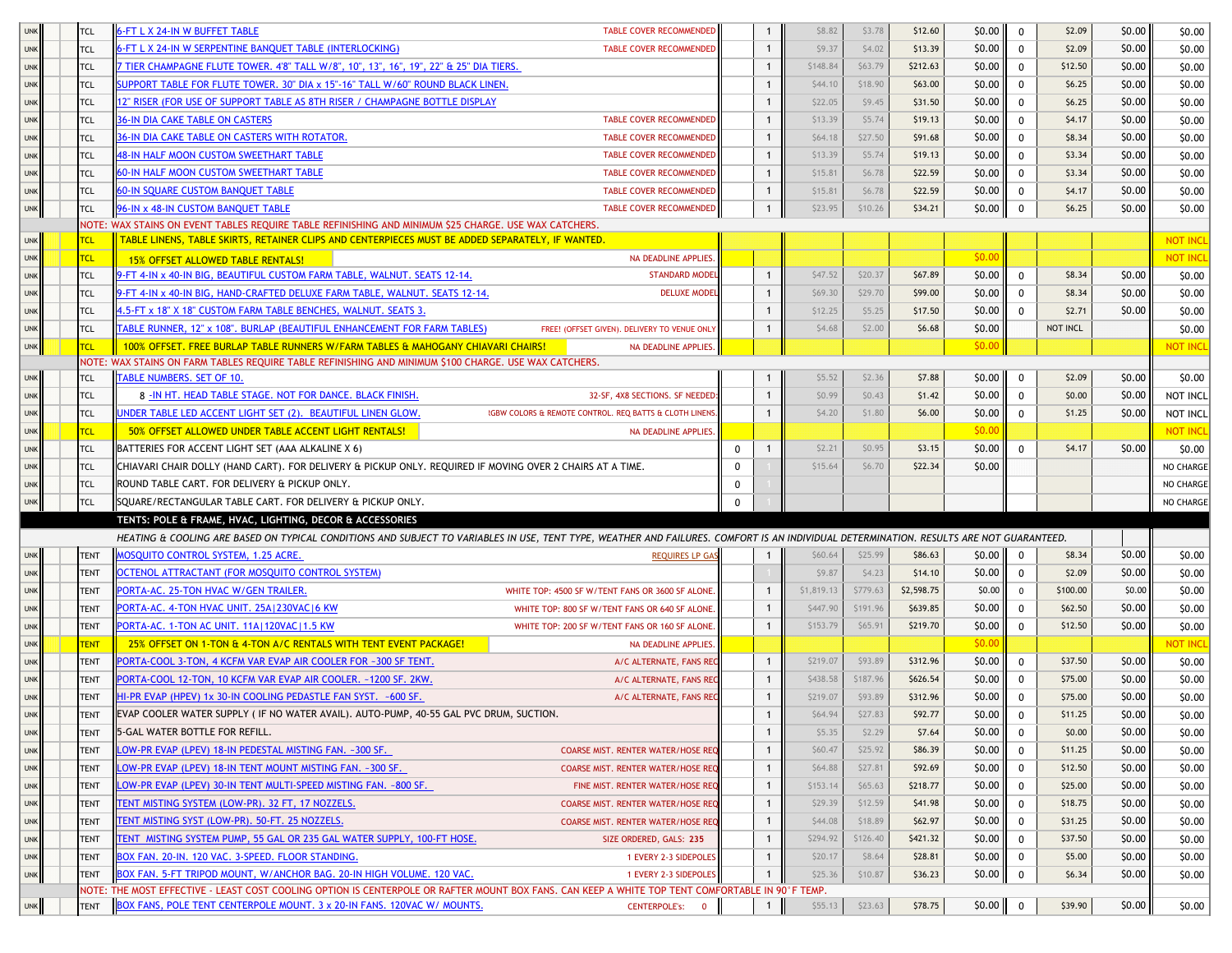| | | | | | | | | | | | | | | |
|---|---|---|---|---|---|---|---|---|---|---|---|---|---|---|
| UNK | TCL | 6-FT L X 24-IN W BUFFET TABLE | TABLE COVER RECOMMENDED | | 1 | $8.82 | $3.78 | $12.60 | $0.00 | 0 | $2.09 | $0.00 | $0.00 |
| UNK | TCL | 6-FT L X 24-IN W SERPENTINE BANQUET TABLE (INTERLOCKING) | TABLE COVER RECOMMENDED | | 1 | $9.37 | $4.02 | $13.39 | $0.00 | 0 | $2.09 | $0.00 | $0.00 |
| UNK | TCL | 7 TIER CHAMPAGNE FLUTE TOWER. 4'8" TALL W/8", 10", 13", 16", 19", 22" & 25" DIA TIERS. | | | 1 | $148.84 | $63.79 | $212.63 | $0.00 | 0 | $12.50 | $0.00 | $0.00 |
| UNK | TCL | SUPPORT TABLE FOR FLUTE TOWER. 30" DIA x 15"-16" TALL W/60" ROUND BLACK LINEN. | | | 1 | $44.10 | $18.90 | $63.00 | $0.00 | 0 | $6.25 | $0.00 | $0.00 |
| UNK | TCL | 12" RISER (FOR USE OF SUPPORT TABLE AS 8TH RISER / CHAMPAGNE BOTTLE DISPLAY | | | 1 | $22.05 | $9.45 | $31.50 | $0.00 | 0 | $6.25 | $0.00 | $0.00 |
| UNK | TCL | 36-IN DIA CAKE TABLE ON CASTERS | TABLE COVER RECOMMENDED | | 1 | $13.39 | $5.74 | $19.13 | $0.00 | 0 | $4.17 | $0.00 | $0.00 |
| UNK | TCL | 36-IN DIA CAKE TABLE ON CASTERS WITH ROTATOR. | TABLE COVER RECOMMENDED | | 1 | $64.18 | $27.50 | $91.68 | $0.00 | 0 | $8.34 | $0.00 | $0.00 |
| UNK | TCL | 48-IN HALF MOON CUSTOM SWEETHART TABLE | TABLE COVER RECOMMENDED | | 1 | $13.39 | $5.74 | $19.13 | $0.00 | 0 | $3.34 | $0.00 | $0.00 |
| UNK | TCL | 60-IN HALF MOON CUSTOM SWEETHART TABLE | TABLE COVER RECOMMENDED | | 1 | $15.81 | $6.78 | $22.59 | $0.00 | 0 | $3.34 | $0.00 | $0.00 |
| UNK | TCL | 60-IN SQUARE CUSTOM BANQUET TABLE | TABLE COVER RECOMMENDED | | 1 | $15.81 | $6.78 | $22.59 | $0.00 | 0 | $4.17 | $0.00 | $0.00 |
| UNK | TCL | 96-IN x 48-IN CUSTOM BANQUET TABLE | TABLE COVER RECOMMENDED | | 1 | $23.95 | $10.26 | $34.21 | $0.00 | 0 | $6.25 | $0.00 | $0.00 |
| | | NOTE: WAX STAINS ON EVENT TABLES REQUIRE TABLE REFINISHING AND MINIMUM $25 CHARGE. USE WAX CATCHERS. | | | | | | | | | | | |
| UNK | TCL | TABLE LINENS, TABLE SKIRTS, RETAINER CLIPS AND CENTERPIECES MUST BE ADDED SEPARATELY, IF WANTED. | | | | | | | | | | | NOT INCL |
| UNK | TCL | 15% OFFSET ALLOWED TABLE RENTALS! | NA DEADLINE APPLIES. | | | | | | $0.00 | | | | NOT INCL |
| UNK | TCL | 9-FT 4-IN x 40-IN BIG, BEAUTIFUL CUSTOM FARM TABLE, WALNUT. SEATS 12-14. | STANDARD MODEL | | 1 | $47.52 | $20.37 | $67.89 | $0.00 | 0 | $8.34 | $0.00 | $0.00 |
| UNK | TCL | 9-FT 4-IN x 40-IN BIG, HAND-CRAFTED DELUXE FARM TABLE, WALNUT. SEATS 12-14. | DELUXE MODEL | | 1 | $69.30 | $29.70 | $99.00 | $0.00 | 0 | $8.34 | $0.00 | $0.00 |
| UNK | TCL | 4.5-FT x 18" X 18" CUSTOM FARM TABLE BENCHES, WALNUT. SEATS 3. | | | 1 | $12.25 | $5.25 | $17.50 | $0.00 | 0 | $2.71 | $0.00 | $0.00 |
| UNK | TCL | TABLE RUNNER, 12" x 108". BURLAP (BEAUTIFUL ENHANCEMENT FOR FARM TABLES) | FREE! (OFFSET GIVEN). DELIVERY TO VENUE ONLY | | 1 | $4.68 | $2.00 | $6.68 | $0.00 | | NOT INCL | | $0.00 |
| UNK | TCL | 100% OFFSET. FREE BURLAP TABLE RUNNERS W/FARM TABLES & MAHOGANY CHIAVARI CHAIRS! | NA DEADLINE APPLIES. | | | | | | $0.00 | | | | NOT INCL |
| | | NOTE: WAX STAINS ON FARM TABLES REQUIRE TABLE REFINISHING AND MINIMUM $100 CHARGE. USE WAX CATCHERS. | | | | | | | | | | | |
| UNK | TCL | TABLE NUMBERS. SET OF 10. | | | 1 | $5.52 | $2.36 | $7.88 | $0.00 | 0 | $2.09 | $0.00 | $0.00 |
| UNK | TCL | 8 -IN HT. HEAD TABLE STAGE. NOT FOR DANCE. BLACK FINISH. | 32-SF, 4X8 SECTIONS. SF NEEDED: | | 1 | $0.99 | $0.43 | $1.42 | $0.00 | 0 | $0.00 | $0.00 | NOT INCL |
| UNK | TCL | UNDER TABLE LED ACCENT LIGHT SET (2). BEAUTIFUL LINEN GLOW. | !GBW COLORS & REMOTE CONTROL. REQ BATTS & CLOTH LINENS. | | 1 | $4.20 | $1.80 | $6.00 | $0.00 | 0 | $1.25 | $0.00 | NOT INCL |
| UNK | TCL | 50% OFFSET ALLOWED UNDER TABLE ACCENT LIGHT RENTALS! | NA DEADLINE APPLIES. | | | | | | $0.00 | | | | NOT INCL |
| UNK | TCL | BATTERIES FOR ACCENT LIGHT SET (AAA ALKALINE X 6) | | 0 | 1 | $2.21 | $0.95 | $3.15 | $0.00 | 0 | $4.17 | $0.00 | $0.00 |
| UNK | TCL | CHIAVARI CHAIR DOLLY (HAND CART). FOR DELIVERY & PICKUP ONLY. REQUIRED IF MOVING OVER 2 CHAIRS AT A TIME. | | 0 | 1 | $15.64 | $6.70 | $22.34 | $0.00 | | | | NO CHARGE |
| UNK | TCL | ROUND TABLE CART. FOR DELIVERY & PICKUP ONLY. | | 0 | 1 | | | | | | | | NO CHARGE |
| UNK | TCL | SQUARE/RECTANGULAR TABLE CART. FOR DELIVERY & PICKUP ONLY. | | 0 | 1 | | | | | | | | NO CHARGE |
| | | **TENTS: POLE & FRAME, HVAC, LIGHTING, DECOR & ACCESSORIES** | | | | | | | | | | | |
| | | *HEATING & COOLING ARE BASED ON TYPICAL CONDITIONS AND SUBJECT TO VARIABLES IN USE, TENT TYPE, WEATHER AND FAILURES. COMFORT IS AN INDIVIDUAL DETERMINATION. RESULTS ARE NOT GUARANTEED.* | | | | | | | | | | | |
| UNK | TENT | MOSQUITO CONTROL SYSTEM, 1.25 ACRE. | REQUIRES LP GAS | | 1 | $60.64 | $25.99 | $86.63 | $0.00 | 0 | $8.34 | $0.00 | $0.00 |
| UNK | TENT | OCTENOL ATTRACTANT (FOR MOSQUITO CONTROL SYSTEM) | | | 1 | $9.87 | $4.23 | $14.10 | $0.00 | 0 | $2.09 | $0.00 | $0.00 |
| UNK | TENT | PORTA-AC. 25-TON HVAC W/GEN TRAILER. | WHITE TOP: 4500 SF W/TENT FANS OR 3600 SF ALONE. | | 1 | $1,819.13 | $779.63 | $2,598.75 | $0.00 | 0 | $100.00 | $0.00 | $0.00 |
| UNK | TENT | PORTA-AC. 4-TON HVAC UNIT. 25A\|230VAC\|6 KW | WHITE TOP: 800 SF W/TENT FANS OR 640 SF ALONE. | | 1 | $447.90 | $191.96 | $639.85 | $0.00 | 0 | $62.50 | $0.00 | $0.00 |
| UNK | TENT | PORTA-AC. 1-TON AC UNIT. 11A\|120VAC\|1.5 KW | WHITE TOP: 200 SF W/TENT FANS OR 160 SF ALONE. | | 1 | $153.79 | $65.91 | $219.70 | $0.00 | 0 | $12.50 | $0.00 | $0.00 |
| UNK | TENT | 25% OFFSET ON 1-TON & 4-TON A/C RENTALS WITH TENT EVENT PACKAGE! | NA DEADLINE APPLIES. | | | | | | $0.00 | | | | NOT INCL |
| UNK | TENT | PORTA-COOL 3-TON, 4 KCFM VAR EVAP AIR COOLER FOR ~300 SF TENT. | A/C ALTERNATE, FANS REC | | 1 | $219.07 | $93.89 | $312.96 | $0.00 | 0 | $37.50 | $0.00 | $0.00 |
| UNK | TENT | PORTA-COOL 12-TON, 10 KCFM VAR EVAP AIR COOLER. ~1200 SF. 2KW. | A/C ALTERNATE, FANS REC | | 1 | $438.58 | $187.96 | $626.54 | $0.00 | 0 | $75.00 | $0.00 | $0.00 |
| UNK | TENT | HI-PR EVAP (HPEV) 1x 30-IN COOLING PEDASTLE FAN SYST. ~600 SF. | A/C ALTERNATE, FANS REC | | 1 | $219.07 | $93.89 | $312.96 | $0.00 | 0 | $75.00 | $0.00 | $0.00 |
| UNK | TENT | EVAP COOLER WATER SUPPLY ( IF NO WATER AVAIL). AUTO-PUMP, 40-55 GAL PVC DRUM, SUCTION. | | | 1 | $64.94 | $27.83 | $92.77 | $0.00 | 0 | $11.25 | $0.00 | $0.00 |
| UNK | TENT | 5-GAL WATER BOTTLE FOR REFILL. | | | 1 | $5.35 | $2.29 | $7.64 | $0.00 | 0 | $0.00 | $0.00 | $0.00 |
| UNK | TENT | LOW-PR EVAP (LPEV) 18-IN PEDESTAL MISTING FAN. ~300 SF. | COARSE MIST. RENTER WATER/HOSE REQ | | 1 | $60.47 | $25.92 | $86.39 | $0.00 | 0 | $11.25 | $0.00 | $0.00 |
| UNK | TENT | LOW-PR EVAP (LPEV) 18-IN TENT MOUNT MISTING FAN. ~300 SF. | COARSE MIST. RENTER WATER/HOSE REQ | | 1 | $64.88 | $27.81 | $92.69 | $0.00 | 0 | $12.50 | $0.00 | $0.00 |
| UNK | TENT | LOW-PR EVAP (LPEV) 30-IN TENT MULTI-SPEED MISTING FAN. ~800 SF. | FINE MIST. RENTER WATER/HOSE REQ | | 1 | $153.14 | $65.63 | $218.77 | $0.00 | 0 | $25.00 | $0.00 | $0.00 |
| UNK | TENT | TENT MISTING SYSTEM (LOW-PR). 32 FT, 17 NOZZELS. | COARSE MIST. RENTER WATER/HOSE REQ | | 1 | $29.39 | $12.59 | $41.98 | $0.00 | 0 | $18.75 | $0.00 | $0.00 |
| UNK | TENT | TENT MISTING SYST (LOW-PR). 50-FT. 25 NOZZELS. | COARSE MIST. RENTER WATER/HOSE REQ | | 1 | $44.08 | $18.89 | $62.97 | $0.00 | 0 | $31.25 | $0.00 | $0.00 |
| UNK | TENT | TENT MISTING SYSTEM PUMP, 55 GAL OR 235 GAL WATER SUPPLY, 100-FT HOSE. | SIZE ORDERED, GALS: 235 | | 1 | $294.92 | $126.40 | $421.32 | $0.00 | 0 | $37.50 | $0.00 | $0.00 |
| UNK | TENT | BOX FAN. 20-IN. 120 VAC. 3-SPEED. FLOOR STANDING. | 1 EVERY 2-3 SIDEPOLES | | 1 | $20.17 | $8.64 | $28.81 | $0.00 | 0 | $5.00 | $0.00 | $0.00 |
| UNK | TENT | BOX FAN. 5-FT TRIPOD MOUNT, W/ANCHOR BAG. 20-IN HIGH VOLUME. 120 VAC. | 1 EVERY 2-3 SIDEPOLES | | 1 | $25.36 | $10.87 | $36.23 | $0.00 | 0 | $6.34 | $0.00 | $0.00 |
| | | NOTE: THE MOST EFFECTIVE - LEAST COST COOLING OPTION IS CENTERPOLE OR RAFTER MOUNT BOX FANS. CAN KEEP A WHITE TOP TENT COMFORTABLE IN 90°F TEMP. | | | | | | | | | | | |
| UNK | TENT | BOX FANS, POLE TENT CENTERPOLE MOUNT. 3 x 20-IN FANS. 120VAC W/ MOUNTS. | CENTERPOLE's: 0 | | 1 | $55.13 | $23.63 | $78.75 | $0.00 | 0 | $39.90 | $0.00 | $0.00 |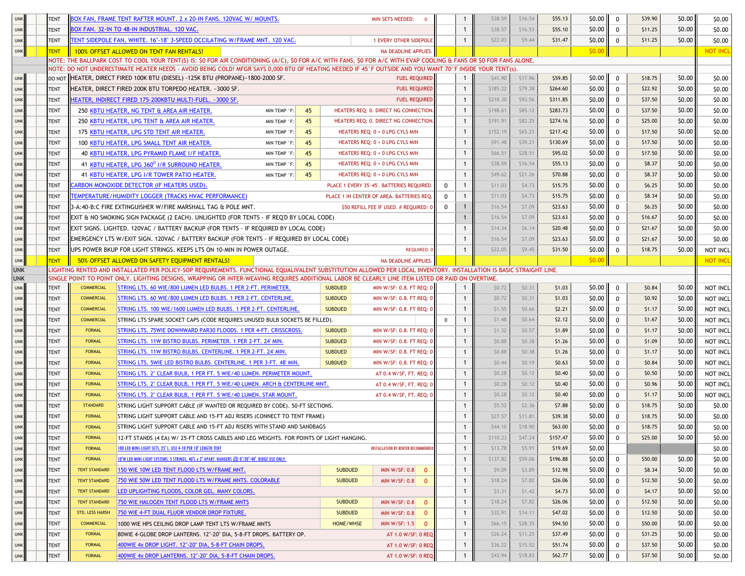| | | | | | | | | | | | | | | | | |
|---|---|---|---|---|---|---|---|---|---|---|---|---|---|---|---|---|
| UNK | | TENT | BOX FAN, FRAME TENT RAFTER MOUNT. 2 x 20-IN FANS. 120VAC W/ MOUNTS. | MIN SETS NEEDED: 0 | | 1 | $38.59 | $16.54 | $55.13 | $0.00 | 0 | $39.90 | $0.00 | $0.00 |
| UNK | | TENT | BOX FAN. 32-IN TO 48-IN INDUSTRIAL. 120 VAC. | | | 1 | $38.57 | $16.53 | $55.10 | $0.00 | 0 | $11.25 | $0.00 | $0.00 |
| UNK | | TENT | TENT SIDEPOLE FAN, WHITE. 16"-18" 3-SPEED OCCILATING W/FRAME MNT. 120 VAC. | 1 EVERY OTHER SIDEPOLE | | 1 | $22.03 | $9.44 | $31.47 | $0.00 | 0 | $11.25 | $0.00 | $0.00 |
| UNK | | TENT | 100% OFFSET ALLOWED ON TENT FAN RENTALS! | NA DEADLINE APPLIES. | | | | | | $0.00 | | | | NOT INCL |
| | | NOTE: THE BALLPARK COST TO COOL YOUR TENT(S) IS: $0 FOR AIR CONDITIONING (A/C), $0 FOR A/C WITH FANS, $0 FOR A/C WITH EVAP COOLING & FANS OR $0 FOR FANS ALONE. | | | | | | | | | | | | |
| | | NOTE: DO NOT UNDERESTIMATE HEATER NEEDS - AVOID BEING COLD! MFGR SAYS 0,000 BTU OF HEATING NEEDED IF 45°F OUTSIDE AND YOU WANT 70°F INSIDE YOUR TENT(S). | | | | | | | | | | | | |
| UNK | | DO NOT | HEATER, DIRECT FIRED 100K BTU (DIESEL) -125K BTU (PROPANE)~1800-2000 SF. | FUEL REQUIRED | | 1 | $41.90 | $17.96 | $59.85 | $0.00 | 0 | $18.75 | $0.00 | $0.00 |
| UNK | | TENT | HEATER, DIRECT FIRED 200K BTU TORPEDO HEATER. ~3000 SF. | FUEL REQUIRED | | 1 | $185.22 | $79.38 | $264.60 | $0.00 | 0 | $22.92 | $0.00 | $0.00 |
| UNK | | TENT | HEATER, INDIRECT FIRED 175-200KBTU MULTI-FUEL. ~3000 SF. | FUEL REQUIRED | | 1 | $218.30 | $93.56 | $311.85 | $0.00 | 0 | $37.50 | $0.00 | $0.00 |
| UNK | | TENT | 250 KBTU HEATER, NG TENT & AREA AIR HEATER. MIN TEMP °F: 45 | HEATERS REQ: 0. DIRECT NG CONNECTION. | | 1 | $198.61 | $85.12 | $283.73 | $0.00 | 0 | $37.50 | $0.00 | $0.00 |
| UNK | | TENT | 250 KBTU HEATER, LPG TENT & AREA AIR HEATER. MIN TEMP °F: 45 | HEATERS REQ: 0. DIRECT NG CONNECTION. | | 1 | $191.91 | $82.25 | $274.16 | $0.00 | 0 | $25.00 | $0.00 | $0.00 |
| UNK | | TENT | 175 KBTU HEATER, LPG STD TENT AIR HEATER. MIN TEMP °F: 45 | HEATERS REQ: 0 + 0 LPG CYLS MIN | | 1 | $152.19 | $65.23 | $217.42 | $0.00 | 0 | $17.50 | $0.00 | $0.00 |
| UNK | | TENT | 100 KBTU HEATER, LPG SMALL TENT AIR HEATER. MIN TEMP °F: 45 | HEATERS REQ: 0 + 0 LPG CYLS MIN | | 1 | $91.48 | $39.21 | $130.69 | $0.00 | 0 | $17.50 | $0.00 | $0.00 |
| UNK | | TENT | 40 KBTU HEATER, LPG PYRAMID FLAME I/F HEATER. MIN TEMP °F: 45 | HEATERS REQ: 0 + 0 LPG CYLS MIN | | 1 | $66.51 | $28.51 | $95.02 | $0.00 | 0 | $17.50 | $0.00 | $0.00 |
| UNK | | TENT | 41 KBTU HEATER, LPG 360° I/R SURROUND HEATER. MIN TEMP °F: 45 | HEATERS REQ: 0 + 0 LPG CYLS MIN | | 1 | $38.59 | $16.54 | $55.13 | $0.00 | 0 | $8.37 | $0.00 | $0.00 |
| UNK | | TENT | 41 KBTU HEATER, LPG I/R TOWER PATIO HEATER. MIN TEMP °F: 45 | HEATERS REQ: 0 + 0 LPG CYLS MIN | | 1 | $49.62 | $21.26 | $70.88 | $0.00 | 0 | $8.37 | $0.00 | $0.00 |
| UNK | | TENT | CARBON MONOXIDE DETECTOR (IF HEATERS USED). | PLACE 1 EVERY 35'-45'. BATTERIES REQUIRED. | 0 | 1 | $11.03 | $4.73 | $15.75 | $0.00 | 0 | $6.25 | $0.00 | $0.00 |
| UNK | | TENT | TEMPERATURE/HUMIDITY LOGGER (TRACKS HVAC PERFORMANCE) | PLACE 1 IN CENTER OF AREA. BATTERIES REQ. | 0 | 1 | $11.03 | $4.73 | $15.75 | $0.00 | 0 | $8.34 | $0.00 | $0.00 |
| UNK | | TENT | 3-A:40-B:C FIRE EXTINGUISHER W/FIRE MARSHALL TAG & POLE MNT. | $50 REFILL FEE IF USED. # REQUIRED: 0 | 0 | 1 | $16.54 | $7.09 | $23.63 | $0.00 | 0 | $6.25 | $0.00 | $0.00 |
| UNK | | TENT | EXIT & NO SMOKING SIGN PACKAGE (2 EACH). UNLIGHTED (FOR TENTS - IF REQ'D BY LOCAL CODE) | | | 1 | $16.54 | $7.09 | $23.63 | $0.00 | 0 | $16.67 | $0.00 | $0.00 |
| UNK | | TENT | EXIT SIGNS. LIGHTED. 120VAC / BATTERY BACKUP (FOR TENTS - IF REQUIRED BY LOCAL CODE) | | | 1 | $14.34 | $6.14 | $20.48 | $0.00 | 0 | $21.67 | $0.00 | $0.00 |
| UNK | | TENT | EMERGENCY LTS W/EXIT SIGN. 120VAC / BATTERY BACKUP (FOR TENTS - IF REQUIRED BY LOCAL CODE) | | | 1 | $16.54 | $7.09 | $23.63 | $0.00 | 0 | $21.67 | $0.00 | $0.00 |
| UNK | | TENT | UPS POWER BKUP FOR LIGHT STRINGS. KEEPS LTS ON 10-MIN IN POWER OUTAGE. | REQUIRED: 0 | | 1 | $22.05 | $9.45 | $31.50 | $0.00 | 0 | $18.75 | $0.00 | NOT INCL |
| UNK | | TENT | 50% OFFSET ALLOWED ON SAFETY EQUIPMENT RENTALS! | NA DEADLINE APPLIES. | | | | | | $0.00 | | | | NOT INCL |
| UNK | | LIGHTING RENTED AND INSTALLATED PER POLICY-SOP REQUIREMENTS. FUNCTIONAL EQUALIVALENT SUBSTITUTION ALLOWED PER LOCAL INVENTORY. INSTALLATION IS BASIC STRAIGHT LINE, | | | | | | | | | | | | |
| UNK | | SINGLE POINT TO POINT ONLY. LIGHTING DESIGNS, WRAPPING OR INTER-WEAVING REQUIRES ADDITIONAL LABOR BE CLEARLY LINE ITEM LISTED OR PAID ON OVERTIME. | | | | | | | | | | | | |
| UNK | | TENT | COMMERCIAL — STRING LTS. 60 WIE/800 LUMEN LED BULBS. 1 PER 2-FT. PERIMETER. — SUBDUED | MIN W/SF: 0.8. FT REQ: 0 | | 1 | $0.72 | $0.31 | $1.03 | $0.00 | 0 | $0.84 | $0.00 | NOT INCL |
| UNK | | TENT | COMMERCIAL — STRING LTS. 60 WIE/800 LUMEN LED BULBS. 1 PER 2-FT. CENTERLINE. — SUBDUED | MIN W/SF: 0.8. FT REQ: 0 | | 1 | $0.72 | $0.31 | $1.03 | $0.00 | 0 | $0.92 | $0.00 | NOT INCL |
| UNK | | TENT | COMMERCIAL — STRING LTS. 100 WIE/1600 LUMEN LED BULBS. 1 PER 2-FT. CENTERLINE. — SUBDUED | MIN W/SF: 0.8. FT REQ: 0 | | 1 | $1.55 | $0.66 | $2.21 | $0.00 | 0 | $1.17 | $0.00 | NOT INCL |
| UNK | | TENT | COMMERCIAL — STRING LTS SPARE SOCKET CAPS (CODE REQUIRES UNUSED BULB SOCKETS BE FILLED). | | 0 | 1 | $1.48 | $0.64 | $2.12 | $0.00 | 0 | $1.67 | $0.00 | NOT INCL |
| UNK | | TENT | FORMAL — STRING LTS. 75WIE DOWNWARD PAR30 FLOODS. 1 PER 4-FT. CRISSCROSS. — SUBDUED | MIN W/SF: 0.8. FT REQ: 0 | | 1 | $1.32 | $0.57 | $1.89 | $0.00 | 0 | $1.17 | $0.00 | NOT INCL |
| UNK | | TENT | FORMAL — STRING LTS. 11W BISTRO BULBS. PERIMETER. 1 PER 2-FT. 24' MIN. — SUBDUED | MIN W/SF: 0.8. FT REQ: 0 | | 1 | $0.88 | $0.38 | $1.26 | $0.00 | 0 | $1.09 | $0.00 | NOT INCL |
| UNK | | TENT | FORMAL — STRING LTS. 11W BISTRO BULBS. CENTERLINE. 1 PER 2-FT. 24' MIN. — SUBDUED | MIN W/SF: 0.8. FT REQ: 0 | | 1 | $0.88 | $0.38 | $1.26 | $0.00 | 0 | $1.17 | $0.00 | NOT INCL |
| UNK | | TENT | FORMAL — STRING LTS. 5WIE LED BISTRO BULBS. CENTERLINE. 1 PER 3-FT. 48' MIN. — SUBDUED | MIN W/SF: 0.8. FT REQ: 0 | | 1 | $0.44 | $0.19 | $0.63 | $0.00 | 0 | $0.84 | $0.00 | NOT INCL |
| UNK | | TENT | FORMAL — STRING LTS. 2" CLEAR BULB, 1 PER FT. 5 WIE/40 LUMEN. PERIMETER MOUNT. | AT 0.4 W/SF, FT. REQ: 0 | | 1 | $0.28 | $0.12 | $0.40 | $0.00 | 0 | $0.50 | $0.00 | NOT INCL |
| UNK | | TENT | FORMAL — STRING LTS. 2" CLEAR BULB, 1 PER FT. 5 WIE/40 LUMEN. ARCH & CENTERLINE MNT. | AT 0.4 W/SF, FT. REQ: 0 | | 1 | $0.28 | $0.12 | $0.40 | $0.00 | 0 | $0.96 | $0.00 | NOT INCL |
| UNK | | TENT | FORMAL — STRING LTS. 2" CLEAR BULB, 1 PER FT. 5 WIE/40 LUMEN. STAR MOUNT. | AT 0.4 W/SF, FT. REQ: 0 | | 1 | $0.28 | $0.12 | $0.40 | $0.00 | 0 | $1.17 | $0.00 | NOT INCL |
| UNK | | TENT | STANDARD — STRING LIGHT SUPPORT CABLE (IF WANTED OR REQUIRED BY CODE). 50-FT SECTIONS. | | | 1 | $5.52 | $2.36 | $7.88 | $0.00 | 0 | $18.75 | $0.00 | $0.00 |
| UNK | | TENT | FORMAL — STRING LIGHT SUPPORT CABLE AND 15-FT ADJ RISERS (CONNECT TO TENT FRAME) | | | 1 | $27.57 | $11.81 | $39.38 | $0.00 | 0 | $18.75 | $0.00 | $0.00 |
| UNK | | TENT | FORMAL — STRING LIGHT SUPPORT CABLE AND 15-FT ADJ RISERS WITH STAND AND SANDBAGS | | | 1 | $44.10 | $18.90 | $63.00 | $0.00 | 0 | $18.75 | $0.00 | $0.00 |
| UNK | | TENT | FORMAL — 12-FT STANDS (4 EA) W/ 25-FT CROSS CABLES AND LEG WEIGHTS. FOR POINTS OF LIGHT HANGING. | | | 1 | $110.23 | $47.24 | $157.47 | $0.00 | 0 | $25.00 | $0.00 | $0.00 |
| UNK | | TENT | FORMAL — 100 LED MINI-LIGHT SETS, 25' L. USE 4-10 PER 10' LENGTH TENT | INSTALLATION BY RENTER RECOMMENDED | | 1 | $13.78 | $5.91 | $19.69 | $0.00 | | | | $0.00 |
| UNK | | TENT | FORMAL — 10'W LED MINI-LIGHT SYSTEMS. 5 STRINGS, 40'L x 2' APART. HANGERS @ 0'/20'/40'. RIDGE USE ONLY. | | | 1 | $137.82 | $59.06 | $196.88 | $0.00 | 0 | $50.00 | $0.00 | $0.00 |
| UNK | | TENT | TENT STANDARD — 150 WIE 10W LED TENT FLOOD LTS W/FRAME MNT. — SUBDUED | MIN W/SF: 0.8 0 | | 1 | $9.09 | $3.89 | $12.98 | $0.00 | 0 | $8.34 | $0.00 | $0.00 |
| UNK | | TENT | TENT STANDARD — 750 WIE 50W LED TENT FLOOD LTS W/FRAME MNTS. COLORABLE — SUBDUED | MIN W/SF: 0.8 0 | | 1 | $18.24 | $7.82 | $26.06 | $0.00 | 0 | $12.50 | $0.00 | $0.00 |
| UNK | | TENT | TENT STANDARD — LED UPLIGHTING FLOODS, COLOR GEL. MANY COLORS. | | | 1 | $3.31 | $1.42 | $4.73 | $0.00 | 0 | $4.17 | $0.00 | $0.00 |
| UNK | | TENT | TENT STANDARD — 750 WIE HALOGEN TENT FLOOD LTS W/FRAME MNTS — SUBDUED | MIN W/SF: 0.8 0 | | 1 | $18.24 | $7.82 | $26.06 | $0.00 | 0 | $12.50 | $0.00 | $0.00 |
| UNK | | TENT | STD, LESS HARSH — 750 WIE 4-FT DUAL FLUOR VENDOR DROP FIXTURE. — SUBDUED | MIN W/SF: 0.8 0 | | 1 | $32.91 | $14.11 | $47.02 | $0.00 | 0 | $12.50 | $0.00 | $0.00 |
| UNK | | TENT | COMMERCIAL — 1000 WIE HPS CEILING DROP LAMP TENT LTS W/FRAME MNTS — HOME/WHSE | MIN W/SF: 1.5 0 | | 1 | $66.15 | $28.35 | $94.50 | $0.00 | 0 | $50.00 | $0.00 | $0.00 |
| UNK | | TENT | FORMAL — 80WIE 4-GLOBE DROP LANTERNS. 12"-20" DIA, 5-8-FT DROPS. BATTERY OP. | AT 1.0 W/SF: 0 REQ | | 1 | $26.24 | $11.25 | $37.49 | $0.00 | 0 | $31.25 | $0.00 | $0.00 |
| UNK | | TENT | FORMAL — 400WIE 4x DROP LIGHT. 12"-20" DIA, 5-8-FT CHAIN DROPS. | AT 1.0 W/SF: 0 REQ | | 1 | $36.22 | $15.52 | $51.74 | $0.00 | 0 | $37.50 | $0.00 | $0.00 |
| UNK | | TENT | FORMAL — 400WIE 4x DROP LANTERNS. 12"-20" DIA, 5-8-FT CHAIN DROPS. | AT 1.0 W/SF: 0 REQ | | 1 | $43.94 | $18.83 | $62.77 | $0.00 | 0 | $37.50 | $0.00 | $0.00 |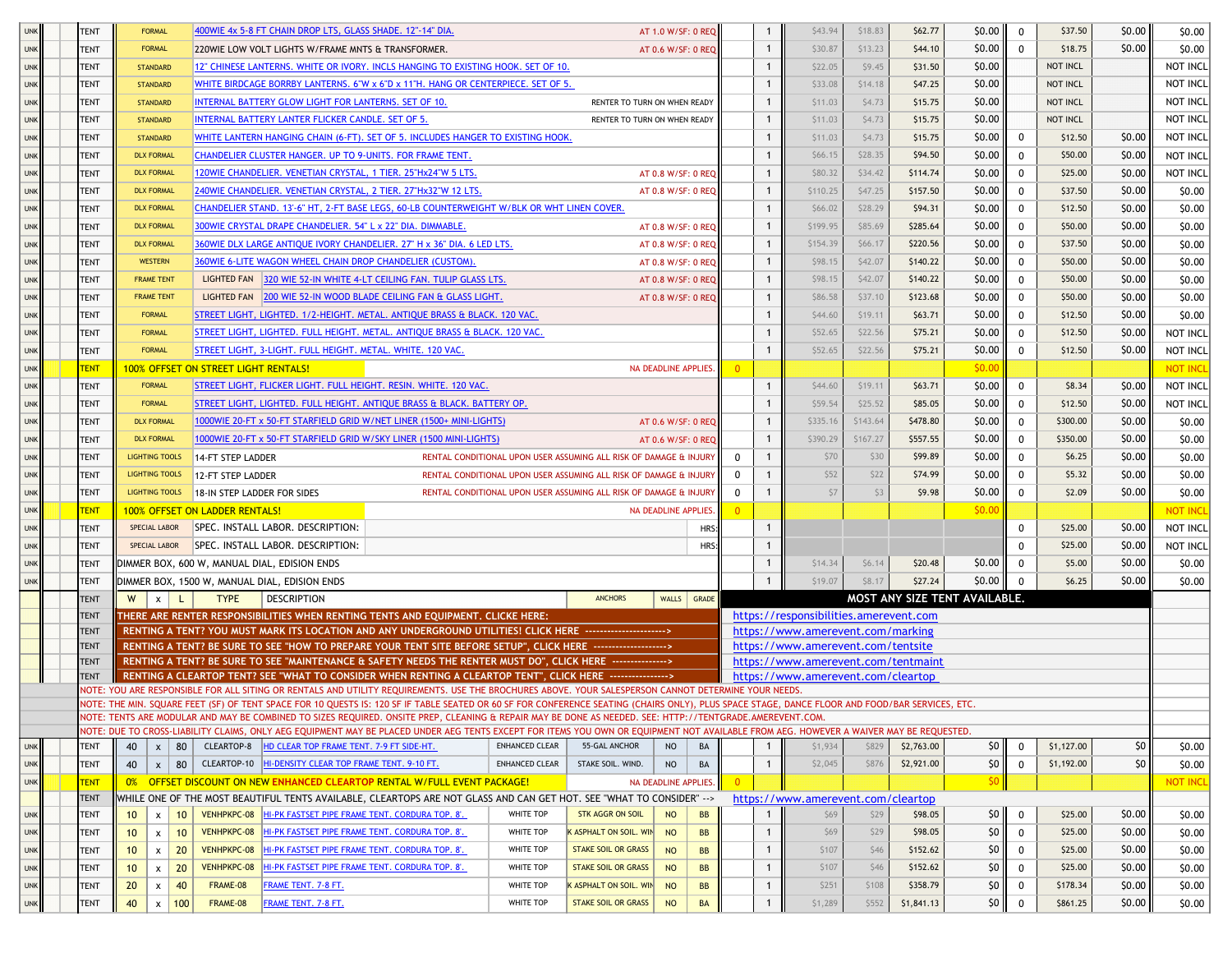| | | | | | | | | | | | | | | | |
|---|---|---|---|---|---|---|---|---|---|---|---|---|---|---|---|
| UNK | TENT | FORMAL | 400WIE 4x 5-8 FT CHAIN DROP LTS, GLASS SHADE. 12"-14" DIA. | AT 1.0 W/SF: 0 REQ | | 1 | $43.94 | $18.83 | $62.77 | $0.00 | 0 | $37.50 | $0.00 | $0.00 |
| UNK | TENT | FORMAL | 220WIE LOW VOLT LIGHTS W/FRAME MNTS & TRANSFORMER. | AT 0.6 W/SF: 0 REQ | | 1 | $30.87 | $13.23 | $44.10 | $0.00 | 0 | $18.75 | $0.00 | $0.00 |
| UNK | TENT | STANDARD | 12" CHINESE LANTERNS. WHITE OR IVORY. INCLS HANGING TO EXISTING HOOK. SET OF 10. | | | 1 | $22.05 | $9.45 | $31.50 | $0.00 | | NOT INCL | | NOT INCL |
| UNK | TENT | STANDARD | WHITE BIRDCAGE BORRBY LANTERNS. 6"W x 6"D x 11"H. HANG OR CENTERPIECE. SET OF 5. | | | 1 | $33.08 | $14.18 | $47.25 | $0.00 | | NOT INCL | | NOT INCL |
| UNK | TENT | STANDARD | INTERNAL BATTERY GLOW LIGHT FOR LANTERNS. SET OF 10. | RENTER TO TURN ON WHEN READY | | 1 | $11.03 | $4.73 | $15.75 | $0.00 | | NOT INCL | | NOT INCL |
| UNK | TENT | STANDARD | INTERNAL BATTERY LANTER FLICKER CANDLE. SET OF 5. | RENTER TO TURN ON WHEN READY | | 1 | $11.03 | $4.73 | $15.75 | $0.00 | | NOT INCL | | NOT INCL |
| UNK | TENT | STANDARD | WHITE LANTERN HANGING CHAIN (6-FT). SET OF 5. INCLUDES HANGER TO EXISTING HOOK. | | | 1 | $11.03 | $4.73 | $15.75 | $0.00 | 0 | $12.50 | $0.00 | NOT INCL |
| UNK | TENT | DLX FORMAL | CHANDELIER CLUSTER HANGER. UP TO 9-UNITS. FOR FRAME TENT. | | | 1 | $66.15 | $28.35 | $94.50 | $0.00 | 0 | $50.00 | $0.00 | NOT INCL |
| UNK | TENT | DLX FORMAL | 120WIE CHANDELIER. VENETIAN CRYSTAL, 1 TIER. 25"Hx24"W 5 LTS. | AT 0.8 W/SF: 0 REQ | | 1 | $80.32 | $34.42 | $114.74 | $0.00 | 0 | $25.00 | $0.00 | NOT INCL |
| UNK | TENT | DLX FORMAL | 240WIE CHANDELIER. VENETIAN CRYSTAL, 2 TIER. 27"Hx32"W 12 LTS. | AT 0.8 W/SF: 0 REQ | | 1 | $110.25 | $47.25 | $157.50 | $0.00 | 0 | $37.50 | $0.00 | $0.00 |
| UNK | TENT | DLX FORMAL | CHANDELIER STAND. 13'-6" HT, 2-FT BASE LEGS, 60-LB COUNTERWEIGHT W/BLK OR WHT LINEN COVER. | | | 1 | $66.02 | $28.29 | $94.31 | $0.00 | 0 | $12.50 | $0.00 | $0.00 |
| UNK | TENT | DLX FORMAL | 300WIE CRYSTAL DRAPE CHANDELIER. 54" L x 22" DIA. DIMMABLE. | AT 0.8 W/SF: 0 REQ | | 1 | $199.95 | $85.69 | $285.64 | $0.00 | 0 | $50.00 | $0.00 | $0.00 |
| UNK | TENT | DLX FORMAL | 360WIE DLX LARGE ANTIQUE IVORY CHANDELIER. 27" H x 36" DIA. 6 LED LTS. | AT 0.8 W/SF: 0 REQ | | 1 | $154.39 | $66.17 | $220.56 | $0.00 | 0 | $37.50 | $0.00 | $0.00 |
| UNK | TENT | WESTERN | 360WIE 6-LITE WAGON WHEEL CHAIN DROP CHANDELIER (CUSTOM). | AT 0.8 W/SF: 0 REQ | | 1 | $98.15 | $42.07 | $140.22 | $0.00 | 0 | $50.00 | $0.00 | $0.00 |
| UNK | TENT | FRAME TENT | LIGHTED FAN — 320 WIE 52-IN WHITE 4-LT CEILING FAN. TULIP GLASS LTS. | AT 0.8 W/SF: 0 REQ | | 1 | $98.15 | $42.07 | $140.22 | $0.00 | 0 | $50.00 | $0.00 | $0.00 |
| UNK | TENT | FRAME TENT | LIGHTED FAN — 200 WIE 52-IN WOOD BLADE CEILING FAN & GLASS LIGHT. | AT 0.8 W/SF: 0 REQ | | 1 | $86.58 | $37.10 | $123.68 | $0.00 | 0 | $50.00 | $0.00 | $0.00 |
| UNK | TENT | FORMAL | STREET LIGHT, LIGHTED. 1/2-HEIGHT. METAL. ANTIQUE BRASS & BLACK. 120 VAC. | | | 1 | $44.60 | $19.11 | $63.71 | $0.00 | 0 | $12.50 | $0.00 | $0.00 |
| UNK | TENT | FORMAL | STREET LIGHT, LIGHTED. FULL HEIGHT. METAL. ANTIQUE BRASS & BLACK. 120 VAC. | | | 1 | $52.65 | $22.56 | $75.21 | $0.00 | 0 | $12.50 | $0.00 | NOT INCL |
| UNK | TENT | FORMAL | STREET LIGHT, 3-LIGHT. FULL HEIGHT. METAL. WHITE. 120 VAC. | | | 1 | $52.65 | $22.56 | $75.21 | $0.00 | 0 | $12.50 | $0.00 | NOT INCL |
| UNK | TENT | 100% OFFSET ON STREET LIGHT RENTALS! | | NA DEADLINE APPLIES. | 0 | | | | | $0.00 | | | | NOT INCL |
| UNK | TENT | FORMAL | STREET LIGHT, FLICKER LIGHT. FULL HEIGHT. RESIN. WHITE. 120 VAC. | | | 1 | $44.60 | $19.11 | $63.71 | $0.00 | 0 | $8.34 | $0.00 | NOT INCL |
| UNK | TENT | FORMAL | STREET LIGHT, LIGHTED. FULL HEIGHT. ANTIQUE BRASS & BLACK. BATTERY OP. | | | 1 | $59.54 | $25.52 | $85.05 | $0.00 | 0 | $12.50 | $0.00 | NOT INCL |
| UNK | TENT | DLX FORMAL | 1000WIE 20-FT x 50-FT STARFIELD GRID W/NET LINER (1500+ MINI-LIGHTS) | AT 0.6 W/SF: 0 REQ | | 1 | $335.16 | $143.64 | $478.80 | $0.00 | 0 | $300.00 | $0.00 | $0.00 |
| UNK | TENT | DLX FORMAL | 1000WIE 20-FT x 50-FT STARFIELD GRID W/SKY LINER (1500 MINI-LIGHTS) | AT 0.6 W/SF: 0 REQ | | 1 | $390.29 | $167.27 | $557.55 | $0.00 | 0 | $350.00 | $0.00 | $0.00 |
| UNK | TENT | LIGHTING TOOLS | 14-FT STEP LADDER | RENTAL CONDITIONAL UPON USER ASSUMING ALL RISK OF DAMAGE & INJURY | 0 | 1 | $70 | $30 | $99.89 | $0.00 | 0 | $6.25 | $0.00 | $0.00 |
| UNK | TENT | LIGHTING TOOLS | 12-FT STEP LADDER | RENTAL CONDITIONAL UPON USER ASSUMING ALL RISK OF DAMAGE & INJURY | 0 | 1 | $52 | $22 | $74.99 | $0.00 | 0 | $5.32 | $0.00 | $0.00 |
| UNK | TENT | LIGHTING TOOLS | 18-IN STEP LADDER FOR SIDES | RENTAL CONDITIONAL UPON USER ASSUMING ALL RISK OF DAMAGE & INJURY | 0 | 1 | $7 | $3 | $9.98 | $0.00 | 0 | $2.09 | $0.00 | $0.00 |
| UNK | TENT | 100% OFFSET ON LADDER RENTALS! | | NA DEADLINE APPLIES. | 0 | | | | | $0.00 | | | | NOT INCL |
| UNK | TENT | SPECIAL LABOR | SPEC. INSTALL LABOR. DESCRIPTION: | HRS: | | 1 | | | | | 0 | $25.00 | $0.00 | NOT INCL |
| UNK | TENT | SPECIAL LABOR | SPEC. INSTALL LABOR. DESCRIPTION: | HRS: | | 1 | | | | | 0 | $25.00 | $0.00 | NOT INCL |
| UNK | TENT | DIMMER BOX, 600 W, MANUAL DIAL, EDISION ENDS | | | | 1 | $14.34 | $6.14 | $20.48 | $0.00 | 0 | $5.00 | $0.00 | $0.00 |
| UNK | TENT | DIMMER BOX, 1500 W, MANUAL DIAL, EDISION ENDS | | | | 1 | $19.07 | $8.17 | $27.24 | $0.00 | 0 | $6.25 | $0.00 | $0.00 |

**MOST ANY SIZE TENT AVAILABLE.**

| | | | | | | | | | | | | | | | | | | | | | | |
|---|---|---|---|---|---|---|---|---|---|---|---|---|---|---|---|---|---|---|---|---|---|---|
| | TENT | W | x | L | TYPE | DESCRIPTION | | ANCHORS | WALLS | GRADE | | | | | | | | | | | | |

- TENT — THERE ARE RENTER RESPONSIBILITIES WHEN RENTING TENTS AND EQUIPMENT. CLICKE HERE: https://responsibilities.amerevent.com
- TENT — RENTING A TENT? YOU MUST MARK ITS LOCATION AND ANY UNDERGROUND UTILITIES! CLICK HERE ----------------------> https://www.amerevent.com/marking
- TENT — RENTING A TENT? BE SURE TO SEE "HOW TO PREPARE YOUR TENT SITE BEFORE SETUP", CLICK HERE --------------------> https://www.amerevent.com/tentsite
- TENT — RENTING A TENT? BE SURE TO SEE "MAINTENANCE & SAFETY NEEDS THE RENTER MUST DO", CLICK HERE ---------------> https://www.amerevent.com/tentmaint
- TENT — RENTING A CLEARTOP TENT? SEE "WHAT TO CONSIDER WHEN RENTING A CLEARTOP TENT", CLICK HERE ----------------> https://www.amerevent.com/cleartop

NOTE: YOU ARE RESPONSIBLE FOR ALL SITING OR RENTALS AND UTILITY REQUIREMENTS. USE THE BROCHURES ABOVE. YOUR SALESPERSON CANNOT DETERMINE YOUR NEEDS.

NOTE: THE MIN. SQUARE FEET (SF) OF TENT SPACE FOR 10 QUESTS IS: 120 SF IF TABLE SEATED OR 60 SF FOR CONFERENCE SEATING (CHAIRS ONLY), PLUS SPACE STAGE, DANCE FLOOR AND FOOD/BAR SERVICES, ETC.

NOTE: TENTS ARE MODULAR AND MAY BE COMBINED TO SIZES REQUIRED. ONSITE PREP, CLEANING & REPAIR MAY BE DONE AS NEEDED. SEE: HTTP://TENTGRADE.AMEREVENT.COM.

NOTE: DUE TO CROSS-LIABILITY CLAIMS, ONLY AEG EQUIPMENT MAY BE PLACED UNDER AEG TENTS EXCEPT FOR ITEMS YOU OWN OR EQUIPMENT NOT AVAILABLE FROM AEG. HOWEVER A WAIVER MAY BE REQUESTED.

| | | | | | | | | | | | | | | | | | | | | | |
|---|---|---|---|---|---|---|---|---|---|---|---|---|---|---|---|---|---|---|---|---|---|
| UNK | TENT | 40 | x | 80 | CLEARTOP-8 | HD CLEAR TOP FRAME TENT. 7-9 FT SIDE-HT. | ENHANCED CLEAR | 55-GAL ANCHOR | NO | BA | | 1 | $1,934 | $829 | $2,763.00 | $0 | 0 | $1,127.00 | $0 | $0.00 |
| UNK | TENT | 40 | x | 80 | CLEARTOP-10 | HI-DENSITY CLEAR TOP FRAME TENT. 9-10 FT. | ENHANCED CLEAR | STAKE SOIL. WIND. | NO | BA | | 1 | $2,045 | $876 | $2,921.00 | $0 | 0 | $1,192.00 | $0 | $0.00 |
| UNK | TENT | 0% OFFSET DISCOUNT ON NEW ENHANCED CLEARTOP RENTAL W/FULL EVENT PACKAGE! | | | | | | NA DEADLINE APPLIES. | | | 0 | | | | | $0 | | | | NOT INCL |
| | TENT | WHILE ONE OF THE MOST BEAUTIFUL TENTS AVAILABLE, CLEARTOPS ARE NOT GLASS AND CAN GET HOT. SEE "WHAT TO CONSIDER" --> https://www.amerevent.com/cleartop | | | | | | | | | | | | | | | | | | |
| UNK | TENT | 10 | x | 10 | VENHPKPC-08 | HI-PK FASTSET PIPE FRAME TENT. CORDURA TOP. 8'. | WHITE TOP | STK AGGR ON SOIL | NO | BB | | 1 | $69 | $29 | $98.05 | $0 | 0 | $25.00 | $0.00 | $0.00 |
| UNK | TENT | 10 | x | 10 | VENHPKPC-08 | HI-PK FASTSET PIPE FRAME TENT. CORDURA TOP. 8'. | WHITE TOP | K ASPHALT ON SOIL. WIN | NO | BB | | 1 | $69 | $29 | $98.05 | $0 | 0 | $25.00 | $0.00 | $0.00 |
| UNK | TENT | 10 | x | 20 | VENHPKPC-08 | HI-PK FASTSET PIPE FRAME TENT. CORDURA TOP. 8'. | WHITE TOP | STAKE SOIL OR GRASS | NO | BB | | 1 | $107 | $46 | $152.62 | $0 | 0 | $25.00 | $0.00 | $0.00 |
| UNK | TENT | 10 | x | 20 | VENHPKPC-08 | HI-PK FASTSET PIPE FRAME TENT. CORDURA TOP. 8'. | WHITE TOP | STAKE SOIL OR GRASS | NO | BB | | 1 | $107 | $46 | $152.62 | $0 | 0 | $25.00 | $0.00 | $0.00 |
| UNK | TENT | 20 | x | 40 | FRAME-08 | FRAME TENT. 7-8 FT. | WHITE TOP | K ASPHALT ON SOIL. WIN | NO | BB | | 1 | $251 | $108 | $358.79 | $0 | 0 | $178.34 | $0.00 | $0.00 |
| UNK | TENT | 40 | x | 100 | FRAME-08 | FRAME TENT. 7-8 FT. | WHITE TOP | STAKE SOIL OR GRASS | NO | BA | | 1 | $1,289 | $552 | $1,841.13 | $0 | 0 | $861.25 | $0.00 | $0.00 |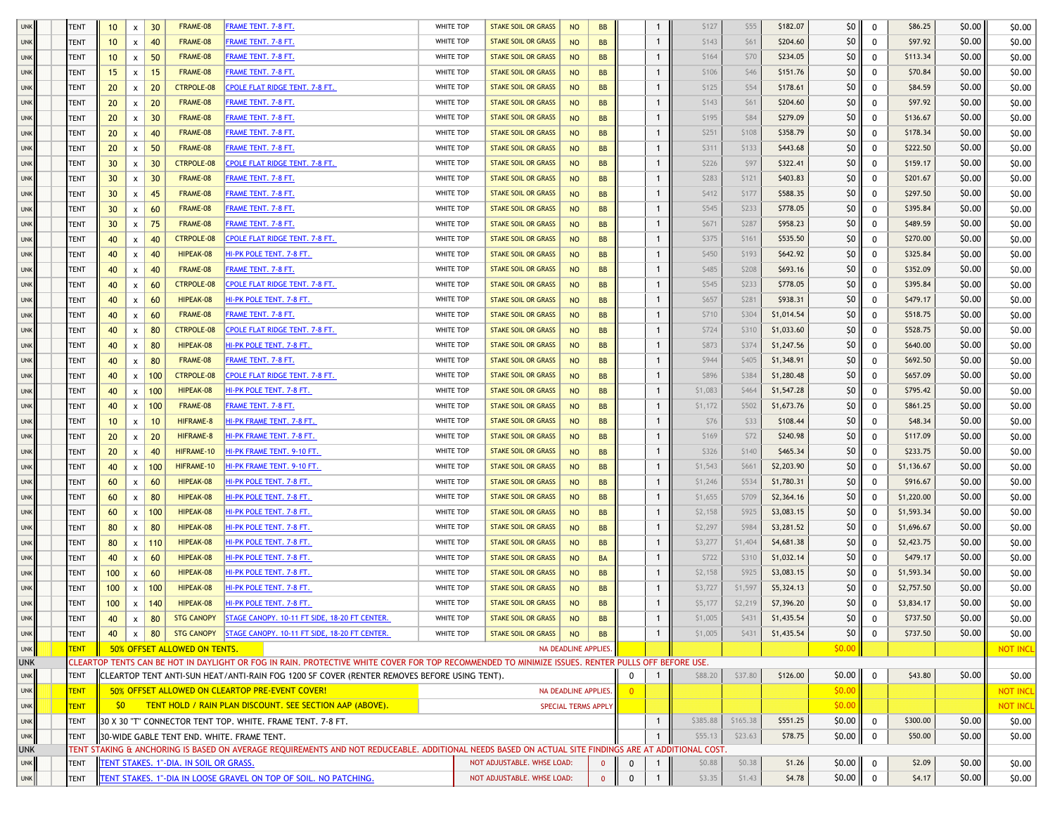| | | | | | | | | | | | | | | | | | | | | | | |
|---|---|---|---|---|---|---|---|---|---|---|---|---|---|---|---|---|---|---|---|---|---|---|
| UNK | | | TENT | 10 | x | 30 | FRAME-08 | FRAME TENT. 7-8 FT. | WHITE TOP | STAKE SOIL OR GRASS | NO | BB | | 1 | $127 | $55 | $182.07 | $0 | 0 | $86.25 | $0.00 | $0.00 |
| UNK | | | TENT | 10 | x | 40 | FRAME-08 | FRAME TENT. 7-8 FT. | WHITE TOP | STAKE SOIL OR GRASS | NO | BB | | 1 | $143 | $61 | $204.60 | $0 | 0 | $97.92 | $0.00 | $0.00 |
| UNK | | | TENT | 10 | x | 50 | FRAME-08 | FRAME TENT. 7-8 FT. | WHITE TOP | STAKE SOIL OR GRASS | NO | BB | | 1 | $164 | $70 | $234.05 | $0 | 0 | $113.34 | $0.00 | $0.00 |
| UNK | | | TENT | 15 | x | 15 | FRAME-08 | FRAME TENT. 7-8 FT. | WHITE TOP | STAKE SOIL OR GRASS | NO | BB | | 1 | $106 | $46 | $151.76 | $0 | 0 | $70.84 | $0.00 | $0.00 |
| UNK | | | TENT | 20 | x | 20 | CTRPOLE-08 | CPOLE FLAT RIDGE TENT. 7-8 FT. | WHITE TOP | STAKE SOIL OR GRASS | NO | BB | | 1 | $125 | $54 | $178.61 | $0 | 0 | $84.59 | $0.00 | $0.00 |
| UNK | | | TENT | 20 | x | 20 | FRAME-08 | FRAME TENT. 7-8 FT. | WHITE TOP | STAKE SOIL OR GRASS | NO | BB | | 1 | $143 | $61 | $204.60 | $0 | 0 | $97.92 | $0.00 | $0.00 |
| UNK | | | TENT | 20 | x | 30 | FRAME-08 | FRAME TENT. 7-8 FT. | WHITE TOP | STAKE SOIL OR GRASS | NO | BB | | 1 | $195 | $84 | $279.09 | $0 | 0 | $136.67 | $0.00 | $0.00 |
| UNK | | | TENT | 20 | x | 40 | FRAME-08 | FRAME TENT. 7-8 FT. | WHITE TOP | STAKE SOIL OR GRASS | NO | BB | | 1 | $251 | $108 | $358.79 | $0 | 0 | $178.34 | $0.00 | $0.00 |
| UNK | | | TENT | 20 | x | 50 | FRAME-08 | FRAME TENT. 7-8 FT. | WHITE TOP | STAKE SOIL OR GRASS | NO | BB | | 1 | $311 | $133 | $443.68 | $0 | 0 | $222.50 | $0.00 | $0.00 |
| UNK | | | TENT | 30 | x | 30 | CTRPOLE-08 | CPOLE FLAT RIDGE TENT. 7-8 FT. | WHITE TOP | STAKE SOIL OR GRASS | NO | BB | | 1 | $226 | $97 | $322.41 | $0 | 0 | $159.17 | $0.00 | $0.00 |
| UNK | | | TENT | 30 | x | 30 | FRAME-08 | FRAME TENT. 7-8 FT. | WHITE TOP | STAKE SOIL OR GRASS | NO | BB | | 1 | $283 | $121 | $403.83 | $0 | 0 | $201.67 | $0.00 | $0.00 |
| UNK | | | TENT | 30 | x | 45 | FRAME-08 | FRAME TENT. 7-8 FT. | WHITE TOP | STAKE SOIL OR GRASS | NO | BB | | 1 | $412 | $177 | $588.35 | $0 | 0 | $297.50 | $0.00 | $0.00 |
| UNK | | | TENT | 30 | x | 60 | FRAME-08 | FRAME TENT. 7-8 FT. | WHITE TOP | STAKE SOIL OR GRASS | NO | BB | | 1 | $545 | $233 | $778.05 | $0 | 0 | $395.84 | $0.00 | $0.00 |
| UNK | | | TENT | 30 | x | 75 | FRAME-08 | FRAME TENT. 7-8 FT. | WHITE TOP | STAKE SOIL OR GRASS | NO | BB | | 1 | $671 | $287 | $958.23 | $0 | 0 | $489.59 | $0.00 | $0.00 |
| UNK | | | TENT | 40 | x | 40 | CTRPOLE-08 | CPOLE FLAT RIDGE TENT. 7-8 FT. | WHITE TOP | STAKE SOIL OR GRASS | NO | BB | | 1 | $375 | $161 | $535.50 | $0 | 0 | $270.00 | $0.00 | $0.00 |
| UNK | | | TENT | 40 | x | 40 | HIPEAK-08 | HI-PK POLE TENT. 7-8 FT. | WHITE TOP | STAKE SOIL OR GRASS | NO | BB | | 1 | $450 | $193 | $642.92 | $0 | 0 | $325.84 | $0.00 | $0.00 |
| UNK | | | TENT | 40 | x | 40 | FRAME-08 | FRAME TENT. 7-8 FT. | WHITE TOP | STAKE SOIL OR GRASS | NO | BB | | 1 | $485 | $208 | $693.16 | $0 | 0 | $352.09 | $0.00 | $0.00 |
| UNK | | | TENT | 40 | x | 60 | CTRPOLE-08 | CPOLE FLAT RIDGE TENT. 7-8 FT. | WHITE TOP | STAKE SOIL OR GRASS | NO | BB | | 1 | $545 | $233 | $778.05 | $0 | 0 | $395.84 | $0.00 | $0.00 |
| UNK | | | TENT | 40 | x | 60 | HIPEAK-08 | HI-PK POLE TENT. 7-8 FT. | WHITE TOP | STAKE SOIL OR GRASS | NO | BB | | 1 | $657 | $281 | $938.31 | $0 | 0 | $479.17 | $0.00 | $0.00 |
| UNK | | | TENT | 40 | x | 60 | FRAME-08 | FRAME TENT. 7-8 FT. | WHITE TOP | STAKE SOIL OR GRASS | NO | BB | | 1 | $710 | $304 | $1,014.54 | $0 | 0 | $518.75 | $0.00 | $0.00 |
| UNK | | | TENT | 40 | x | 80 | CTRPOLE-08 | CPOLE FLAT RIDGE TENT. 7-8 FT. | WHITE TOP | STAKE SOIL OR GRASS | NO | BB | | 1 | $724 | $310 | $1,033.60 | $0 | 0 | $528.75 | $0.00 | $0.00 |
| UNK | | | TENT | 40 | x | 80 | HIPEAK-08 | HI-PK POLE TENT. 7-8 FT. | WHITE TOP | STAKE SOIL OR GRASS | NO | BB | | 1 | $873 | $374 | $1,247.56 | $0 | 0 | $640.00 | $0.00 | $0.00 |
| UNK | | | TENT | 40 | x | 80 | FRAME-08 | FRAME TENT. 7-8 FT. | WHITE TOP | STAKE SOIL OR GRASS | NO | BB | | 1 | $944 | $405 | $1,348.91 | $0 | 0 | $692.50 | $0.00 | $0.00 |
| UNK | | | TENT | 40 | x | 100 | CTRPOLE-08 | CPOLE FLAT RIDGE TENT. 7-8 FT. | WHITE TOP | STAKE SOIL OR GRASS | NO | BB | | 1 | $896 | $384 | $1,280.48 | $0 | 0 | $657.09 | $0.00 | $0.00 |
| UNK | | | TENT | 40 | x | 100 | HIPEAK-08 | HI-PK POLE TENT. 7-8 FT. | WHITE TOP | STAKE SOIL OR GRASS | NO | BB | | 1 | $1,083 | $464 | $1,547.28 | $0 | 0 | $795.42 | $0.00 | $0.00 |
| UNK | | | TENT | 40 | x | 100 | FRAME-08 | FRAME TENT. 7-8 FT. | WHITE TOP | STAKE SOIL OR GRASS | NO | BB | | 1 | $1,172 | $502 | $1,673.76 | $0 | 0 | $861.25 | $0.00 | $0.00 |
| UNK | | | TENT | 10 | x | 10 | HIFRAME-8 | HI-PK FRAME TENT. 7-8 FT. | WHITE TOP | STAKE SOIL OR GRASS | NO | BB | | 1 | $76 | $33 | $108.44 | $0 | 0 | $48.34 | $0.00 | $0.00 |
| UNK | | | TENT | 20 | x | 20 | HIFRAME-8 | HI-PK FRAME TENT. 7-8 FT. | WHITE TOP | STAKE SOIL OR GRASS | NO | BB | | 1 | $169 | $72 | $240.98 | $0 | 0 | $117.09 | $0.00 | $0.00 |
| UNK | | | TENT | 20 | x | 40 | HIFRAME-10 | HI-PK FRAME TENT. 9-10 FT. | WHITE TOP | STAKE SOIL OR GRASS | NO | BB | | 1 | $326 | $140 | $465.34 | $0 | 0 | $233.75 | $0.00 | $0.00 |
| UNK | | | TENT | 40 | x | 100 | HIFRAME-10 | HI-PK FRAME TENT. 9-10 FT. | WHITE TOP | STAKE SOIL OR GRASS | NO | BB | | 1 | $1,543 | $661 | $2,203.90 | $0 | 0 | $1,136.67 | $0.00 | $0.00 |
| UNK | | | TENT | 60 | x | 60 | HIPEAK-08 | HI-PK POLE TENT. 7-8 FT. | WHITE TOP | STAKE SOIL OR GRASS | NO | BB | | 1 | $1,246 | $534 | $1,780.31 | $0 | 0 | $916.67 | $0.00 | $0.00 |
| UNK | | | TENT | 60 | x | 80 | HIPEAK-08 | HI-PK POLE TENT. 7-8 FT. | WHITE TOP | STAKE SOIL OR GRASS | NO | BB | | 1 | $1,655 | $709 | $2,364.16 | $0 | 0 | $1,220.00 | $0.00 | $0.00 |
| UNK | | | TENT | 60 | x | 100 | HIPEAK-08 | HI-PK POLE TENT. 7-8 FT. | WHITE TOP | STAKE SOIL OR GRASS | NO | BB | | 1 | $2,158 | $925 | $3,083.15 | $0 | 0 | $1,593.34 | $0.00 | $0.00 |
| UNK | | | TENT | 80 | x | 80 | HIPEAK-08 | HI-PK POLE TENT. 7-8 FT. | WHITE TOP | STAKE SOIL OR GRASS | NO | BB | | 1 | $2,297 | $984 | $3,281.52 | $0 | 0 | $1,696.67 | $0.00 | $0.00 |
| UNK | | | TENT | 80 | x | 110 | HIPEAK-08 | HI-PK POLE TENT. 7-8 FT. | WHITE TOP | STAKE SOIL OR GRASS | NO | BB | | 1 | $3,277 | $1,404 | $4,681.38 | $0 | 0 | $2,423.75 | $0.00 | $0.00 |
| UNK | | | TENT | 40 | x | 60 | HIPEAK-08 | HI-PK POLE TENT. 7-8 FT. | WHITE TOP | STAKE SOIL OR GRASS | NO | BA | | 1 | $722 | $310 | $1,032.14 | $0 | 0 | $479.17 | $0.00 | $0.00 |
| UNK | | | TENT | 100 | x | 60 | HIPEAK-08 | HI-PK POLE TENT. 7-8 FT. | WHITE TOP | STAKE SOIL OR GRASS | NO | BB | | 1 | $2,158 | $925 | $3,083.15 | $0 | 0 | $1,593.34 | $0.00 | $0.00 |
| UNK | | | TENT | 100 | x | 100 | HIPEAK-08 | HI-PK POLE TENT. 7-8 FT. | WHITE TOP | STAKE SOIL OR GRASS | NO | BB | | 1 | $3,727 | $1,597 | $5,324.13 | $0 | 0 | $2,757.50 | $0.00 | $0.00 |
| UNK | | | TENT | 100 | x | 140 | HIPEAK-08 | HI-PK POLE TENT. 7-8 FT. | WHITE TOP | STAKE SOIL OR GRASS | NO | BB | | 1 | $5,177 | $2,219 | $7,396.20 | $0 | 0 | $3,834.17 | $0.00 | $0.00 |
| UNK | | | TENT | 40 | x | 80 | STG CANOPY | STAGE CANOPY. 10-11 FT SIDE, 18-20 FT CENTER. | WHITE TOP | STAKE SOIL OR GRASS | NO | BB | | 1 | $1,005 | $431 | $1,435.54 | $0 | 0 | $737.50 | $0.00 | $0.00 |
| UNK | | | TENT | 40 | x | 80 | STG CANOPY | STAGE CANOPY. 10-11 FT SIDE, 18-20 FT CENTER. | WHITE TOP | STAKE SOIL OR GRASS | NO | BB | | 1 | $1,005 | $431 | $1,435.54 | $0 | 0 | $737.50 | $0.00 | $0.00 |
| UNK | | | TENT | 50% OFFSET ALLOWED ON TENTS. | | | | | | NA DEADLINE APPLIES. | | | | | | | | $0.00 | | | | NOT INCL |
| UNK | CLEARTOP TENTS CAN BE HOT IN DAYLIGHT OR FOG IN RAIN. PROTECTIVE WHITE COVER FOR TOP RECOMMENDED TO MINIMIZE ISSUES. RENTER PULLS OFF BEFORE USE. | | | | | | | | | | | | | | | | | | | | | |
| UNK | | | TENT | CLEARTOP TENT ANTI-SUN HEAT/ANTI-RAIN FOG 1200 SF COVER (RENTER REMOVES BEFORE USING TENT). | | | | | | | | | 0 | 1 | $88.20 | $37.80 | $126.00 | $0.00 | 0 | $43.80 | $0.00 | $0.00 |
| UNK | | | TENT | 50% OFFSET ALLOWED ON CLEARTOP PRE-EVENT COVER! | | | | | | NA DEADLINE APPLIES. | | | 0 | | | | | $0.00 | | | | NOT INCL |
| UNK | | | TENT | $0 | TENT HOLD / RAIN PLAN DISCOUNT. SEE SECTION AAP (ABOVE). | | | | | SPECIAL TERMS APPLY | | | | | | | | $0.00 | | | | NOT INCL |
| UNK | | | TENT | 30 X 30 "T" CONNECTOR TENT TOP. WHITE. FRAME TENT. 7-8 FT. | | | | | | | | | | 1 | $385.88 | $165.38 | $551.25 | $0.00 | 0 | $300.00 | $0.00 | $0.00 |
| UNK | | | TENT | 30-WIDE GABLE TENT END. WHITE. FRAME TENT. | | | | | | | | | | 1 | $55.13 | $23.63 | $78.75 | $0.00 | 0 | $50.00 | $0.00 | $0.00 |
| UNK | TENT STAKING & ANCHORING IS BASED ON AVERAGE REQUIREMENTS AND NOT REDUCEABLE. ADDITIONAL NEEDS BASED ON ACTUAL SITE FINDINGS ARE AT ADDITIONAL COST. | | | | | | | | | | | | | | | | | | | | | |
| UNK | | | TENT | TENT STAKES. 1"-DIA. IN SOIL OR GRASS. | | | | | | NOT ADJUSTABLE. WHSE LOAD: | | 0 | 0 | 1 | $0.88 | $0.38 | $1.26 | $0.00 | 0 | $2.09 | $0.00 | $0.00 |
| UNK | | | TENT | TENT STAKES. 1"-DIA IN LOOSE GRAVEL ON TOP OF SOIL. NO PATCHING. | | | | | | NOT ADJUSTABLE. WHSE LOAD: | | 0 | 0 | 1 | $3.35 | $1.43 | $4.78 | $0.00 | 0 | $4.17 | $0.00 | $0.00 |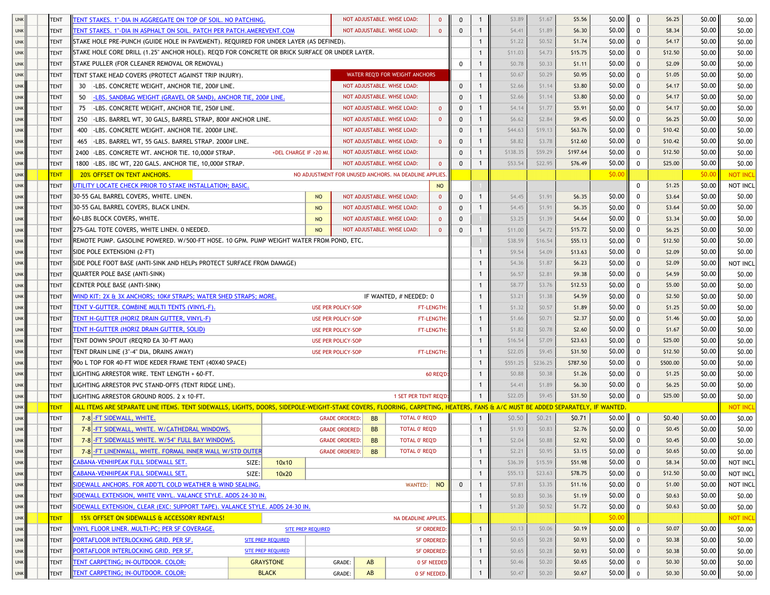| | | | | | | | | | | | | | | | |
|---|---|---|---|---|---|---|---|---|---|---|---|---|---|---|---|
| UNK | | TENT | TENT STAKES. 1"-DIA IN AGGREGATE ON TOP OF SOIL. NO PATCHING. | NOT ADJUSTABLE. WHSE LOAD: | 0 | 0 | 1 | $3.89 | $1.67 | $5.56 | $0.00 | 0 | $6.25 | $0.00 | $0.00 |
| UNK | | TENT | TENT STAKES. 1"-DIA IN ASPHALT ON SOIL. PATCH PER PATCH.AMEREVENT.COM | NOT ADJUSTABLE. WHSE LOAD: | 0 | 0 | 1 | $4.41 | $1.89 | $6.30 | $0.00 | 0 | $8.34 | $0.00 | $0.00 |
| UNK | | TENT | STAKE HOLE PRE-PUNCH (GUIDE HOLE IN PAVEMENT). REQUIRED FOR UNDER LAYER (AS DEFINED). | | | | 1 | $1.22 | $0.52 | $1.74 | $0.00 | 0 | $4.17 | $0.00 | $0.00 |
| UNK | | TENT | STAKE HOLE CORE DRILL (1.25" ANCHOR HOLE). REQ'D FOR CONCRETE OR BRICK SURFACE OR UNDER LAYER. | | | | 1 | $11.03 | $4.73 | $15.75 | $0.00 | 0 | $12.50 | $0.00 | $0.00 |
| UNK | | TENT | STAKE PULLER (FOR CLEANER REMOVAL OR REMOVAL) | | | 0 | 1 | $0.78 | $0.33 | $1.11 | $0.00 | 0 | $2.09 | $0.00 | $0.00 |
| UNK | | TENT | TENT STAKE HEAD COVERS (PROTECT AGAINST TRIP INJURY). | WATER REQ'D FOR WEIGHT ANCHORS | | | 1 | $0.67 | $0.29 | $0.95 | $0.00 | 0 | $1.05 | $0.00 | $0.00 |
| UNK | | TENT | 30 -LBS. CONCRETE WEIGHT, ANCHOR TIE, 200# LINE. | NOT ADJUSTABLE. WHSE LOAD: | | 0 | 1 | $2.66 | $1.14 | $3.80 | $0.00 | 0 | $4.17 | $0.00 | $0.00 |
| UNK | | TENT | 50 -LBS. SANDBAG WEIGHT (GRAVEL OR SAND), ANCHOR TIE, 200# LINE. | NOT ADJUSTABLE. WHSE LOAD: | | 0 | 1 | $2.66 | $1.14 | $3.80 | $0.00 | 0 | $4.17 | $0.00 | $0.00 |
| UNK | | TENT | 75 -LBS. CONCRETE WEIGHT, ANCHOR TIE, 250# LINE. | NOT ADJUSTABLE. WHSE LOAD: | 0 | 0 | 1 | $4.14 | $1.77 | $5.91 | $0.00 | 0 | $4.17 | $0.00 | $0.00 |
| UNK | | TENT | 250 -LBS. BARREL WT, 30 GALS, BARREL STRAP, 800# ANCHOR LINE. | NOT ADJUSTABLE. WHSE LOAD: | 0 | 0 | 1 | $6.62 | $2.84 | $9.45 | $0.00 | 0 | $6.25 | $0.00 | $0.00 |
| UNK | | TENT | 400 -LBS. CONCRETE WEIGHT. ANCHOR TIE. 2000# LINE. | NOT ADJUSTABLE. WHSE LOAD: | | 0 | 1 | $44.63 | $19.13 | $63.76 | $0.00 | 0 | $10.42 | $0.00 | $0.00 |
| UNK | | TENT | 465 -LBS. BARREL WT, 55 GALS. BARREL STRAP. 2000# LINE. | NOT ADJUSTABLE. WHSE LOAD: | 0 | 0 | 1 | $8.82 | $3.78 | $12.60 | $0.00 | 0 | $10.42 | $0.00 | $0.00 |
| UNK | | TENT | 2400 -LBS. CONCRETE WT. ANCHOR TIE. 10,000# STRAP. +DEL CHARGE IF >20 MI. | NOT ADJUSTABLE. WHSE LOAD: | | 0 | 1 | $138.35 | $59.29 | $197.64 | $0.00 | 0 | $12.50 | $0.00 | $0.00 |
| UNK | | TENT | 1800 -LBS. IBC WT, 220 GALS. ANCHOR TIE, 10,000# STRAP. | NOT ADJUSTABLE. WHSE LOAD: | 0 | 0 | 1 | $53.54 | $22.95 | $76.49 | $0.00 | 0 | $25.00 | $0.00 | $0.00 |
| UNK | | TENT | 20% OFFSET ON TENT ANCHORS. | NO ADJUSTMENT FOR UNUSED ANCHORS. NA DEADLINE APPLIES. | | | | | | | $0.00 | | | $0.00 | NOT INCL |
| UNK | | TENT | UTILITY LOCATE CHECK PRIOR TO STAKE INSTALLATION; BASIC. | | NO | | 1 | | | | | 0 | $1.25 | $0.00 | NOT INCL |
| UNK | | TENT | 30-55 GAL BARREL COVERS, WHITE. LINEN. NO | NOT ADJUSTABLE. WHSE LOAD: | 0 | 0 | 1 | $4.45 | $1.91 | $6.35 | $0.00 | 0 | $3.64 | $0.00 | $0.00 |
| UNK | | TENT | 30-55 GAL BARREL COVERS, BLACK LINEN. NO | NOT ADJUSTABLE. WHSE LOAD: | 0 | 0 | 1 | $4.45 | $1.91 | $6.35 | $0.00 | 0 | $3.64 | $0.00 | $0.00 |
| UNK | | TENT | 60-LBS BLOCK COVERS, WHITE. NO | NOT ADJUSTABLE. WHSE LOAD: | 0 | 0 | 1 | $3.25 | $1.39 | $4.64 | $0.00 | 0 | $3.34 | $0.00 | $0.00 |
| UNK | | TENT | 275-GAL TOTE COVERS, WHITE LINEN. 0 NEEDED. NO | NOT ADJUSTABLE. WHSE LOAD: | 0 | 0 | 1 | $11.00 | $4.72 | $15.72 | $0.00 | 0 | $6.25 | $0.00 | $0.00 |
| UNK | | TENT | REMOTE PUMP. GASOLINE POWERED. W/500-FT HOSE. 10 GPM. PUMP WEIGHT WATER FROM POND, ETC. | | | | 1 | $38.59 | $16.54 | $55.13 | $0.00 | 0 | $12.50 | $0.00 | $0.00 |
| UNK | | TENT | SIDE POLE EXTENSIONI (2-FT) | | | | 1 | $9.54 | $4.09 | $13.63 | $0.00 | 0 | $2.09 | $0.00 | $0.00 |
| UNK | | TENT | SIDE POLE FOOT BASE (ANTI-SINK AND HELPs PROTECT SURFACE FROM DAMAGE) | | | | 1 | $4.36 | $1.87 | $6.23 | $0.00 | 0 | $2.09 | $0.00 | NOT INCL |
| UNK | | TENT | QUARTER POLE BASE (ANTI-SINK) | | | | 1 | $6.57 | $2.81 | $9.38 | $0.00 | 0 | $4.59 | $0.00 | $0.00 |
| UNK | | TENT | CENTER POLE BASE (ANTI-SINK) | | | | 1 | $8.77 | $3.76 | $12.53 | $0.00 | 0 | $5.00 | $0.00 | $0.00 |
| UNK | | TENT | WIND KIT: 2X & 3X ANCHORS; 10K# STRAPS; WATER SHED STRAPS; MORE. | IF WANTED, # NEEDED: 0 | | | 1 | $3.21 | $1.38 | $4.59 | $0.00 | 0 | $2.50 | $0.00 | $0.00 |
| UNK | | TENT | TENT V-GUTTER. COMBINE MULTI TENTS (VINYL-F). USE PER POLICY-SOP | FT-LENGTH: | | | 1 | $1.32 | $0.57 | $1.89 | $0.00 | 0 | $1.25 | $0.00 | $0.00 |
| UNK | | TENT | TENT H-GUTTER (HORIZ DRAIN GUTTER, VINYL-F) USE PER POLICY-SOP | FT-LENGTH: | | | 1 | $1.66 | $0.71 | $2.37 | $0.00 | 0 | $1.46 | $0.00 | $0.00 |
| UNK | | TENT | TENT H-GUTTER (HORIZ DRAIN GUTTER, SOLID) USE PER POLICY-SOP | FT-LENGTH: | | | 1 | $1.82 | $0.78 | $2.60 | $0.00 | 0 | $1.67 | $0.00 | $0.00 |
| UNK | | TENT | TENT DOWN SPOUT (REQ'RD EA 30-FT MAX) USE PER POLICY-SOP | | | | 1 | $16.54 | $7.09 | $23.63 | $0.00 | 0 | $25.00 | $0.00 | $0.00 |
| UNK | | TENT | TENT DRAIN LINE (3"-4" DIA, DRAINS AWAY) USE PER POLICY-SOP | FT-LENGTH: | | | 1 | $22.05 | $9.45 | $31.50 | $0.00 | 0 | $12.50 | $0.00 | $0.00 |
| UNK | | TENT | 90o L TOP FOR 40-FT WIDE KEDER FRAME TENT (40X40 SPACE) | | | | 1 | $551.25 | $236.25 | $787.50 | $0.00 | 0 | $500.00 | $0.00 | $0.00 |
| UNK | | TENT | LIGHTING ARRESTOR WIRE. TENT LENGTH + 60-FT. | 60 REQ'D: | | | 1 | $0.88 | $0.38 | $1.26 | $0.00 | 0 | $1.25 | $0.00 | $0.00 |
| UNK | | TENT | LIGHTING ARRESTOR PVC STAND-OFFS (TENT RIDGE LINE). | | | | 1 | $4.41 | $1.89 | $6.30 | $0.00 | 0 | $6.25 | $0.00 | $0.00 |
| UNK | | TENT | LIGHTING ARRESTOR GROUND RODS. 2 x 10-FT. | 1 SET PER TENT REQ'D: | | | 1 | $22.05 | $9.45 | $31.50 | $0.00 | 0 | $25.00 | $0.00 | $0.00 |
| UNK | | TENT | ALL ITEMS ARE SEPARATE LINE ITEMS. TENT SIDEWALLS, LIGHTS, DOORS, SIDEPOLE-WEIGHT-STAKE COVERS, FLOORING, CARPETING, HEATERS, FANS & A/C MUST BE ADDED SEPARATELY, IF WANTED. | | | | | | | | | | | | NOT INCL |
| UNK | | TENT | 7-8 -FT SIDEWALL, WHITE. GRADE ORDERED: BB | TOTAL 0' REQ'D | | | 1 | $0.50 | $0.21 | $0.71 | $0.00 | 0 | $0.40 | $0.00 | $0.00 |
| UNK | | TENT | 7-8 -FT SIDEWALL, WHITE. W/CATHEDRAL WINDOWS. GRADE ORDERED: BB | TOTAL 0' REQ'D | | | 1 | $1.93 | $0.83 | $2.76 | $0.00 | 0 | $0.45 | $0.00 | $0.00 |
| UNK | | TENT | 7-8 -FT SIDEWALLS WHITE. W/54" FULL BAY WINDOWS. GRADE ORDERED: BB | TOTAL 0' REQ'D | | | 1 | $2.04 | $0.88 | $2.92 | $0.00 | 0 | $0.45 | $0.00 | $0.00 |
| UNK | | TENT | 7-8 -FT LINENWALL, WHITE. FORMAL INNER WALL W/STD OUTER GRADE ORDERED: BB | TOTAL 0' REQ'D | | | 1 | $2.21 | $0.95 | $3.15 | $0.00 | 0 | $0.65 | $0.00 | $0.00 |
| UNK | | TENT | CABANA-VENHIPEAK FULL SIDEWALL SET. SIZE: 10x10 | | | | 1 | $36.39 | $15.59 | $51.98 | $0.00 | 0 | $8.34 | $0.00 | NOT INCL |
| UNK | | TENT | CABANA-VENHIPEAK FULL SIDEWALL SET. SIZE: 10x20 | | | | 1 | $55.13 | $23.63 | $78.75 | $0.00 | 0 | $12.50 | $0.00 | NOT INCL |
| UNK | | TENT | SIDEWALL ANCHORS. FOR ADD'TL COLD WEATHER & WIND SEALING. | WANTED: | NO | 0 | 1 | $7.81 | $3.35 | $11.16 | $0.00 | 0 | $1.00 | $0.00 | NOT INCL |
| UNK | | TENT | SIDEWALL EXTENSION, WHITE VINYL. VALANCE STYLE. ADDS 24-30 IN. | | | | 1 | $0.83 | $0.36 | $1.19 | $0.00 | 0 | $0.63 | $0.00 | $0.00 |
| UNK | | TENT | SIDEWALL EXTENSION, CLEAR (EXC: SUPPORT TAPE). VALANCE STYLE. ADDS 24-30 IN. | | | | 1 | $1.20 | $0.52 | $1.72 | $0.00 | 0 | $0.63 | $0.00 | $0.00 |
| UNK | | TENT | 15% OFFSET ON SIDEWALLS & ACCESSORY RENTALS! | NA DEADLINE APPLIES. | | | | | | | $0.00 | | | | NOT INCL |
| UNK | | TENT | VINYL FLOOR LINER. MULTI-PC; PER SF COVERAGE. SITE PREP REQUIRED | SF ORDERED: | | | 1 | $0.13 | $0.06 | $0.19 | $0.00 | 0 | $0.07 | $0.00 | $0.00 |
| UNK | | TENT | PORTAFLOOR INTERLOCKING GRID. PER SF. SITE PREP REQUIRED | SF ORDERED: | | | 1 | $0.65 | $0.28 | $0.93 | $0.00 | 0 | $0.38 | $0.00 | $0.00 |
| UNK | | TENT | PORTAFLOOR INTERLOCKING GRID. PER SF. SITE PREP REQUIRED | SF ORDERED: | | | 1 | $0.65 | $0.28 | $0.93 | $0.00 | 0 | $0.38 | $0.00 | $0.00 |
| UNK | | TENT | TENT CARPETING; IN-OUTDOOR. COLOR: GRAYSTONE GRADE: AB | 0 SF NEEDED | | | 1 | $0.46 | $0.20 | $0.65 | $0.00 | 0 | $0.30 | $0.00 | $0.00 |
| UNK | | TENT | TENT CARPETING; IN-OUTDOOR. COLOR: BLACK GRADE: AB | 0 SF NEEDED. | | | 1 | $0.47 | $0.20 | $0.67 | $0.00 | 0 | $0.30 | $0.00 | $0.00 |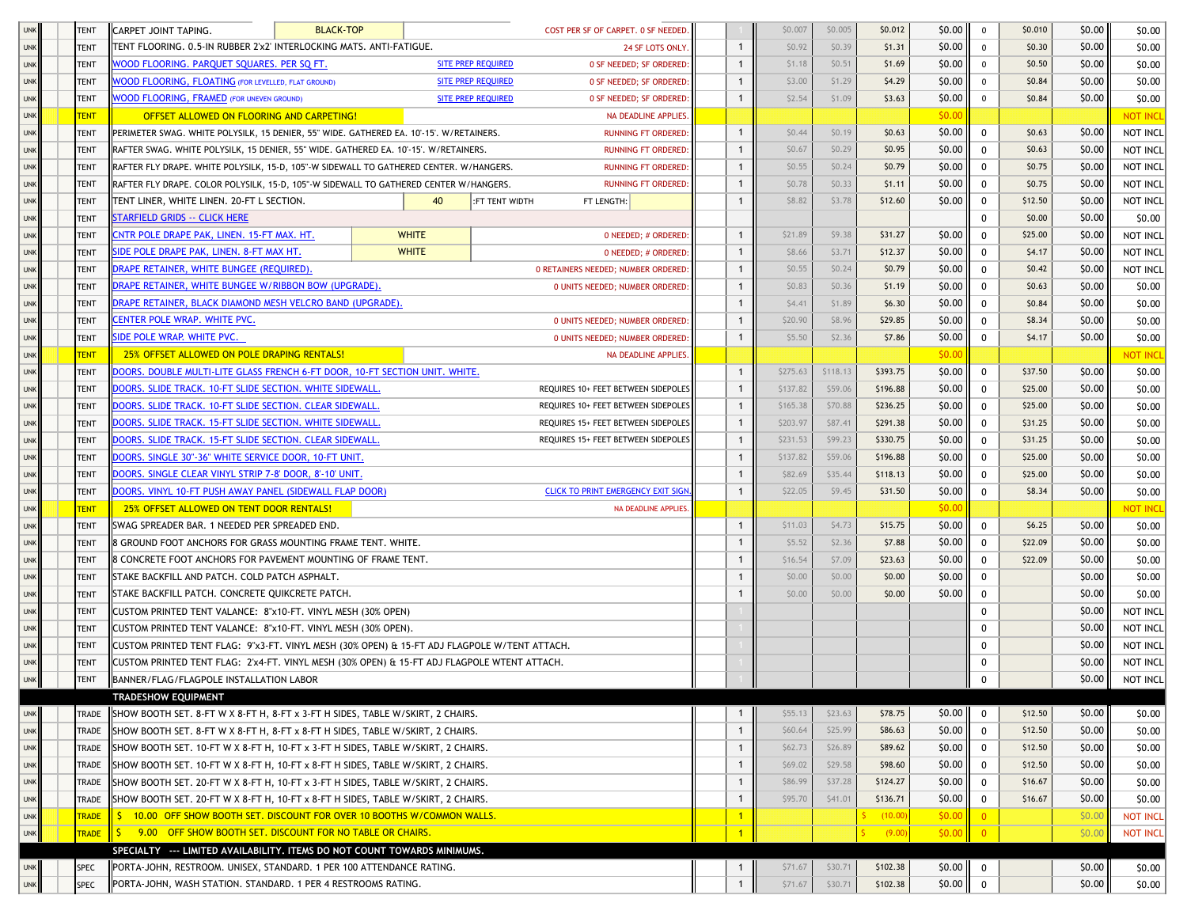| | | | Description | | | | Qty | | | | | | | | |
|---|---|---|---|---|---|---|---|---|---|---|---|---|---|---|---|
| UNK | | TENT | CARPET JOINT TAPING. | BLACK-TOP | COST PER SF OF CARPET. 0 SF NEEDED. | | 1 | $0.007 | $0.005 | $0.012 | $0.00 | 0 | $0.010 | $0.00 | $0.00 |
| UNK | | TENT | TENT FLOORING. 0.5-IN RUBBER 2'x2' INTERLOCKING MATS. ANTI-FATIGUE. | | 24 SF LOTS ONLY. | | 1 | $0.92 | $0.39 | $1.31 | $0.00 | 0 | $0.30 | $0.00 | $0.00 |
| UNK | | TENT | WOOD FLOORING. PARQUET SQUARES. PER SQ FT. | SITE PREP REQUIRED | 0 SF NEEDED; SF ORDERED: | | 1 | $1.18 | $0.51 | $1.69 | $0.00 | 0 | $0.50 | $0.00 | $0.00 |
| UNK | | TENT | WOOD FLOORING, FLOATING (FOR LEVELLED, FLAT GROUND) | SITE PREP REQUIRED | 0 SF NEEDED; SF ORDERED: | | 1 | $3.00 | $1.29 | $4.29 | $0.00 | 0 | $0.84 | $0.00 | $0.00 |
| UNK | | TENT | WOOD FLOORING, FRAMED (FOR UNEVEN GROUND) | SITE PREP REQUIRED | 0 SF NEEDED; SF ORDERED: | | 1 | $2.54 | $1.09 | $3.63 | $0.00 | 0 | $0.84 | $0.00 | $0.00 |
| UNK | | TENT | OFFSET ALLOWED ON FLOORING AND CARPETING! | | NA DEADLINE APPLIES. | | | | | | $0.00 | | | | NOT INCL |
| UNK | | TENT | PERIMETER SWAG. WHITE POLYSILK, 15 DENIER, 55" WIDE. GATHERED EA. 10'-15'. W/RETAINERS. | | RUNNING FT ORDERED: | | 1 | $0.44 | $0.19 | $0.63 | $0.00 | 0 | $0.63 | $0.00 | NOT INCL |
| UNK | | TENT | RAFTER SWAG. WHITE POLYSILK, 15 DENIER, 55" WIDE. GATHERED EA. 10'-15'. W/RETAINERS. | | RUNNING FT ORDERED: | | 1 | $0.67 | $0.29 | $0.95 | $0.00 | 0 | $0.63 | $0.00 | NOT INCL |
| UNK | | TENT | RAFTER FLY DRAPE. WHITE POLYSILK, 15-D, 105"-W SIDEWALL TO GATHERED CENTER. W/HANGERS. | | RUNNING FT ORDERED: | | 1 | $0.55 | $0.24 | $0.79 | $0.00 | 0 | $0.75 | $0.00 | NOT INCL |
| UNK | | TENT | RAFTER FLY DRAPE. COLOR POLYSILK, 15-D, 105"-W SIDEWALL TO GATHERED CENTER W/HANGERS. | | RUNNING FT ORDERED: | | 1 | $0.78 | $0.33 | $1.11 | $0.00 | 0 | $0.75 | $0.00 | NOT INCL |
| UNK | | TENT | TENT LINER, WHITE LINEN. 20-FT L SECTION. | 40 :FT TENT WIDTH | FT LENGTH: | | 1 | $8.82 | $3.78 | $12.60 | $0.00 | 0 | $12.50 | $0.00 | NOT INCL |
| UNK | | TENT | STARFIELD GRIDS -- CLICK HERE | | | | | | | | | 0 | $0.00 | $0.00 | $0.00 |
| UNK | | TENT | CNTR POLE DRAPE PAK, LINEN. 15-FT MAX. HT. | WHITE | 0 NEEDED; # ORDERED: | | 1 | $21.89 | $9.38 | $31.27 | $0.00 | 0 | $25.00 | $0.00 | NOT INCL |
| UNK | | TENT | SIDE POLE DRAPE PAK, LINEN. 8-FT MAX HT. | WHITE | 0 NEEDED; # ORDERED: | | 1 | $8.66 | $3.71 | $12.37 | $0.00 | 0 | $4.17 | $0.00 | NOT INCL |
| UNK | | TENT | DRAPE RETAINER, WHITE BUNGEE (REQUIRED). | | 0 RETAINERS NEEDED; NUMBER ORDERED: | | 1 | $0.55 | $0.24 | $0.79 | $0.00 | 0 | $0.42 | $0.00 | NOT INCL |
| UNK | | TENT | DRAPE RETAINER, WHITE BUNGEE W/RIBBON BOW (UPGRADE). | | 0 UNITS NEEDED; NUMBER ORDERED: | | 1 | $0.83 | $0.36 | $1.19 | $0.00 | 0 | $0.63 | $0.00 | $0.00 |
| UNK | | TENT | DRAPE RETAINER, BLACK DIAMOND MESH VELCRO BAND (UPGRADE). | | | | 1 | $4.41 | $1.89 | $6.30 | $0.00 | 0 | $0.84 | $0.00 | $0.00 |
| UNK | | TENT | CENTER POLE WRAP. WHITE PVC. | | 0 UNITS NEEDED; NUMBER ORDERED: | | 1 | $20.90 | $8.96 | $29.85 | $0.00 | 0 | $8.34 | $0.00 | $0.00 |
| UNK | | TENT | SIDE POLE WRAP. WHITE PVC. | | 0 UNITS NEEDED; NUMBER ORDERED: | | 1 | $5.50 | $2.36 | $7.86 | $0.00 | 0 | $4.17 | $0.00 | $0.00 |
| UNK | | TENT | 25% OFFSET ALLOWED ON POLE DRAPING RENTALS! | | NA DEADLINE APPLIES. | | | | | | $0.00 | | | | NOT INCL |
| UNK | | TENT | DOORS. DOUBLE MULTI-LITE GLASS FRENCH 6-FT DOOR, 10-FT SECTION UNIT. WHITE. | | | | 1 | $275.63 | $118.13 | $393.75 | $0.00 | 0 | $37.50 | $0.00 | $0.00 |
| UNK | | TENT | DOORS. SLIDE TRACK. 10-FT SLIDE SECTION. WHITE SIDEWALL. | | REQUIRES 10+ FEET BETWEEN SIDEPOLES | | 1 | $137.82 | $59.06 | $196.88 | $0.00 | 0 | $25.00 | $0.00 | $0.00 |
| UNK | | TENT | DOORS. SLIDE TRACK. 10-FT SLIDE SECTION. CLEAR SIDEWALL. | | REQUIRES 10+ FEET BETWEEN SIDEPOLES | | 1 | $165.38 | $70.88 | $236.25 | $0.00 | 0 | $25.00 | $0.00 | $0.00 |
| UNK | | TENT | DOORS. SLIDE TRACK. 15-FT SLIDE SECTION. WHITE SIDEWALL. | | REQUIRES 15+ FEET BETWEEN SIDEPOLES | | 1 | $203.97 | $87.41 | $291.38 | $0.00 | 0 | $31.25 | $0.00 | $0.00 |
| UNK | | TENT | DOORS. SLIDE TRACK. 15-FT SLIDE SECTION. CLEAR SIDEWALL. | | REQUIRES 15+ FEET BETWEEN SIDEPOLES | | 1 | $231.53 | $99.23 | $330.75 | $0.00 | 0 | $31.25 | $0.00 | $0.00 |
| UNK | | TENT | DOORS. SINGLE 30"-36" WHITE SERVICE DOOR, 10-FT UNIT. | | | | 1 | $137.82 | $59.06 | $196.88 | $0.00 | 0 | $25.00 | $0.00 | $0.00 |
| UNK | | TENT | DOORS. SINGLE CLEAR VINYL STRIP 7-8' DOOR, 8'-10' UNIT. | | | | 1 | $82.69 | $35.44 | $118.13 | $0.00 | 0 | $25.00 | $0.00 | $0.00 |
| UNK | | TENT | DOORS. VINYL 10-FT PUSH AWAY PANEL (SIDEWALL FLAP DOOR) | | CLICK TO PRINT EMERGENCY EXIT SIGN. | | 1 | $22.05 | $9.45 | $31.50 | $0.00 | 0 | $8.34 | $0.00 | $0.00 |
| UNK | | TENT | 25% OFFSET ALLOWED ON TENT DOOR RENTALS! | | NA DEADLINE APPLIES. | | | | | | $0.00 | | | | NOT INCL |
| UNK | | TENT | SWAG SPREADER BAR. 1 NEEDED PER SPREADED END. | | | | 1 | $11.03 | $4.73 | $15.75 | $0.00 | 0 | $6.25 | $0.00 | $0.00 |
| UNK | | TENT | 8 GROUND FOOT ANCHORS FOR GRASS MOUNTING FRAME TENT. WHITE. | | | | 1 | $5.52 | $2.36 | $7.88 | $0.00 | 0 | $22.09 | $0.00 | $0.00 |
| UNK | | TENT | 8 CONCRETE FOOT ANCHORS FOR PAVEMENT MOUNTING OF FRAME TENT. | | | | 1 | $16.54 | $7.09 | $23.63 | $0.00 | 0 | $22.09 | $0.00 | $0.00 |
| UNK | | TENT | STAKE BACKFILL AND PATCH. COLD PATCH ASPHALT. | | | | 1 | $0.00 | $0.00 | $0.00 | $0.00 | 0 | | $0.00 | $0.00 |
| UNK | | TENT | STAKE BACKFILL PATCH. CONCRETE QUIKCRETE PATCH. | | | | 1 | $0.00 | $0.00 | $0.00 | $0.00 | 0 | | $0.00 | $0.00 |
| UNK | | TENT | CUSTOM PRINTED TENT VALANCE: 8"x10-FT. VINYL MESH (30% OPEN) | | | | 1 | | | | | 0 | | $0.00 | NOT INCL |
| UNK | | TENT | CUSTOM PRINTED TENT VALANCE: 8"x10-FT. VINYL MESH (30% OPEN). | | | | 1 | | | | | 0 | | $0.00 | NOT INCL |
| UNK | | TENT | CUSTOM PRINTED TENT FLAG: 9"x3-FT. VINYL MESH (30% OPEN) & 15-FT ADJ FLAGPOLE W/TENT ATTACH. | | | | 1 | | | | | 0 | | $0.00 | NOT INCL |
| UNK | | TENT | CUSTOM PRINTED TENT FLAG: 2'x4-FT. VINYL MESH (30% OPEN) & 15-FT ADJ FLAGPOLE WTENT ATTACH. | | | | 1 | | | | | 0 | | $0.00 | NOT INCL |
| UNK | | TENT | BANNER/FLAG/FLAGPOLE INSTALLATION LABOR | | | | 1 | | | | | 0 | | $0.00 | NOT INCL |
| | | | **TRADESHOW EQUIPMENT** | | | | | | | | | | | | |
| UNK | | TRADE | SHOW BOOTH SET. 8-FT W X 8-FT H, 8-FT x 3-FT H SIDES, TABLE W/SKIRT, 2 CHAIRS. | | | | 1 | $55.13 | $23.63 | $78.75 | $0.00 | 0 | $12.50 | $0.00 | $0.00 |
| UNK | | TRADE | SHOW BOOTH SET. 8-FT W X 8-FT H, 8-FT x 8-FT H SIDES, TABLE W/SKIRT, 2 CHAIRS. | | | | 1 | $60.64 | $25.99 | $86.63 | $0.00 | 0 | $12.50 | $0.00 | $0.00 |
| UNK | | TRADE | SHOW BOOTH SET. 10-FT W X 8-FT H, 10-FT x 3-FT H SIDES, TABLE W/SKIRT, 2 CHAIRS. | | | | 1 | $62.73 | $26.89 | $89.62 | $0.00 | 0 | $12.50 | $0.00 | $0.00 |
| UNK | | TRADE | SHOW BOOTH SET. 10-FT W X 8-FT H, 10-FT x 8-FT H SIDES, TABLE W/SKIRT, 2 CHAIRS. | | | | 1 | $69.02 | $29.58 | $98.60 | $0.00 | 0 | $12.50 | $0.00 | $0.00 |
| UNK | | TRADE | SHOW BOOTH SET. 20-FT W X 8-FT H, 10-FT x 3-FT H SIDES, TABLE W/SKIRT, 2 CHAIRS. | | | | 1 | $86.99 | $37.28 | $124.27 | $0.00 | 0 | $16.67 | $0.00 | $0.00 |
| UNK | | TRADE | SHOW BOOTH SET. 20-FT W X 8-FT H, 10-FT x 8-FT H SIDES, TABLE W/SKIRT, 2 CHAIRS. | | | | 1 | $95.70 | $41.01 | $136.71 | $0.00 | 0 | $16.67 | $0.00 | $0.00 |
| UNK | | TRADE | $ 10.00 OFF SHOW BOOTH SET. DISCOUNT FOR OVER 10 BOOTHS W/COMMON WALLS. | | | | 1 | | | $ (10.00) | $0.00 | 0 | | $0.00 | NOT INCL |
| UNK | | TRADE | $ 9.00 OFF SHOW BOOTH SET. DISCOUNT FOR NO TABLE OR CHAIRS. | | | | 1 | | | $ (9.00) | $0.00 | 0 | | $0.00 | NOT INCL |
| | | | **SPECIALTY --- LIMITED AVAILABILITY. ITEMS DO NOT COUNT TOWARDS MINIMUMS.** | | | | | | | | | | | | |
| UNK | | SPEC | PORTA-JOHN, RESTROOM. UNISEX, STANDARD. 1 PER 100 ATTENDANCE RATING. | | | | 1 | $71.67 | $30.71 | $102.38 | $0.00 | 0 | | $0.00 | $0.00 |
| UNK | | SPEC | PORTA-JOHN, WASH STATION. STANDARD. 1 PER 4 RESTROOMS RATING. | | | | 1 | $71.67 | $30.71 | $102.38 | $0.00 | 0 | | $0.00 | $0.00 |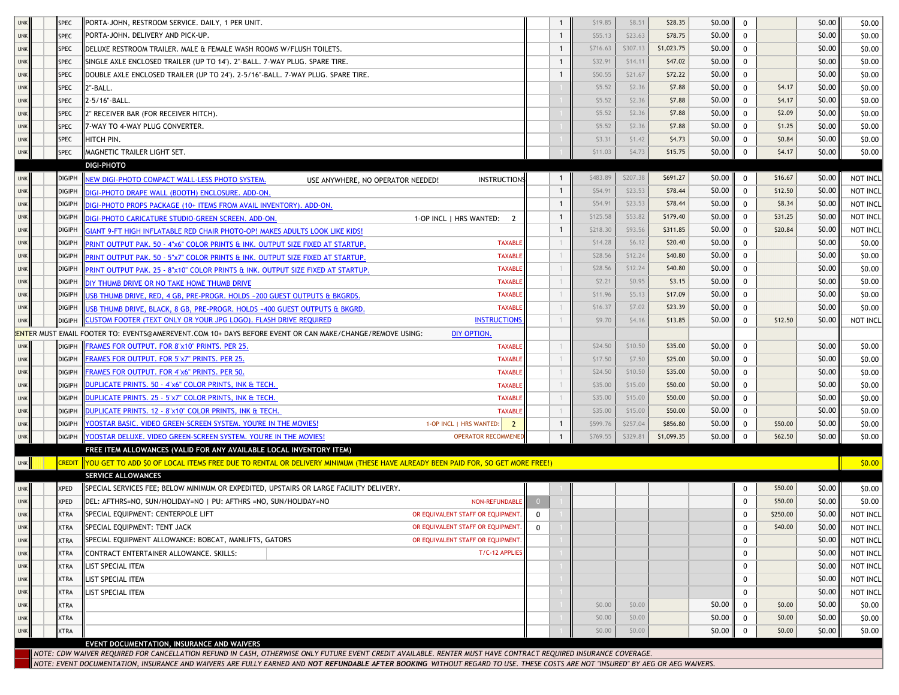| | | | | | | | | | | | | | |
|---|---|---|---|---|---|---|---|---|---|---|---|---|---|
| UNK | | SPEC | PORTA-JOHN, RESTROOM SERVICE. DAILY, 1 PER UNIT. | | 1 | $19.85 | $8.51 | $28.35 | $0.00 | 0 | | $0.00 | $0.00 |
| UNK | | SPEC | PORTA-JOHN. DELIVERY AND PICK-UP. | | 1 | $55.13 | $23.63 | $78.75 | $0.00 | 0 | | $0.00 | $0.00 |
| UNK | | SPEC | DELUXE RESTROOM TRAILER. MALE & FEMALE WASH ROOMS W/FLUSH TOILETS. | | 1 | $716.63 | $307.13 | $1,023.75 | $0.00 | 0 | | $0.00 | $0.00 |
| UNK | | SPEC | SINGLE AXLE ENCLOSED TRAILER (UP TO 14'). 2"-BALL. 7-WAY PLUG. SPARE TIRE. | | 1 | $32.91 | $14.11 | $47.02 | $0.00 | 0 | | $0.00 | $0.00 |
| UNK | | SPEC | DOUBLE AXLE ENCLOSED TRAILER (UP TO 24'). 2-5/16"-BALL. 7-WAY PLUG. SPARE TIRE. | | 1 | $50.55 | $21.67 | $72.22 | $0.00 | 0 | | $0.00 | $0.00 |
| UNK | | SPEC | 2"-BALL. | | 1 | $5.52 | $2.36 | $7.88 | $0.00 | 0 | $4.17 | $0.00 | $0.00 |
| UNK | | SPEC | 2-5/16"-BALL. | | 1 | $5.52 | $2.36 | $7.88 | $0.00 | 0 | $4.17 | $0.00 | $0.00 |
| UNK | | SPEC | 2" RECEIVER BAR (FOR RECEIVER HITCH). | | 1 | $5.52 | $2.36 | $7.88 | $0.00 | 0 | $2.09 | $0.00 | $0.00 |
| UNK | | SPEC | 7-WAY TO 4-WAY PLUG CONVERTER. | | 1 | $5.52 | $2.36 | $7.88 | $0.00 | 0 | $1.25 | $0.00 | $0.00 |
| UNK | | SPEC | HITCH PIN. | | 1 | $3.31 | $1.42 | $4.73 | $0.00 | 0 | $0.84 | $0.00 | $0.00 |
| UNK | | SPEC | MAGNETIC TRAILER LIGHT SET. | | 1 | $11.03 | $4.73 | $15.75 | $0.00 | 0 | $4.17 | $0.00 | $0.00 |
| | | | **DIGI-PHOTO** | | | | | | | | | | |
| UNK | | DIGIPH | NEW DIGI-PHOTO COMPACT WALL-LESS PHOTO SYSTEM. USE ANYWHERE, NO OPERATOR NEEDED! INSTRUCTIONS | | 1 | $483.89 | $207.38 | $691.27 | $0.00 | 0 | $16.67 | $0.00 | NOT INCL |
| UNK | | DIGIPH | DIGI-PHOTO DRAPE WALL (BOOTH) ENCLOSURE. ADD-ON. | | 1 | $54.91 | $23.53 | $78.44 | $0.00 | 0 | $12.50 | $0.00 | NOT INCL |
| UNK | | DIGIPH | DIGI-PHOTO PROPS PACKAGE (10+ ITEMS FROM AVAIL INVENTORY). ADD-ON. | | 1 | $54.91 | $23.53 | $78.44 | $0.00 | 0 | $8.34 | $0.00 | NOT INCL |
| UNK | | DIGIPH | DIGI-PHOTO CARICATURE STUDIO-GREEN SCREEN. ADD-ON. 1-OP INCL \| HRS WANTED: 2 | | 1 | $125.58 | $53.82 | $179.40 | $0.00 | 0 | $31.25 | $0.00 | NOT INCL |
| UNK | | DIGIPH | GIANT 9-FT HIGH INFLATABLE RED CHAIR PHOTO-OP! MAKES ADULTS LOOK LIKE KIDS! | | 1 | $218.30 | $93.56 | $311.85 | $0.00 | 0 | $20.84 | $0.00 | NOT INCL |
| UNK | | DIGIPH | PRINT OUTPUT PAK. 50 - 4"x6" COLOR PRINTS & INK. OUTPUT SIZE FIXED AT STARTUP. | TAXABLE | 1 | $14.28 | $6.12 | $20.40 | $0.00 | 0 | | $0.00 | $0.00 |
| UNK | | DIGIPH | PRINT OUTPUT PAK. 50 - 5"x7" COLOR PRINTS & INK. OUTPUT SIZE FIXED AT STARTUP. | TAXABLE | 1 | $28.56 | $12.24 | $40.80 | $0.00 | 0 | | $0.00 | $0.00 |
| UNK | | DIGIPH | PRINT OUTPUT PAK. 25 - 8"x10" COLOR PRINTS & INK. OUTPUT SIZE FIXED AT STARTUP. | TAXABLE | 1 | $28.56 | $12.24 | $40.80 | $0.00 | 0 | | $0.00 | $0.00 |
| UNK | | DIGIPH | DIY THUMB DRIVE OR NO TAKE HOME THUMB DRIVE | TAXABLE | 1 | $2.21 | $0.95 | $3.15 | $0.00 | 0 | | $0.00 | $0.00 |
| UNK | | DIGIPH | USB THUMB DRIVE, RED, 4 GB, PRE-PROGR. HOLDS ~200 GUEST OUTPUTS & BKGRDS. | TAXABLE | 1 | $11.96 | $5.13 | $17.09 | $0.00 | 0 | | $0.00 | $0.00 |
| UNK | | DIGIPH | USB THUMB DRIVE, BLACK, 8 GB, PRE-PROGR. HOLDS ~400 GUEST OUTPUTS & BKGRD. | TAXABLE | 1 | $16.37 | $7.02 | $23.39 | $0.00 | 0 | | $0.00 | $0.00 |
| UNK | | DIGIPH | CUSTOM FOOTER (TEXT ONLY OR YOUR JPG LOGO). FLASH DRIVE REQUIRED | INSTRUCTIONS | 1 | $9.70 | $4.16 | $13.85 | $0.00 | 0 | $12.50 | $0.00 | NOT INCL |
| | | | RENTER MUST EMAIL FOOTER TO: EVENTS@AMEREVENT.COM 10+ DAYS BEFORE EVENT OR CAN MAKE/CHANGE/REMOVE USING: DIY OPTION. | | | | | | | | | | |
| UNK | | DIGIPH | FRAMES FOR OUTPUT. FOR 8"x10" PRINTS. PER 25. | TAXABLE | 1 | $24.50 | $10.50 | $35.00 | $0.00 | 0 | | $0.00 | $0.00 |
| UNK | | DIGIPH | FRAMES FOR OUTPUT. FOR 5"x7" PRINTS. PER 25. | TAXABLE | 1 | $17.50 | $7.50 | $25.00 | $0.00 | 0 | | $0.00 | $0.00 |
| UNK | | DIGIPH | FRAMES FOR OUTPUT. FOR 4"x6" PRINTS. PER 50. | TAXABLE | 1 | $24.50 | $10.50 | $35.00 | $0.00 | 0 | | $0.00 | $0.00 |
| UNK | | DIGIPH | DUPLICATE PRINTS. 50 - 4"x6" COLOR PRINTS, INK & TECH. | TAXABLE | 1 | $35.00 | $15.00 | $50.00 | $0.00 | 0 | | $0.00 | $0.00 |
| UNK | | DIGIPH | DUPLICATE PRINTS. 25 - 5"x7" COLOR PRINTS, INK & TECH. | TAXABLE | 1 | $35.00 | $15.00 | $50.00 | $0.00 | 0 | | $0.00 | $0.00 |
| UNK | | DIGIPH | DUPLICATE PRINTS. 12 - 8"x10" COLOR PRINTS, INK & TECH. | TAXABLE | 1 | $35.00 | $15.00 | $50.00 | $0.00 | 0 | | $0.00 | $0.00 |
| UNK | | DIGIPH | YOOSTAR BASIC. VIDEO GREEN-SCREEN SYSTEM. YOU'RE IN THE MOVIES! | 1-OP INCL \| HRS WANTED: 2 | 1 | $599.76 | $257.04 | $856.80 | $0.00 | 0 | $50.00 | $0.00 | $0.00 |
| UNK | | DIGIPH | YOOSTAR DELUXE. VIDEO GREEN-SCREEN SYSTEM. YOU'RE IN THE MOVIES! | OPERATOR RECOMMENDED | 1 | $769.55 | $329.81 | $1,099.35 | $0.00 | 0 | $62.50 | $0.00 | $0.00 |
| | | | **FREE ITEM ALLOWANCES (VALID FOR ANY AVAILABLE LOCAL INVENTORY ITEM)** | | | | | | | | | | |
| UNK | | CREDIT | YOU GET TO ADD $0 OF LOCAL ITEMS FREE DUE TO RENTAL OR DELIVERY MINIMUM (THESE HAVE ALREADY BEEN PAID FOR, SO GET MORE FREE!) | | | | | | | | | | $0.00 |
| | | | **SERVICE ALLOWANCES** | | | | | | | | | | |
| UNK | | XPED | SPECIAL SERVICES FEE; BELOW MINIMUM OR EXPEDITED, UPSTAIRS OR LARGE FACILITY DELIVERY. | | 1 | | | | | 0 | $50.00 | $0.00 | $0.00 |
| UNK | | XPED | DEL: AFTHRS=NO, SUN/HOLIDAY=NO \| PU: AFTHRS =NO, SUN/HOLIDAY=NO | NON-REFUNDABLE 0 | 1 | | | | | 0 | $50.00 | $0.00 | $0.00 |
| UNK | | XTRA | SPECIAL EQUIPMENT: CENTERPOLE LIFT | OR EQUIVALENT STAFF OR EQUIPMENT. 0 | 1 | | | | | 0 | $250.00 | $0.00 | NOT INCL |
| UNK | | XTRA | SPECIAL EQUIPMENT: TENT JACK | OR EQUIVALENT STAFF OR EQUIPMENT. 0 | 1 | | | | | 0 | $40.00 | $0.00 | NOT INCL |
| UNK | | XTRA | SPECIAL EQUIPMENT ALLOWANCE: BOBCAT, MANLIFTS, GATORS | OR EQUIVALENT STAFF OR EQUIPMENT. | 1 | | | | | 0 | | $0.00 | NOT INCL |
| UNK | | XTRA | CONTRACT ENTERTAINER ALLOWANCE. SKILLS: | T/C-12 APPLIES | 1 | | | | | 0 | | $0.00 | NOT INCL |
| UNK | | XTRA | LIST SPECIAL ITEM | | 1 | | | | | 0 | | $0.00 | NOT INCL |
| UNK | | XTRA | LIST SPECIAL ITEM | | 1 | | | | | 0 | | $0.00 | NOT INCL |
| UNK | | XTRA | LIST SPECIAL ITEM | | 1 | | | | | 0 | | $0.00 | NOT INCL |
| UNK | | XTRA | | | 1 | $0.00 | $0.00 | | $0.00 | 0 | $0.00 | $0.00 | $0.00 |
| UNK | | XTRA | | | 1 | $0.00 | $0.00 | | $0.00 | 0 | $0.00 | $0.00 | $0.00 |
| UNK | | XTRA | | | 1 | $0.00 | $0.00 | | $0.00 | 0 | $0.00 | $0.00 | $0.00 |
| | | | **EVENT DOCUMENTATION, INSURANCE AND WAIVERS** | | | | | | | | | | |

*NOTE: CDW WAIVER REQUIRED FOR CANCELLATION REFUND IN CASH, OTHERWISE ONLY FUTURE EVENT CREDIT AVAILABLE. RENTER MUST HAVE CONTRACT REQUIRED INSURANCE COVERAGE.*

*NOTE: EVENT DOCUMENTATION, INSURANCE AND WAIVERS ARE FULLY EARNED AND **NOT REFUNDABLE AFTER BOOKING** WITHOUT REGARD TO USE. THESE COSTS ARE NOT "INSURED" BY AEG OR AEG WAIVERS.*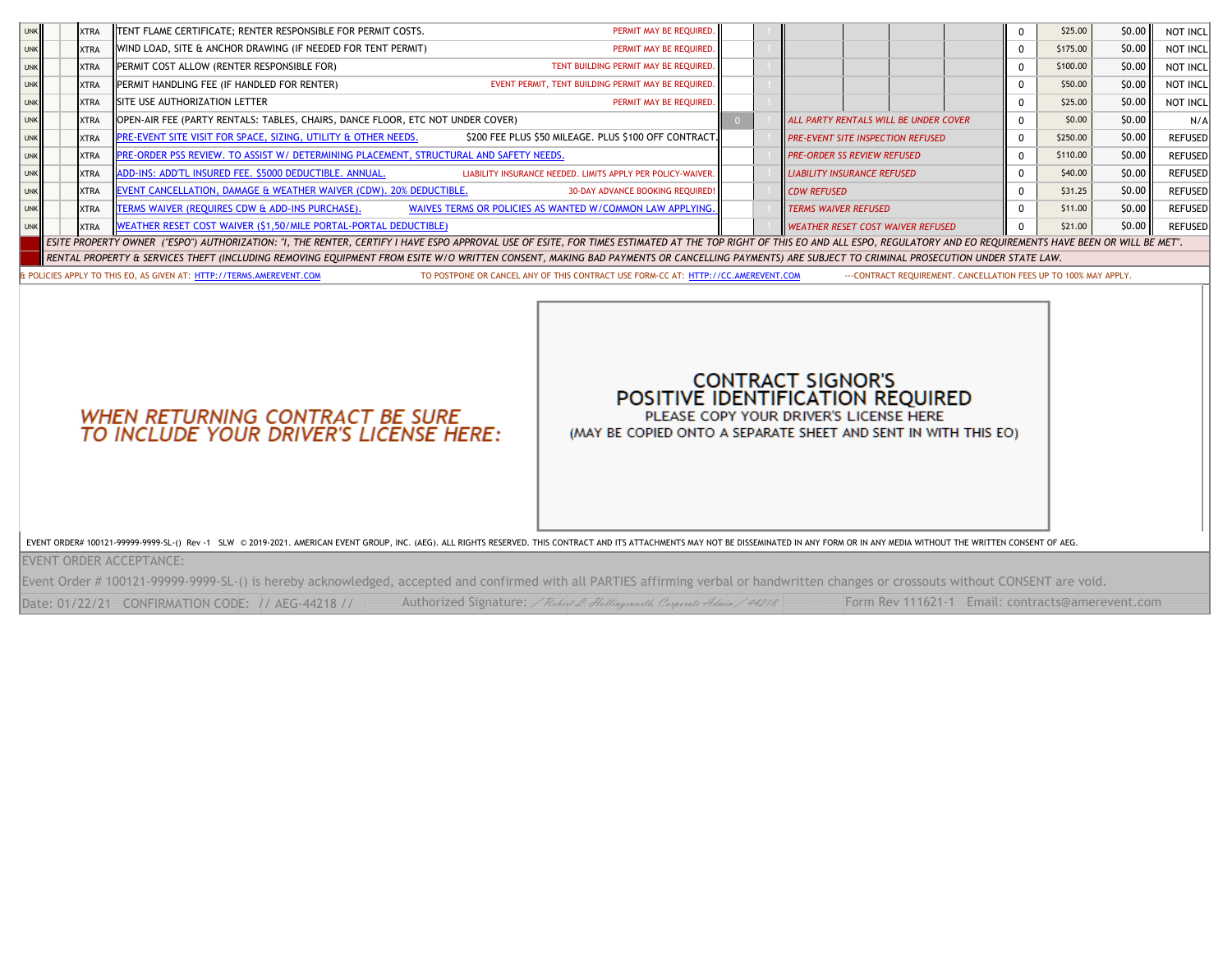| | | | | | | | | | | | | |
|---|---|---|---|---|---|---|---|---|---|---|---|---|
| UNK | | XTRA | TENT FLAME CERTIFICATE; RENTER RESPONSIBLE FOR PERMIT COSTS. | PERMIT MAY BE REQUIRED. | | 1 | | 0 | $25.00 | $0.00 | NOT INCL |
| UNK | | XTRA | WIND LOAD, SITE & ANCHOR DRAWING (IF NEEDED FOR TENT PERMIT) | PERMIT MAY BE REQUIRED. | | 1 | | 0 | $175.00 | $0.00 | NOT INCL |
| UNK | | XTRA | PERMIT COST ALLOW (RENTER RESPONSIBLE FOR) | TENT BUILDING PERMIT MAY BE REQUIRED. | | 1 | | 0 | $100.00 | $0.00 | NOT INCL |
| UNK | | XTRA | PERMIT HANDLING FEE (IF HANDLED FOR RENTER) | EVENT PERMIT, TENT BUILDING PERMIT MAY BE REQUIRED. | | 1 | | 0 | $50.00 | $0.00 | NOT INCL |
| UNK | | XTRA | SITE USE AUTHORIZATION LETTER | PERMIT MAY BE REQUIRED. | | 1 | | 0 | $25.00 | $0.00 | NOT INCL |
| UNK | | XTRA | OPEN-AIR FEE (PARTY RENTALS: TABLES, CHAIRS, DANCE FLOOR, ETC NOT UNDER COVER) | | 0 | 1 | ALL PARTY RENTALS WILL BE UNDER COVER | 0 | $0.00 | $0.00 | N/A |
| UNK | | XTRA | PRE-EVENT SITE VISIT FOR SPACE, SIZING, UTILITY & OTHER NEEDS. | $200 FEE PLUS $50 MILEAGE. PLUS $100 OFF CONTRACT. | | 1 | PRE-EVENT SITE INSPECTION REFUSED | 0 | $250.00 | $0.00 | REFUSED |
| UNK | | XTRA | PRE-ORDER PSS REVIEW. TO ASSIST W/ DETERMINING PLACEMENT, STRUCTURAL AND SAFETY NEEDS. | | | 1 | PRE-ORDER SS REVIEW REFUSED | 0 | $110.00 | $0.00 | REFUSED |
| UNK | | XTRA | ADD-INS: ADD'TL INSURED FEE. $5000 DEDUCTIBLE. ANNUAL. | LIABILITY INSURANCE NEEDED. LIMITS APPLY PER POLICY-WAIVER. | | 1 | LIABILITY INSURANCE REFUSED | 0 | $40.00 | $0.00 | REFUSED |
| UNK | | XTRA | EVENT CANCELLATION, DAMAGE & WEATHER WAIVER (CDW). 20% DEDUCTIBLE. | 30-DAY ADVANCE BOOKING REQUIRED! | | 1 | CDW REFUSED | 0 | $31.25 | $0.00 | REFUSED |
| UNK | | XTRA | TERMS WAIVER (REQUIRES CDW & ADD-INS PURCHASE). | WAIVES TERMS OR POLICIES AS WANTED W/COMMON LAW APPLYING. | | 1 | TERMS WAIVER REFUSED | 0 | $11.00 | $0.00 | REFUSED |
| UNK | | XTRA | WEATHER RESET COST WAIVER ($1.50/MILE PORTAL-PORTAL DEDUCTIBLE) | | | 1 | WEATHER RESET COST WAIVER REFUSED | 0 | $21.00 | $0.00 | REFUSED |

*ESITE PROPERTY OWNER ("ESPO") AUTHORIZATION: "I, THE RENTER, CERTIFY I HAVE ESPO APPROVAL USE OF ESITE, FOR TIMES ESTIMATED AT THE TOP RIGHT OF THIS EO AND ALL ESPO, REGULATORY AND EO REQUIREMENTS HAVE BEEN OR WILL BE MET".*

*RENTAL PROPERTY & SERVICES THEFT (INCLUDING REMOVING EQUIPMENT FROM ESITE W/O WRITTEN CONSENT, MAKING BAD PAYMENTS OR CANCELLING PAYMENTS) ARE SUBJECT TO CRIMINAL PROSECUTION UNDER STATE LAW.*

& POLICIES APPLY TO THIS EO, AS GIVEN AT: HTTP://TERMS.AMEREVENT.COM TO POSTPONE OR CANCEL ANY OF THIS CONTRACT USE FORM-CC AT: HTTP://CC.AMEREVENT.COM ---CONTRACT REQUIREMENT. CANCELLATION FEES UP TO 100% MAY APPLY.

*WHEN RETURNING CONTRACT BE SURE TO INCLUDE YOUR DRIVER'S LICENSE HERE:*

**CONTRACT SIGNOR'S POSITIVE IDENTIFICATION REQUIRED**

PLEASE COPY YOUR DRIVER'S LICENSE HERE
(MAY BE COPIED ONTO A SEPARATE SHEET AND SENT IN WITH THIS EO)

EVENT ORDER# 100121-99999-9999-SL-() Rev -1 SLW © 2019-2021. AMERICAN EVENT GROUP, INC. (AEG). ALL RIGHTS RESERVED. THIS CONTRACT AND ITS ATTACHMENTS MAY NOT BE DISSEMINATED IN ANY FORM OR IN ANY MEDIA WITHOUT THE WRITTEN CONSENT OF AEG.

EVENT ORDER ACCEPTANCE:

Event Order # 100121-99999-9999-SL-() is hereby acknowledged, accepted and confirmed with all PARTIES affirming verbal or handwritten changes or crossouts without CONSENT are void.

Date: 01/22/21 CONFIRMATION CODE: // AEG-44218 // Authorized Signature: / Robert L. Hollingsworth, Corporate Admin / 44218 Form Rev 111621-1 Email: contracts@amerevent.com